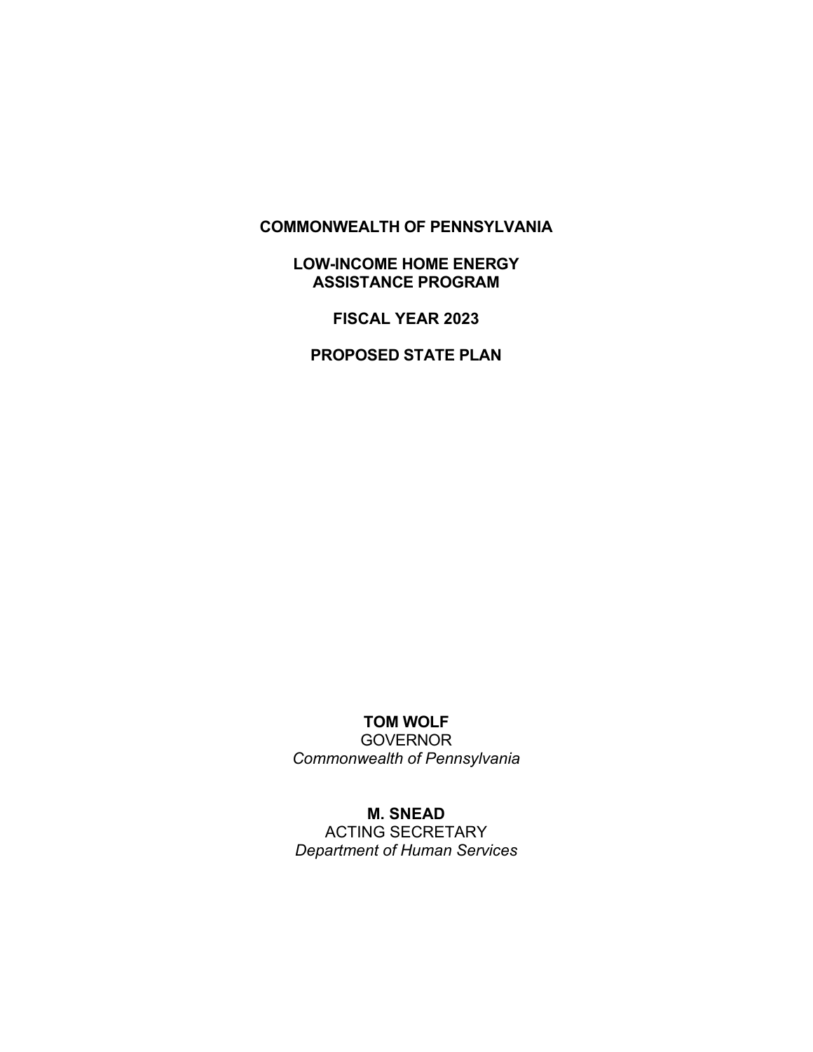# COMMONWEALTH OF PENNSYLVANIA

## LOW-INCOME HOME ENERGY ASSISTANCE PROGRAM

## FISCAL YEAR 2023

## PROPOSED STATE PLAN

**TOM WOLF**
GOVERNOR
*Commonwealth of Pennsylvania*

**M. SNEAD**
ACTING SECRETARY
*Department of Human Services*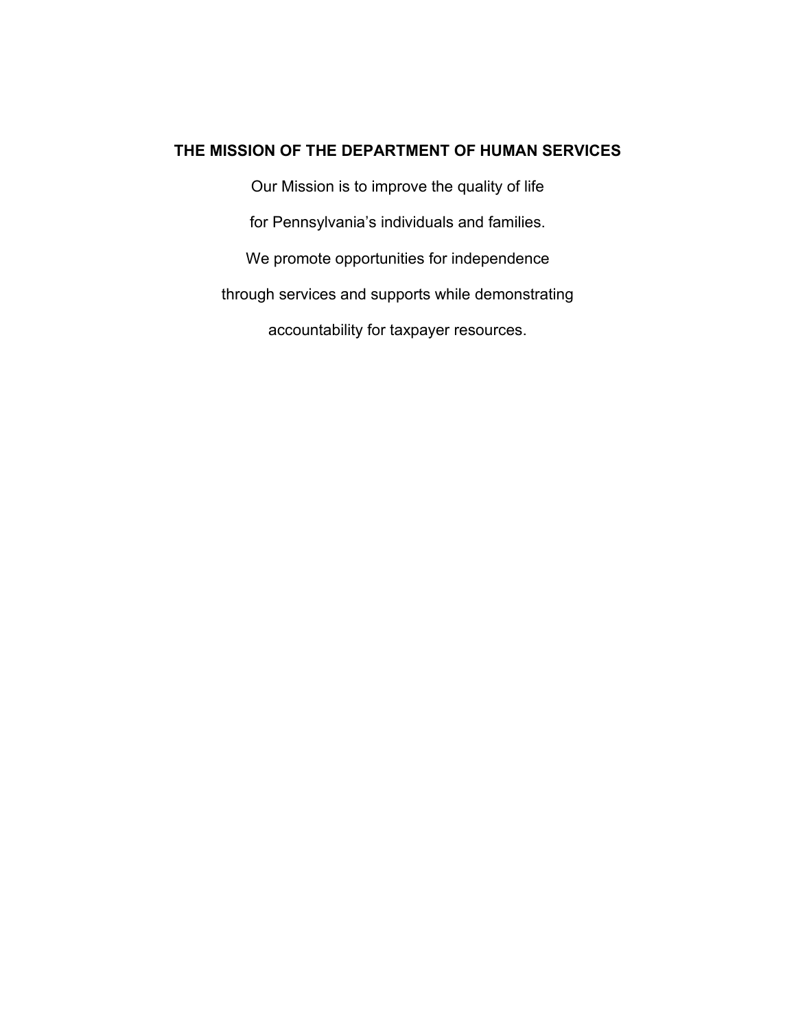## THE MISSION OF THE DEPARTMENT OF HUMAN SERVICES

Our Mission is to improve the quality of life

for Pennsylvania's individuals and families.

We promote opportunities for independence

through services and supports while demonstrating

accountability for taxpayer resources.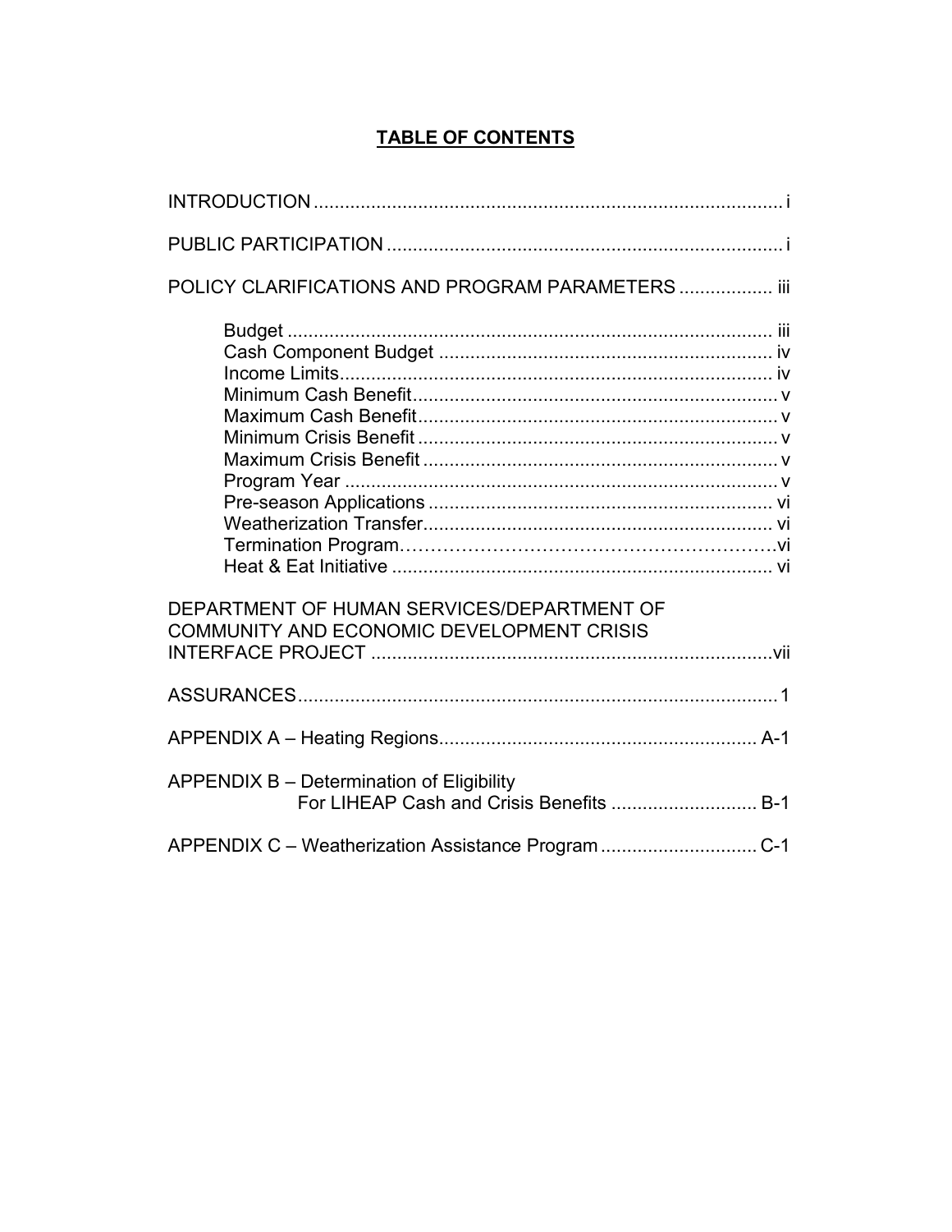# TABLE OF CONTENTS

INTRODUCTION .......................................................................................... i

PUBLIC PARTICIPATION ............................................................................ i

POLICY CLARIFICATIONS AND PROGRAM PARAMETERS .................. iii

- Budget ............................................................................................. iii
- Cash Component Budget ................................................................ iv
- Income Limits................................................................................... iv
- Minimum Cash Benefit...................................................................... v
- Maximum Cash Benefit..................................................................... v
- Minimum Crisis Benefit ..................................................................... v
- Maximum Crisis Benefit .................................................................... v
- Program Year .................................................................................... v
- Pre-season Applications .................................................................. vi
- Weatherization Transfer................................................................... vi
- Termination Program…………………………………………………vi
- Heat & Eat Initiative ......................................................................... vi

DEPARTMENT OF HUMAN SERVICES/DEPARTMENT OF COMMUNITY AND ECONOMIC DEVELOPMENT CRISIS INTERFACE PROJECT .............................................................................vii

ASSURANCES............................................................................................ 1

APPENDIX A – Heating Regions............................................................. A-1

APPENDIX B – Determination of Eligibility For LIHEAP Cash and Crisis Benefits ............................ B-1

APPENDIX C – Weatherization Assistance Program .............................. C-1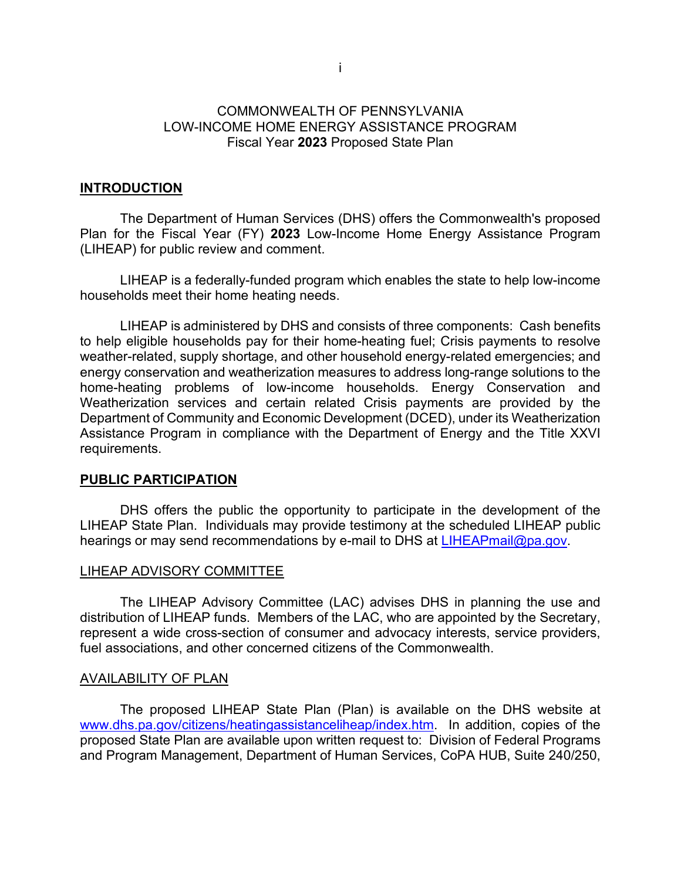COMMONWEALTH OF PENNSYLVANIA
LOW-INCOME HOME ENERGY ASSISTANCE PROGRAM
Fiscal Year **2023** Proposed State Plan

## INTRODUCTION

The Department of Human Services (DHS) offers the Commonwealth's proposed Plan for the Fiscal Year (FY) **2023** Low-Income Home Energy Assistance Program (LIHEAP) for public review and comment.

LIHEAP is a federally-funded program which enables the state to help low-income households meet their home heating needs.

LIHEAP is administered by DHS and consists of three components: Cash benefits to help eligible households pay for their home-heating fuel; Crisis payments to resolve weather-related, supply shortage, and other household energy-related emergencies; and energy conservation and weatherization measures to address long-range solutions to the home-heating problems of low-income households. Energy Conservation and Weatherization services and certain related Crisis payments are provided by the Department of Community and Economic Development (DCED), under its Weatherization Assistance Program in compliance with the Department of Energy and the Title XXVI requirements.

## PUBLIC PARTICIPATION

DHS offers the public the opportunity to participate in the development of the LIHEAP State Plan. Individuals may provide testimony at the scheduled LIHEAP public hearings or may send recommendations by e-mail to DHS at LIHEAPmail@pa.gov.

### LIHEAP ADVISORY COMMITTEE

The LIHEAP Advisory Committee (LAC) advises DHS in planning the use and distribution of LIHEAP funds. Members of the LAC, who are appointed by the Secretary, represent a wide cross-section of consumer and advocacy interests, service providers, fuel associations, and other concerned citizens of the Commonwealth.

### AVAILABILITY OF PLAN

The proposed LIHEAP State Plan (Plan) is available on the DHS website at www.dhs.pa.gov/citizens/heatingassistanceliheap/index.htm. In addition, copies of the proposed State Plan are available upon written request to: Division of Federal Programs and Program Management, Department of Human Services, CoPA HUB, Suite 240/250,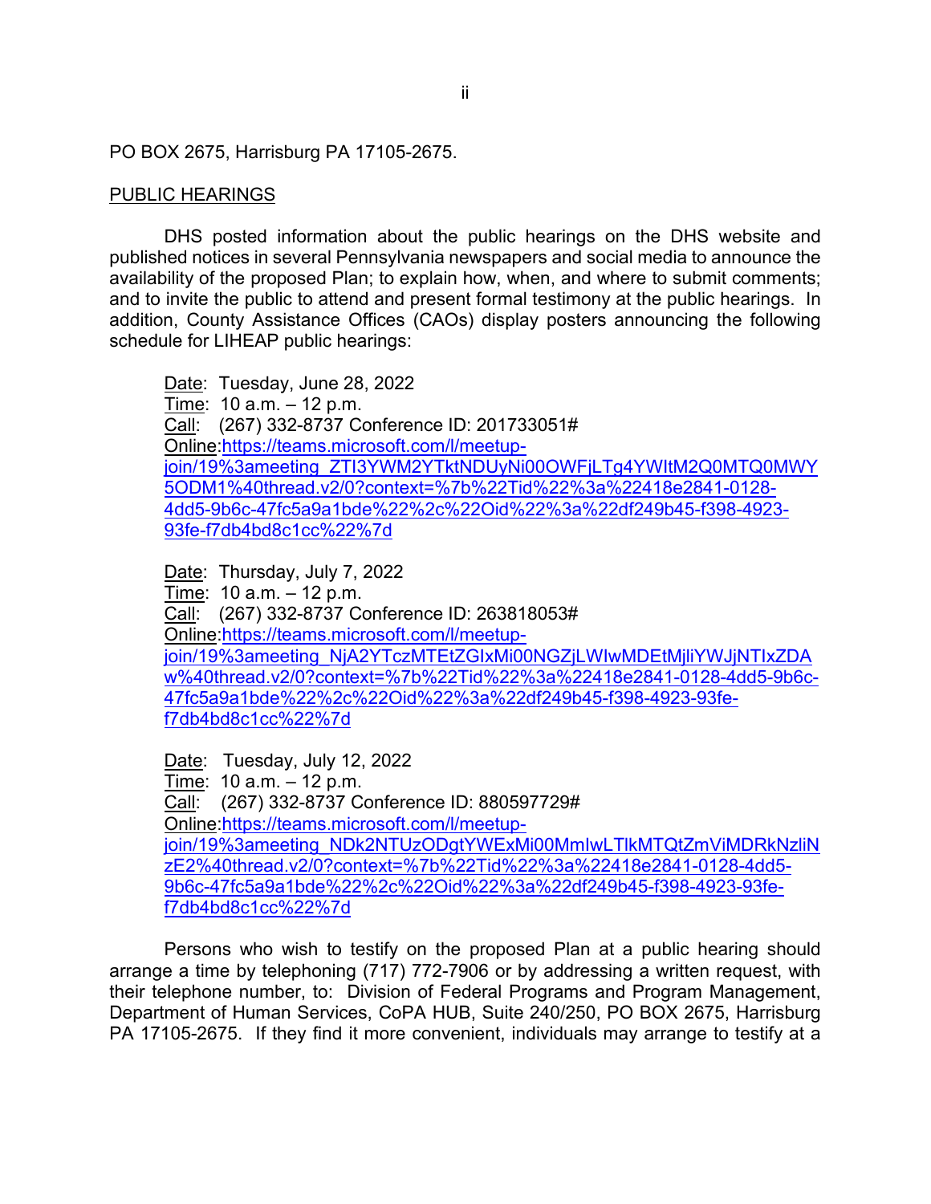PO BOX 2675, Harrisburg PA 17105-2675.

PUBLIC HEARINGS

DHS posted information about the public hearings on the DHS website and published notices in several Pennsylvania newspapers and social media to announce the availability of the proposed Plan; to explain how, when, and where to submit comments; and to invite the public to attend and present formal testimony at the public hearings. In addition, County Assistance Offices (CAOs) display posters announcing the following schedule for LIHEAP public hearings:

Date: Tuesday, June 28, 2022
Time: 10 a.m. – 12 p.m.
Call: (267) 332-8737 Conference ID: 201733051#
Online:https://teams.microsoft.com/l/meetup-join/19%3ameeting_ZTI3YWM2YTktNDUyNi00OWFjLTg4YWItM2Q0MTQ0MWY5ODM1%40thread.v2/0?context=%7b%22Tid%22%3a%22418e2841-0128-4dd5-9b6c-47fc5a9a1bde%22%2c%22Oid%22%3a%22df249b45-f398-4923-93fe-f7db4bd8c1cc%22%7d

Date: Thursday, July 7, 2022
Time: 10 a.m. – 12 p.m.
Call: (267) 332-8737 Conference ID: 263818053#
Online:https://teams.microsoft.com/l/meetup-join/19%3ameeting_NjA2YTczMTEtZGIxMi00NGZjLWIwMDEtMjliYWJjNTIxZDAw%40thread.v2/0?context=%7b%22Tid%22%3a%22418e2841-0128-4dd5-9b6c-47fc5a9a1bde%22%2c%22Oid%22%3a%22df249b45-f398-4923-93fe-f7db4bd8c1cc%22%7d

Date: Tuesday, July 12, 2022
Time: 10 a.m. – 12 p.m.
Call: (267) 332-8737 Conference ID: 880597729#
Online:https://teams.microsoft.com/l/meetup-join/19%3ameeting_NDk2NTUzODgtYWExMi00MmIwLTlkMTQtZmViMDRkNzliNzE2%40thread.v2/0?context=%7b%22Tid%22%3a%22418e2841-0128-4dd5-9b6c-47fc5a9a1bde%22%2c%22Oid%22%3a%22df249b45-f398-4923-93fe-f7db4bd8c1cc%22%7d

Persons who wish to testify on the proposed Plan at a public hearing should arrange a time by telephoning (717) 772-7906 or by addressing a written request, with their telephone number, to: Division of Federal Programs and Program Management, Department of Human Services, CoPA HUB, Suite 240/250, PO BOX 2675, Harrisburg PA 17105-2675. If they find it more convenient, individuals may arrange to testify at a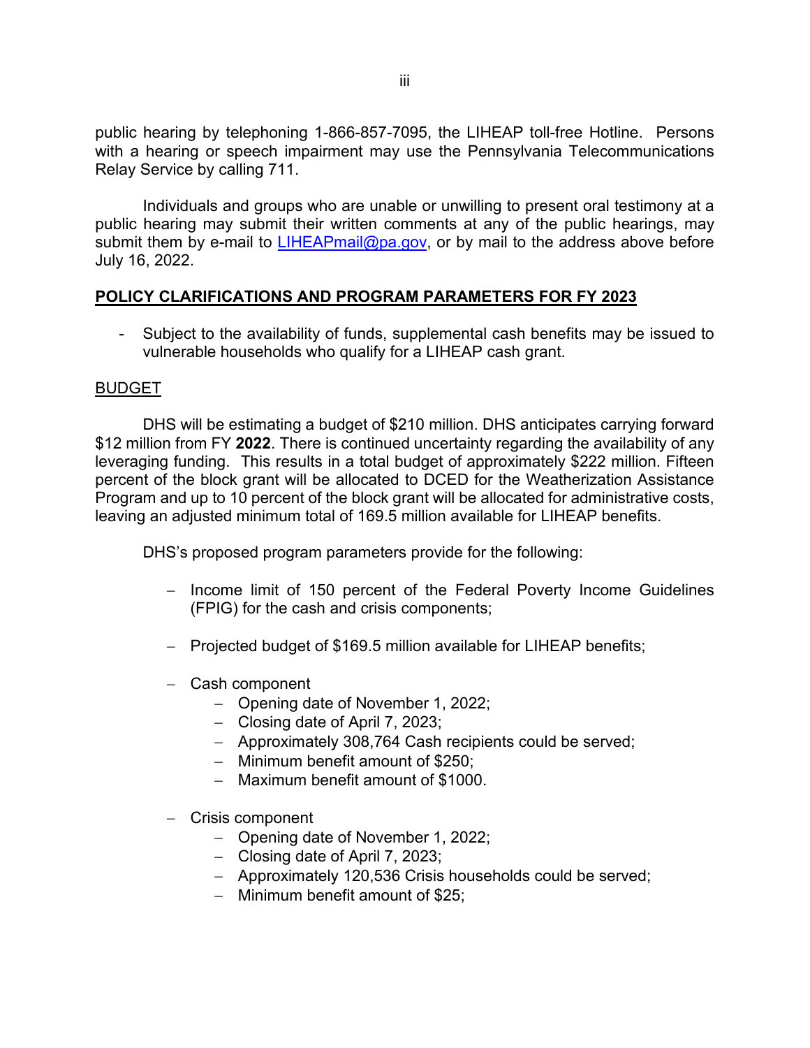public hearing by telephoning 1-866-857-7095, the LIHEAP toll-free Hotline. Persons with a hearing or speech impairment may use the Pennsylvania Telecommunications Relay Service by calling 711.

Individuals and groups who are unable or unwilling to present oral testimony at a public hearing may submit their written comments at any of the public hearings, may submit them by e-mail to LIHEAPmail@pa.gov, or by mail to the address above before July 16, 2022.

## POLICY CLARIFICATIONS AND PROGRAM PARAMETERS FOR FY 2023

- Subject to the availability of funds, supplemental cash benefits may be issued to vulnerable households who qualify for a LIHEAP cash grant.

### BUDGET

DHS will be estimating a budget of $210 million. DHS anticipates carrying forward $12 million from FY **2022**. There is continued uncertainty regarding the availability of any leveraging funding. This results in a total budget of approximately $222 million. Fifteen percent of the block grant will be allocated to DCED for the Weatherization Assistance Program and up to 10 percent of the block grant will be allocated for administrative costs, leaving an adjusted minimum total of 169.5 million available for LIHEAP benefits.

DHS's proposed program parameters provide for the following:

- Income limit of 150 percent of the Federal Poverty Income Guidelines (FPIG) for the cash and crisis components;
- Projected budget of $169.5 million available for LIHEAP benefits;
- Cash component
  - Opening date of November 1, 2022;
  - Closing date of April 7, 2023;
  - Approximately 308,764 Cash recipients could be served;
  - Minimum benefit amount of $250;
  - Maximum benefit amount of $1000.
- Crisis component
  - Opening date of November 1, 2022;
  - Closing date of April 7, 2023;
  - Approximately 120,536 Crisis households could be served;
  - Minimum benefit amount of $25;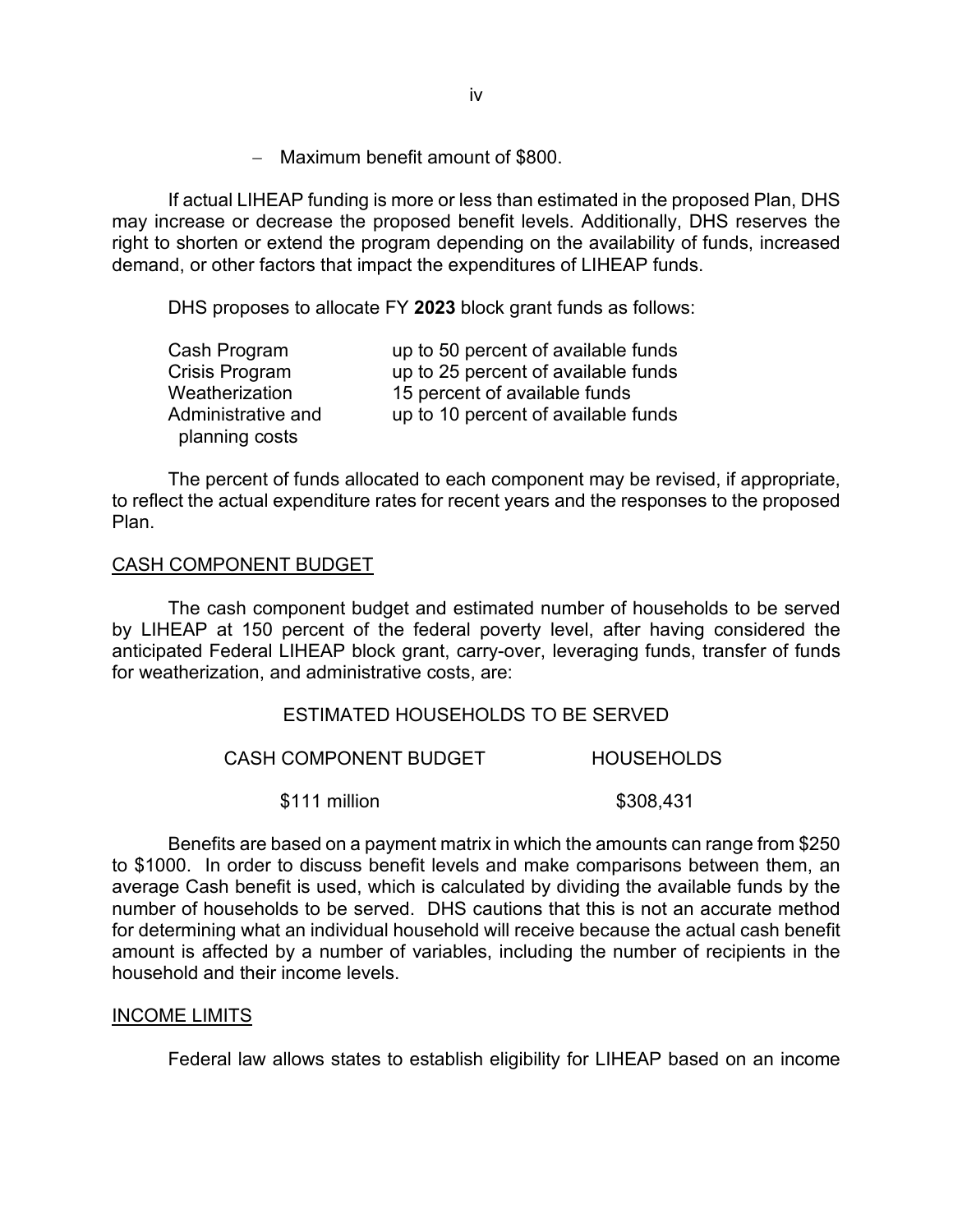- Maximum benefit amount of $800.

If actual LIHEAP funding is more or less than estimated in the proposed Plan, DHS may increase or decrease the proposed benefit levels. Additionally, DHS reserves the right to shorten or extend the program depending on the availability of funds, increased demand, or other factors that impact the expenditures of LIHEAP funds.

DHS proposes to allocate FY **2023** block grant funds as follows:

| | |
|---|---|
| Cash Program | up to 50 percent of available funds |
| Crisis Program | up to 25 percent of available funds |
| Weatherization | 15 percent of available funds |
| Administrative and planning costs | up to 10 percent of available funds |

The percent of funds allocated to each component may be revised, if appropriate, to reflect the actual expenditure rates for recent years and the responses to the proposed Plan.

## CASH COMPONENT BUDGET

The cash component budget and estimated number of households to be served by LIHEAP at 150 percent of the federal poverty level, after having considered the anticipated Federal LIHEAP block grant, carry-over, leveraging funds, transfer of funds for weatherization, and administrative costs, are:

ESTIMATED HOUSEHOLDS TO BE SERVED

| CASH COMPONENT BUDGET | HOUSEHOLDS |
|---|---|
| $111 million | $308,431 |

Benefits are based on a payment matrix in which the amounts can range from $250 to $1000. In order to discuss benefit levels and make comparisons between them, an average Cash benefit is used, which is calculated by dividing the available funds by the number of households to be served. DHS cautions that this is not an accurate method for determining what an individual household will receive because the actual cash benefit amount is affected by a number of variables, including the number of recipients in the household and their income levels.

## INCOME LIMITS

Federal law allows states to establish eligibility for LIHEAP based on an income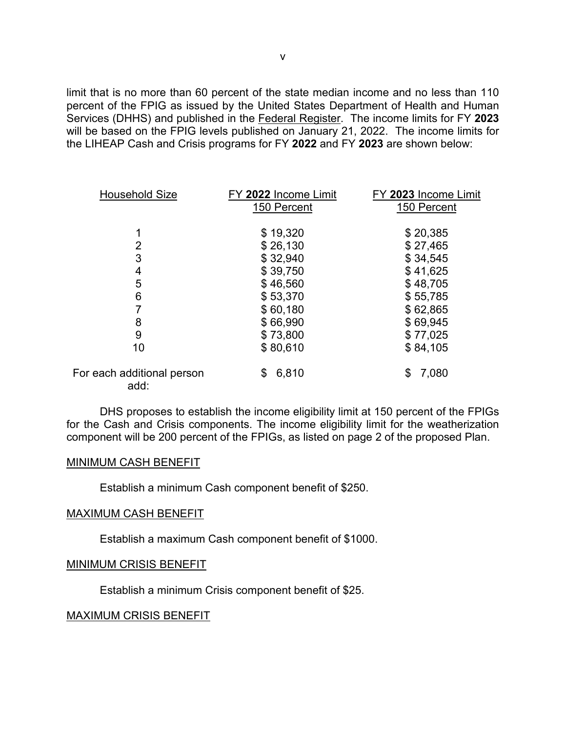limit that is no more than 60 percent of the state median income and no less than 110 percent of the FPIG as issued by the United States Department of Health and Human Services (DHHS) and published in the Federal Register. The income limits for FY **2023** will be based on the FPIG levels published on January 21, 2022. The income limits for the LIHEAP Cash and Crisis programs for FY **2022** and FY **2023** are shown below:

| Household Size | FY **2022** Income Limit 150 Percent | FY **2023** Income Limit 150 Percent |
|---|---|---|
| 1 | $ 19,320 | $ 20,385 |
| 2 | $ 26,130 | $ 27,465 |
| 3 | $ 32,940 | $ 34,545 |
| 4 | $ 39,750 | $ 41,625 |
| 5 | $ 46,560 | $ 48,705 |
| 6 | $ 53,370 | $ 55,785 |
| 7 | $ 60,180 | $ 62,865 |
| 8 | $ 66,990 | $ 69,945 |
| 9 | $ 73,800 | $ 77,025 |
| 10 | $ 80,610 | $ 84,105 |
| For each additional person add: | $ 6,810 | $ 7,080 |

DHS proposes to establish the income eligibility limit at 150 percent of the FPIGs for the Cash and Crisis components. The income eligibility limit for the weatherization component will be 200 percent of the FPIGs, as listed on page 2 of the proposed Plan.

MINIMUM CASH BENEFIT

Establish a minimum Cash component benefit of $250.

MAXIMUM CASH BENEFIT

Establish a maximum Cash component benefit of $1000.

MINIMUM CRISIS BENEFIT

Establish a minimum Crisis component benefit of $25.

MAXIMUM CRISIS BENEFIT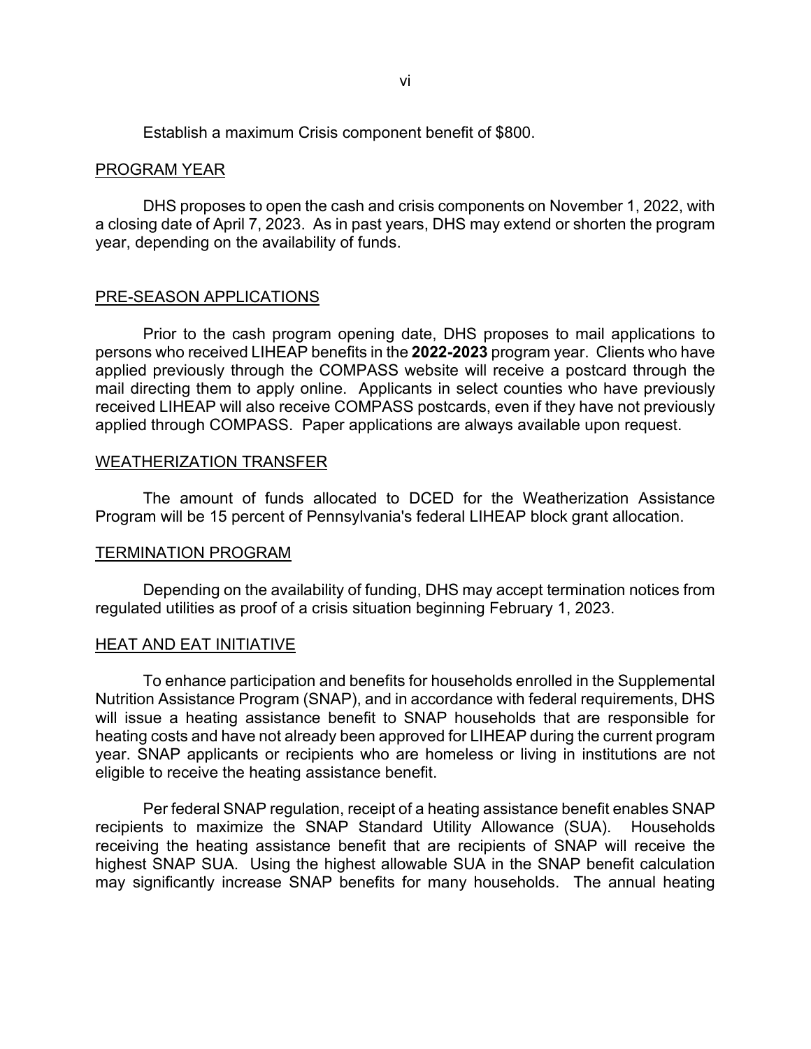Establish a maximum Crisis component benefit of $800.

## PROGRAM YEAR

DHS proposes to open the cash and crisis components on November 1, 2022, with a closing date of April 7, 2023. As in past years, DHS may extend or shorten the program year, depending on the availability of funds.

## PRE-SEASON APPLICATIONS

Prior to the cash program opening date, DHS proposes to mail applications to persons who received LIHEAP benefits in the **2022-2023** program year. Clients who have applied previously through the COMPASS website will receive a postcard through the mail directing them to apply online. Applicants in select counties who have previously received LIHEAP will also receive COMPASS postcards, even if they have not previously applied through COMPASS. Paper applications are always available upon request.

## WEATHERIZATION TRANSFER

The amount of funds allocated to DCED for the Weatherization Assistance Program will be 15 percent of Pennsylvania's federal LIHEAP block grant allocation.

## TERMINATION PROGRAM

Depending on the availability of funding, DHS may accept termination notices from regulated utilities as proof of a crisis situation beginning February 1, 2023.

## HEAT AND EAT INITIATIVE

To enhance participation and benefits for households enrolled in the Supplemental Nutrition Assistance Program (SNAP), and in accordance with federal requirements, DHS will issue a heating assistance benefit to SNAP households that are responsible for heating costs and have not already been approved for LIHEAP during the current program year. SNAP applicants or recipients who are homeless or living in institutions are not eligible to receive the heating assistance benefit.

Per federal SNAP regulation, receipt of a heating assistance benefit enables SNAP recipients to maximize the SNAP Standard Utility Allowance (SUA). Households receiving the heating assistance benefit that are recipients of SNAP will receive the highest SNAP SUA. Using the highest allowable SUA in the SNAP benefit calculation may significantly increase SNAP benefits for many households. The annual heating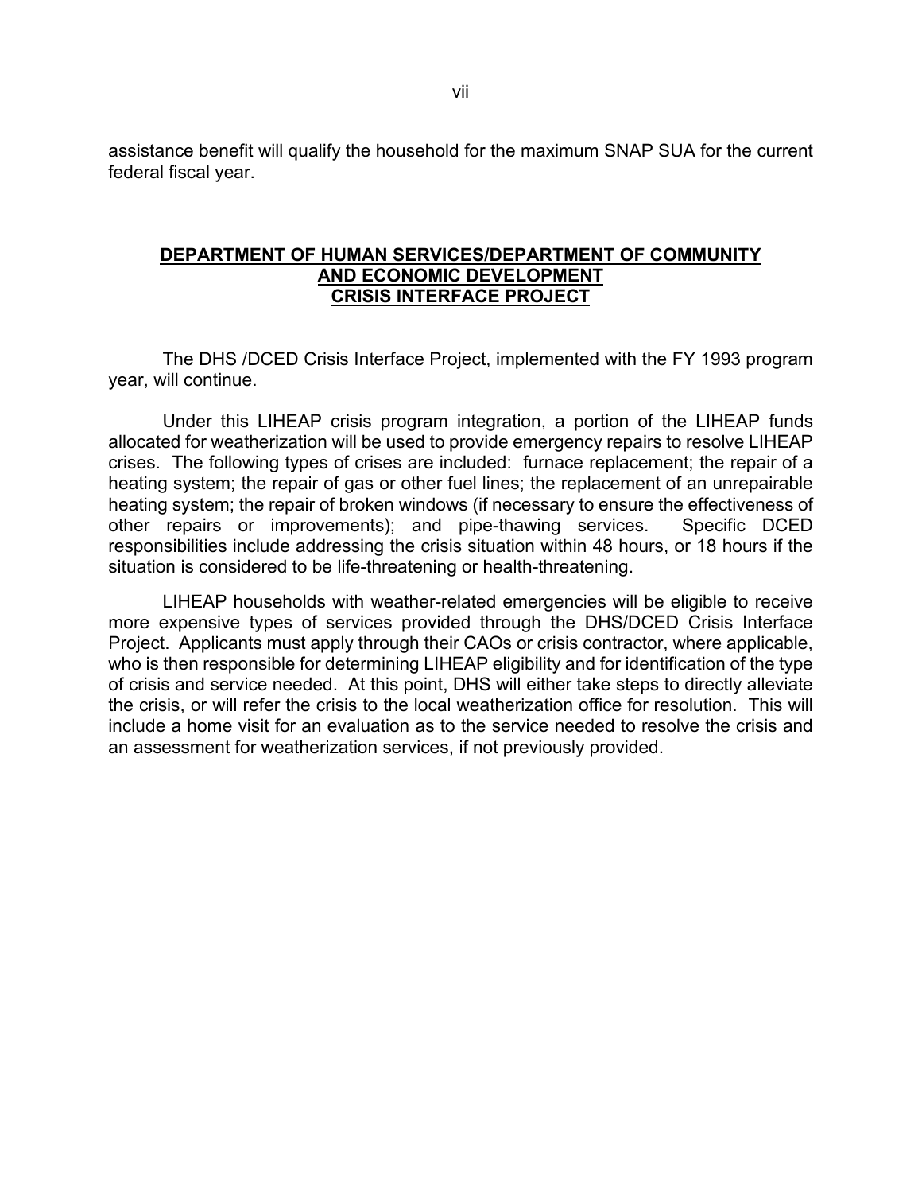assistance benefit will qualify the household for the maximum SNAP SUA for the current federal fiscal year.

## DEPARTMENT OF HUMAN SERVICES/DEPARTMENT OF COMMUNITY AND ECONOMIC DEVELOPMENT CRISIS INTERFACE PROJECT

The DHS /DCED Crisis Interface Project, implemented with the FY 1993 program year, will continue.

Under this LIHEAP crisis program integration, a portion of the LIHEAP funds allocated for weatherization will be used to provide emergency repairs to resolve LIHEAP crises. The following types of crises are included: furnace replacement; the repair of a heating system; the repair of gas or other fuel lines; the replacement of an unrepairable heating system; the repair of broken windows (if necessary to ensure the effectiveness of other repairs or improvements); and pipe-thawing services. Specific DCED responsibilities include addressing the crisis situation within 48 hours, or 18 hours if the situation is considered to be life-threatening or health-threatening.

LIHEAP households with weather-related emergencies will be eligible to receive more expensive types of services provided through the DHS/DCED Crisis Interface Project. Applicants must apply through their CAOs or crisis contractor, where applicable, who is then responsible for determining LIHEAP eligibility and for identification of the type of crisis and service needed. At this point, DHS will either take steps to directly alleviate the crisis, or will refer the crisis to the local weatherization office for resolution. This will include a home visit for an evaluation as to the service needed to resolve the crisis and an assessment for weatherization services, if not previously provided.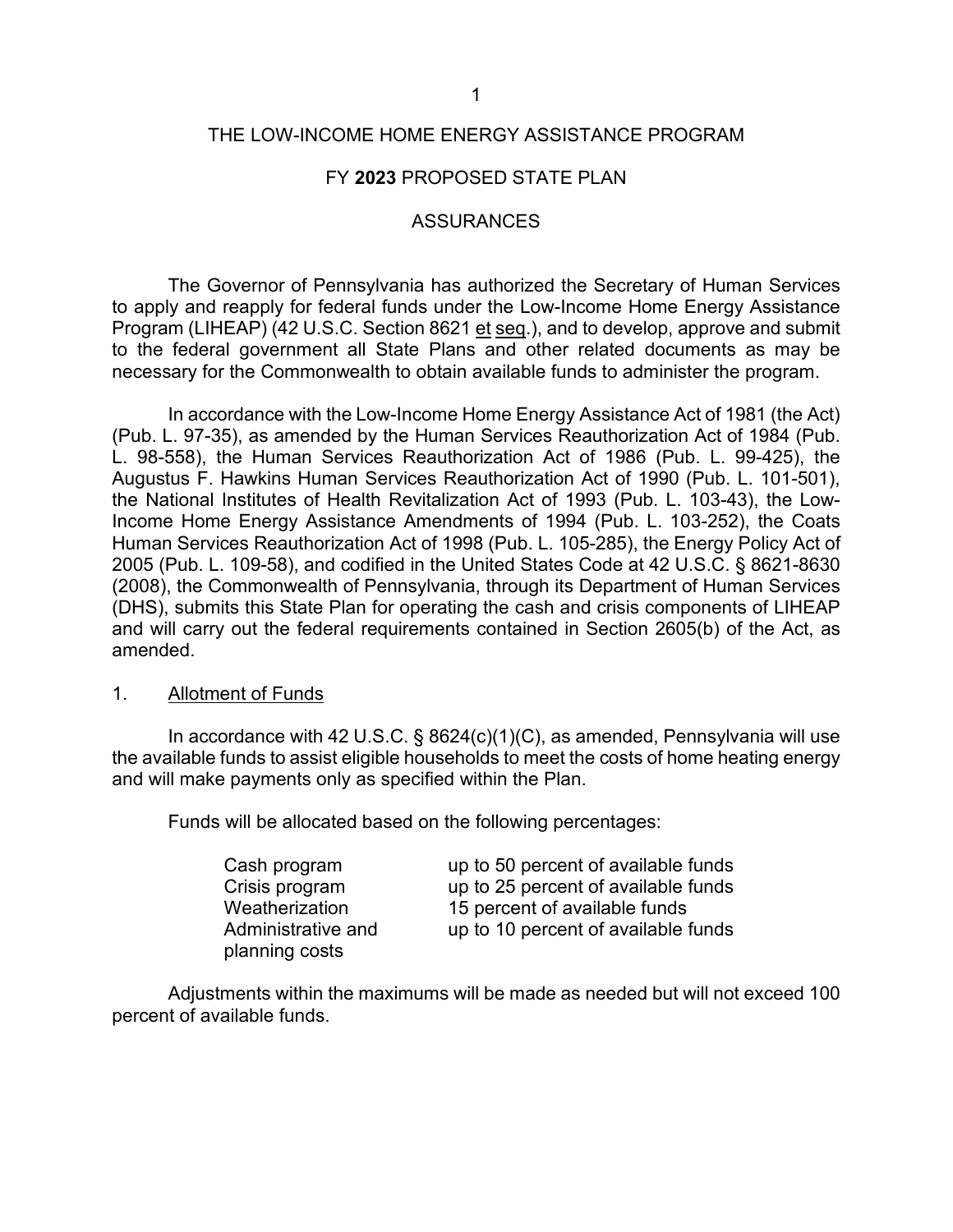# THE LOW-INCOME HOME ENERGY ASSISTANCE PROGRAM

## FY **2023** PROPOSED STATE PLAN

## ASSURANCES

The Governor of Pennsylvania has authorized the Secretary of Human Services to apply and reapply for federal funds under the Low-Income Home Energy Assistance Program (LIHEAP) (42 U.S.C. Section 8621 et seq.), and to develop, approve and submit to the federal government all State Plans and other related documents as may be necessary for the Commonwealth to obtain available funds to administer the program.

In accordance with the Low-Income Home Energy Assistance Act of 1981 (the Act) (Pub. L. 97-35), as amended by the Human Services Reauthorization Act of 1984 (Pub. L. 98-558), the Human Services Reauthorization Act of 1986 (Pub. L. 99-425), the Augustus F. Hawkins Human Services Reauthorization Act of 1990 (Pub. L. 101-501), the National Institutes of Health Revitalization Act of 1993 (Pub. L. 103-43), the Low-Income Home Energy Assistance Amendments of 1994 (Pub. L. 103-252), the Coats Human Services Reauthorization Act of 1998 (Pub. L. 105-285), the Energy Policy Act of 2005 (Pub. L. 109-58), and codified in the United States Code at 42 U.S.C. § 8621-8630 (2008), the Commonwealth of Pennsylvania, through its Department of Human Services (DHS), submits this State Plan for operating the cash and crisis components of LIHEAP and will carry out the federal requirements contained in Section 2605(b) of the Act, as amended.

1. Allotment of Funds

In accordance with 42 U.S.C. § 8624(c)(1)(C), as amended, Pennsylvania will use the available funds to assist eligible households to meet the costs of home heating energy and will make payments only as specified within the Plan.

Funds will be allocated based on the following percentages:

| | |
|---|---|
| Cash program | up to 50 percent of available funds |
| Crisis program | up to 25 percent of available funds |
| Weatherization | 15 percent of available funds |
| Administrative and planning costs | up to 10 percent of available funds |

Adjustments within the maximums will be made as needed but will not exceed 100 percent of available funds.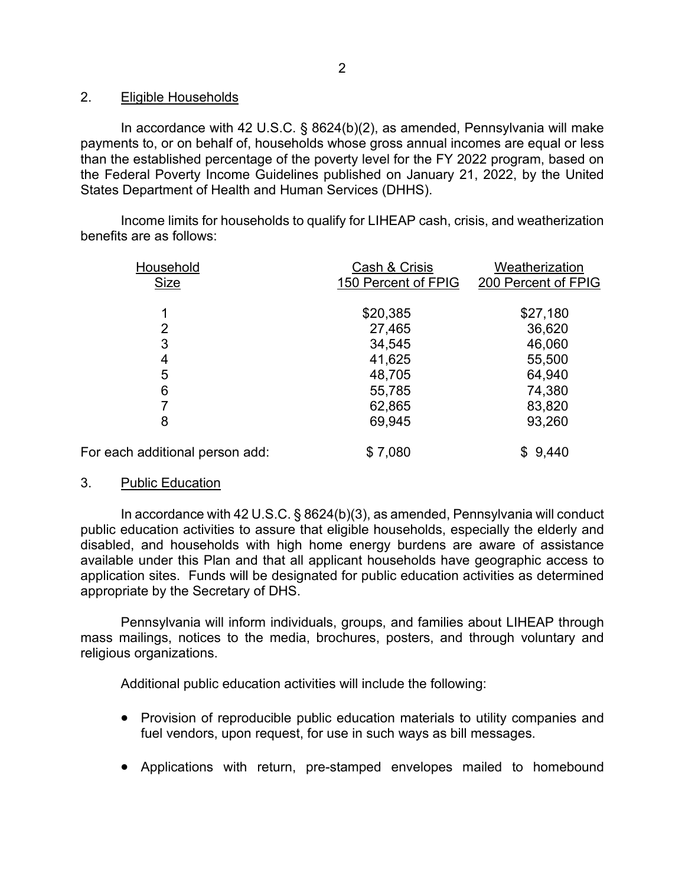## 2. Eligible Households

In accordance with 42 U.S.C. § 8624(b)(2), as amended, Pennsylvania will make payments to, or on behalf of, households whose gross annual incomes are equal or less than the established percentage of the poverty level for the FY 2022 program, based on the Federal Poverty Income Guidelines published on January 21, 2022, by the United States Department of Health and Human Services (DHHS).

Income limits for households to qualify for LIHEAP cash, crisis, and weatherization benefits are as follows:

| Household Size | Cash & Crisis 150 Percent of FPIG | Weatherization 200 Percent of FPIG |
|---|---|---|
| 1 | $20,385 | $27,180 |
| 2 | 27,465 | 36,620 |
| 3 | 34,545 | 46,060 |
| 4 | 41,625 | 55,500 |
| 5 | 48,705 | 64,940 |
| 6 | 55,785 | 74,380 |
| 7 | 62,865 | 83,820 |
| 8 | 69,945 | 93,260 |
| For each additional person add: | $ 7,080 | $ 9,440 |

## 3. Public Education

In accordance with 42 U.S.C. § 8624(b)(3), as amended, Pennsylvania will conduct public education activities to assure that eligible households, especially the elderly and disabled, and households with high home energy burdens are aware of assistance available under this Plan and that all applicant households have geographic access to application sites. Funds will be designated for public education activities as determined appropriate by the Secretary of DHS.

Pennsylvania will inform individuals, groups, and families about LIHEAP through mass mailings, notices to the media, brochures, posters, and through voluntary and religious organizations.

Additional public education activities will include the following:

- Provision of reproducible public education materials to utility companies and fuel vendors, upon request, for use in such ways as bill messages.
- Applications with return, pre-stamped envelopes mailed to homebound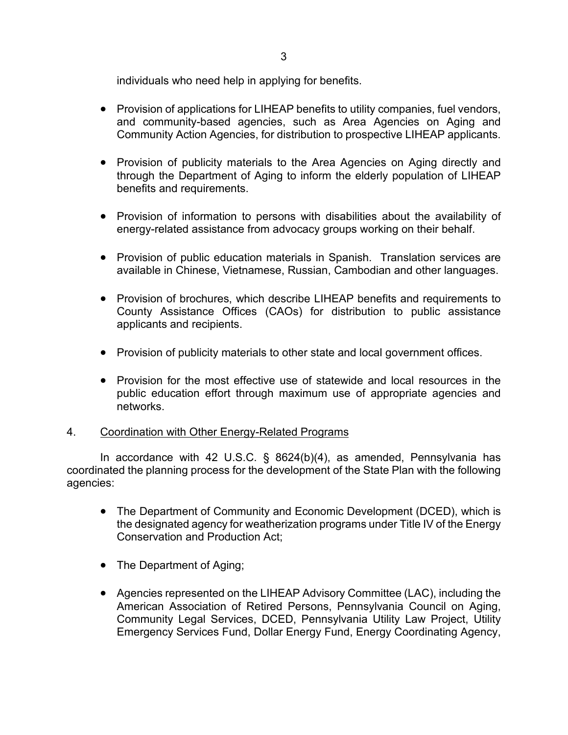individuals who need help in applying for benefits.

- Provision of applications for LIHEAP benefits to utility companies, fuel vendors, and community-based agencies, such as Area Agencies on Aging and Community Action Agencies, for distribution to prospective LIHEAP applicants.

- Provision of publicity materials to the Area Agencies on Aging directly and through the Department of Aging to inform the elderly population of LIHEAP benefits and requirements.

- Provision of information to persons with disabilities about the availability of energy-related assistance from advocacy groups working on their behalf.

- Provision of public education materials in Spanish. Translation services are available in Chinese, Vietnamese, Russian, Cambodian and other languages.

- Provision of brochures, which describe LIHEAP benefits and requirements to County Assistance Offices (CAOs) for distribution to public assistance applicants and recipients.

- Provision of publicity materials to other state and local government offices.

- Provision for the most effective use of statewide and local resources in the public education effort through maximum use of appropriate agencies and networks.

4. Coordination with Other Energy-Related Programs

In accordance with 42 U.S.C. § 8624(b)(4), as amended, Pennsylvania has coordinated the planning process for the development of the State Plan with the following agencies:

- The Department of Community and Economic Development (DCED), which is the designated agency for weatherization programs under Title IV of the Energy Conservation and Production Act;

- The Department of Aging;

- Agencies represented on the LIHEAP Advisory Committee (LAC), including the American Association of Retired Persons, Pennsylvania Council on Aging, Community Legal Services, DCED, Pennsylvania Utility Law Project, Utility Emergency Services Fund, Dollar Energy Fund, Energy Coordinating Agency,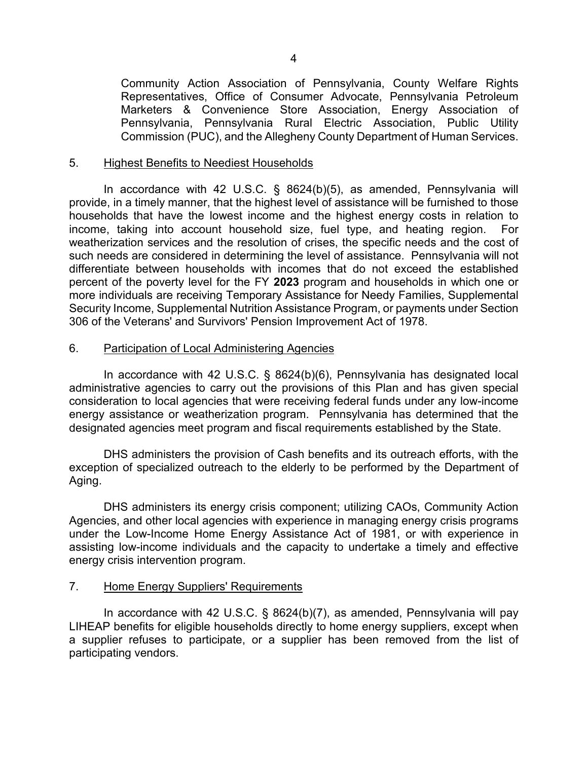Community Action Association of Pennsylvania, County Welfare Rights Representatives, Office of Consumer Advocate, Pennsylvania Petroleum Marketers & Convenience Store Association, Energy Association of Pennsylvania, Pennsylvania Rural Electric Association, Public Utility Commission (PUC), and the Allegheny County Department of Human Services.

5. Highest Benefits to Neediest Households

In accordance with 42 U.S.C. § 8624(b)(5), as amended, Pennsylvania will provide, in a timely manner, that the highest level of assistance will be furnished to those households that have the lowest income and the highest energy costs in relation to income, taking into account household size, fuel type, and heating region. For weatherization services and the resolution of crises, the specific needs and the cost of such needs are considered in determining the level of assistance. Pennsylvania will not differentiate between households with incomes that do not exceed the established percent of the poverty level for the FY **2023** program and households in which one or more individuals are receiving Temporary Assistance for Needy Families, Supplemental Security Income, Supplemental Nutrition Assistance Program, or payments under Section 306 of the Veterans' and Survivors' Pension Improvement Act of 1978.

6. Participation of Local Administering Agencies

In accordance with 42 U.S.C. § 8624(b)(6), Pennsylvania has designated local administrative agencies to carry out the provisions of this Plan and has given special consideration to local agencies that were receiving federal funds under any low-income energy assistance or weatherization program. Pennsylvania has determined that the designated agencies meet program and fiscal requirements established by the State.

DHS administers the provision of Cash benefits and its outreach efforts, with the exception of specialized outreach to the elderly to be performed by the Department of Aging.

DHS administers its energy crisis component; utilizing CAOs, Community Action Agencies, and other local agencies with experience in managing energy crisis programs under the Low-Income Home Energy Assistance Act of 1981, or with experience in assisting low-income individuals and the capacity to undertake a timely and effective energy crisis intervention program.

7. Home Energy Suppliers' Requirements

In accordance with 42 U.S.C. § 8624(b)(7), as amended, Pennsylvania will pay LIHEAP benefits for eligible households directly to home energy suppliers, except when a supplier refuses to participate, or a supplier has been removed from the list of participating vendors.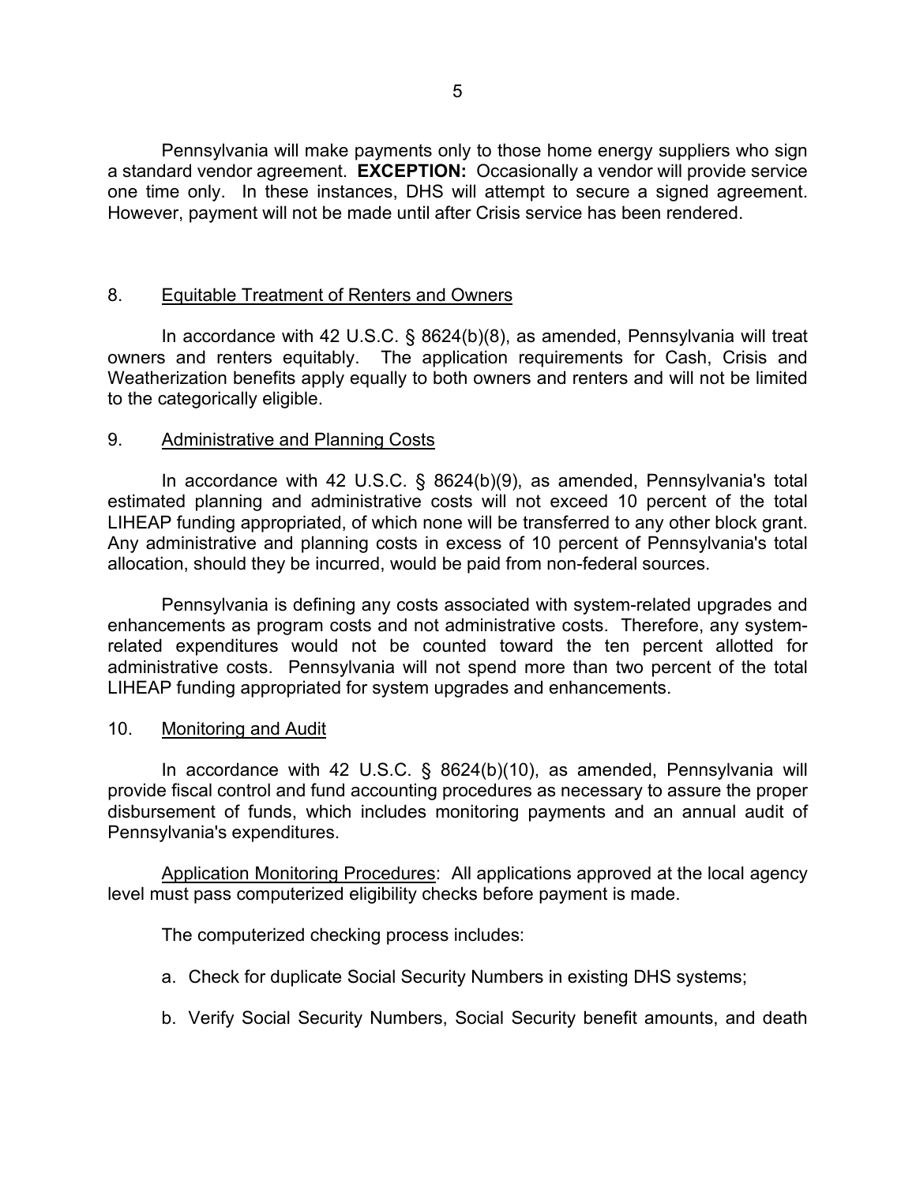Pennsylvania will make payments only to those home energy suppliers who sign a standard vendor agreement. **EXCEPTION:** Occasionally a vendor will provide service one time only. In these instances, DHS will attempt to secure a signed agreement. However, payment will not be made until after Crisis service has been rendered.

## 8. Equitable Treatment of Renters and Owners

In accordance with 42 U.S.C. § 8624(b)(8), as amended, Pennsylvania will treat owners and renters equitably. The application requirements for Cash, Crisis and Weatherization benefits apply equally to both owners and renters and will not be limited to the categorically eligible.

## 9. Administrative and Planning Costs

In accordance with 42 U.S.C. § 8624(b)(9), as amended, Pennsylvania's total estimated planning and administrative costs will not exceed 10 percent of the total LIHEAP funding appropriated, of which none will be transferred to any other block grant. Any administrative and planning costs in excess of 10 percent of Pennsylvania's total allocation, should they be incurred, would be paid from non-federal sources.

Pennsylvania is defining any costs associated with system-related upgrades and enhancements as program costs and not administrative costs. Therefore, any system-related expenditures would not be counted toward the ten percent allotted for administrative costs. Pennsylvania will not spend more than two percent of the total LIHEAP funding appropriated for system upgrades and enhancements.

## 10. Monitoring and Audit

In accordance with 42 U.S.C. § 8624(b)(10), as amended, Pennsylvania will provide fiscal control and fund accounting procedures as necessary to assure the proper disbursement of funds, which includes monitoring payments and an annual audit of Pennsylvania's expenditures.

Application Monitoring Procedures: All applications approved at the local agency level must pass computerized eligibility checks before payment is made.

The computerized checking process includes:

a. Check for duplicate Social Security Numbers in existing DHS systems;

b. Verify Social Security Numbers, Social Security benefit amounts, and death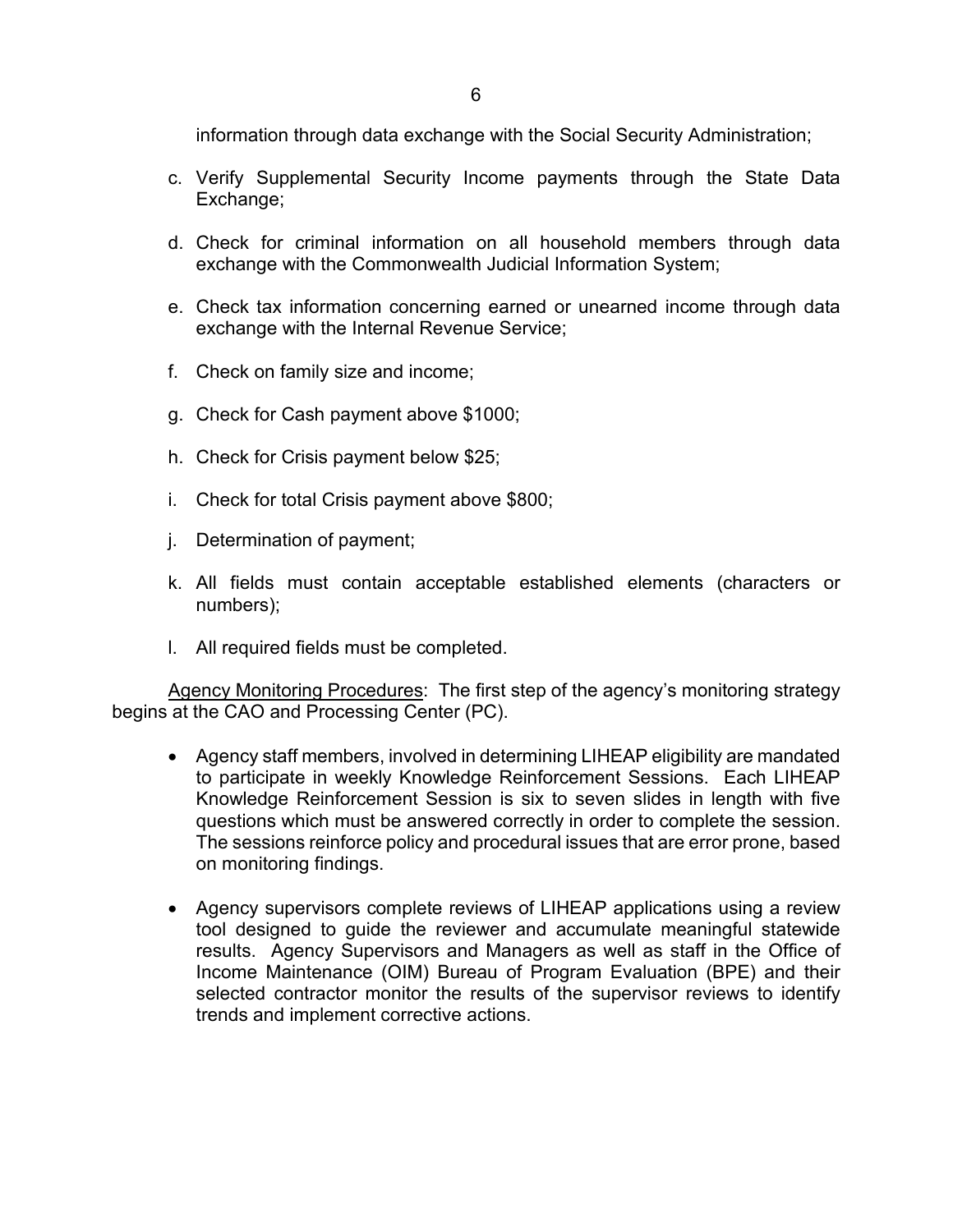information through data exchange with the Social Security Administration;

c. Verify Supplemental Security Income payments through the State Data Exchange;

d. Check for criminal information on all household members through data exchange with the Commonwealth Judicial Information System;

e. Check tax information concerning earned or unearned income through data exchange with the Internal Revenue Service;

f. Check on family size and income;

g. Check for Cash payment above $1000;

h. Check for Crisis payment below $25;

i. Check for total Crisis payment above $800;

j. Determination of payment;

k. All fields must contain acceptable established elements (characters or numbers);

l. All required fields must be completed.

Agency Monitoring Procedures: The first step of the agency's monitoring strategy begins at the CAO and Processing Center (PC).

- Agency staff members, involved in determining LIHEAP eligibility are mandated to participate in weekly Knowledge Reinforcement Sessions. Each LIHEAP Knowledge Reinforcement Session is six to seven slides in length with five questions which must be answered correctly in order to complete the session. The sessions reinforce policy and procedural issues that are error prone, based on monitoring findings.

- Agency supervisors complete reviews of LIHEAP applications using a review tool designed to guide the reviewer and accumulate meaningful statewide results. Agency Supervisors and Managers as well as staff in the Office of Income Maintenance (OIM) Bureau of Program Evaluation (BPE) and their selected contractor monitor the results of the supervisor reviews to identify trends and implement corrective actions.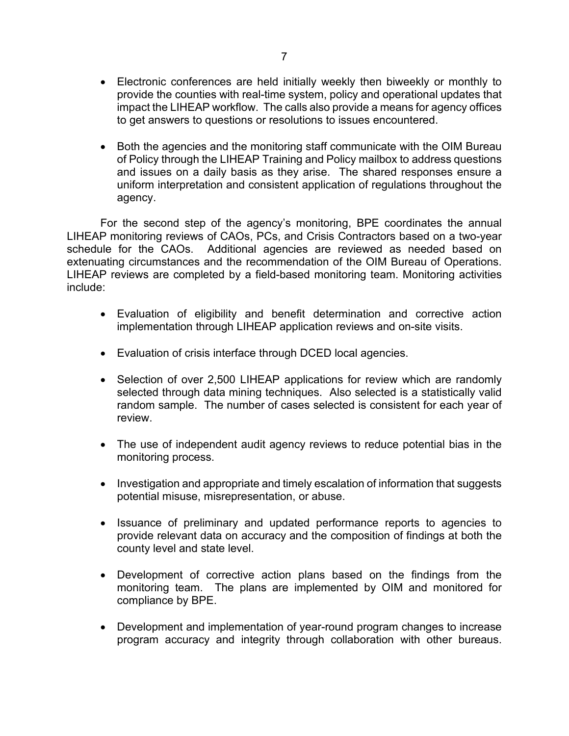- Electronic conferences are held initially weekly then biweekly or monthly to provide the counties with real-time system, policy and operational updates that impact the LIHEAP workflow. The calls also provide a means for agency offices to get answers to questions or resolutions to issues encountered.

- Both the agencies and the monitoring staff communicate with the OIM Bureau of Policy through the LIHEAP Training and Policy mailbox to address questions and issues on a daily basis as they arise. The shared responses ensure a uniform interpretation and consistent application of regulations throughout the agency.

For the second step of the agency's monitoring, BPE coordinates the annual LIHEAP monitoring reviews of CAOs, PCs, and Crisis Contractors based on a two-year schedule for the CAOs. Additional agencies are reviewed as needed based on extenuating circumstances and the recommendation of the OIM Bureau of Operations. LIHEAP reviews are completed by a field-based monitoring team. Monitoring activities include:

- Evaluation of eligibility and benefit determination and corrective action implementation through LIHEAP application reviews and on-site visits.

- Evaluation of crisis interface through DCED local agencies.

- Selection of over 2,500 LIHEAP applications for review which are randomly selected through data mining techniques. Also selected is a statistically valid random sample. The number of cases selected is consistent for each year of review.

- The use of independent audit agency reviews to reduce potential bias in the monitoring process.

- Investigation and appropriate and timely escalation of information that suggests potential misuse, misrepresentation, or abuse.

- Issuance of preliminary and updated performance reports to agencies to provide relevant data on accuracy and the composition of findings at both the county level and state level.

- Development of corrective action plans based on the findings from the monitoring team. The plans are implemented by OIM and monitored for compliance by BPE.

- Development and implementation of year-round program changes to increase program accuracy and integrity through collaboration with other bureaus.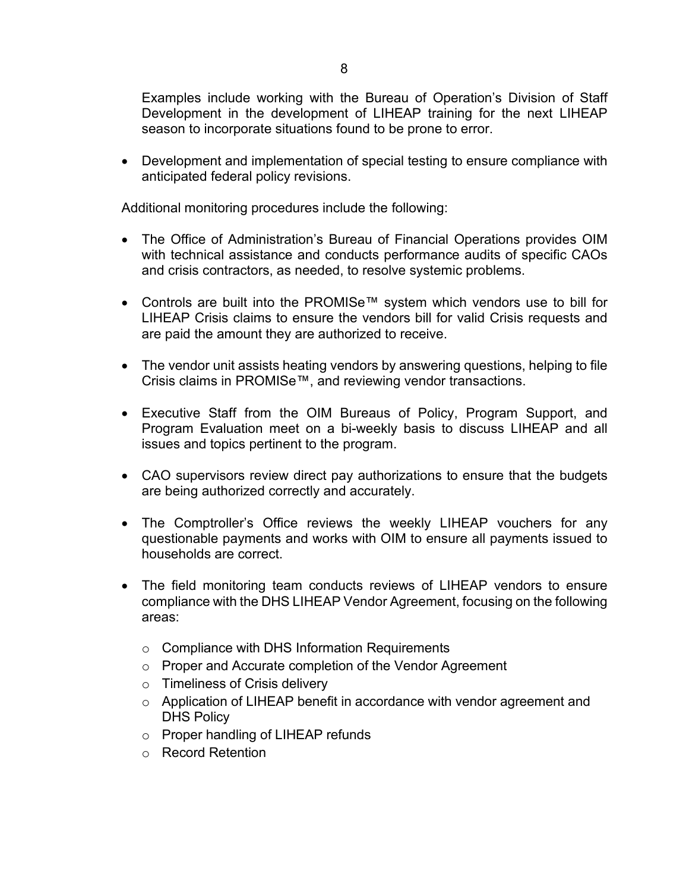Examples include working with the Bureau of Operation's Division of Staff Development in the development of LIHEAP training for the next LIHEAP season to incorporate situations found to be prone to error.

- Development and implementation of special testing to ensure compliance with anticipated federal policy revisions.

Additional monitoring procedures include the following:

- The Office of Administration's Bureau of Financial Operations provides OIM with technical assistance and conducts performance audits of specific CAOs and crisis contractors, as needed, to resolve systemic problems.

- Controls are built into the PROMISe™ system which vendors use to bill for LIHEAP Crisis claims to ensure the vendors bill for valid Crisis requests and are paid the amount they are authorized to receive.

- The vendor unit assists heating vendors by answering questions, helping to file Crisis claims in PROMISe™, and reviewing vendor transactions.

- Executive Staff from the OIM Bureaus of Policy, Program Support, and Program Evaluation meet on a bi-weekly basis to discuss LIHEAP and all issues and topics pertinent to the program.

- CAO supervisors review direct pay authorizations to ensure that the budgets are being authorized correctly and accurately.

- The Comptroller's Office reviews the weekly LIHEAP vouchers for any questionable payments and works with OIM to ensure all payments issued to households are correct.

- The field monitoring team conducts reviews of LIHEAP vendors to ensure compliance with the DHS LIHEAP Vendor Agreement, focusing on the following areas:

  - Compliance with DHS Information Requirements
  - Proper and Accurate completion of the Vendor Agreement
  - Timeliness of Crisis delivery
  - Application of LIHEAP benefit in accordance with vendor agreement and DHS Policy
  - Proper handling of LIHEAP refunds
  - Record Retention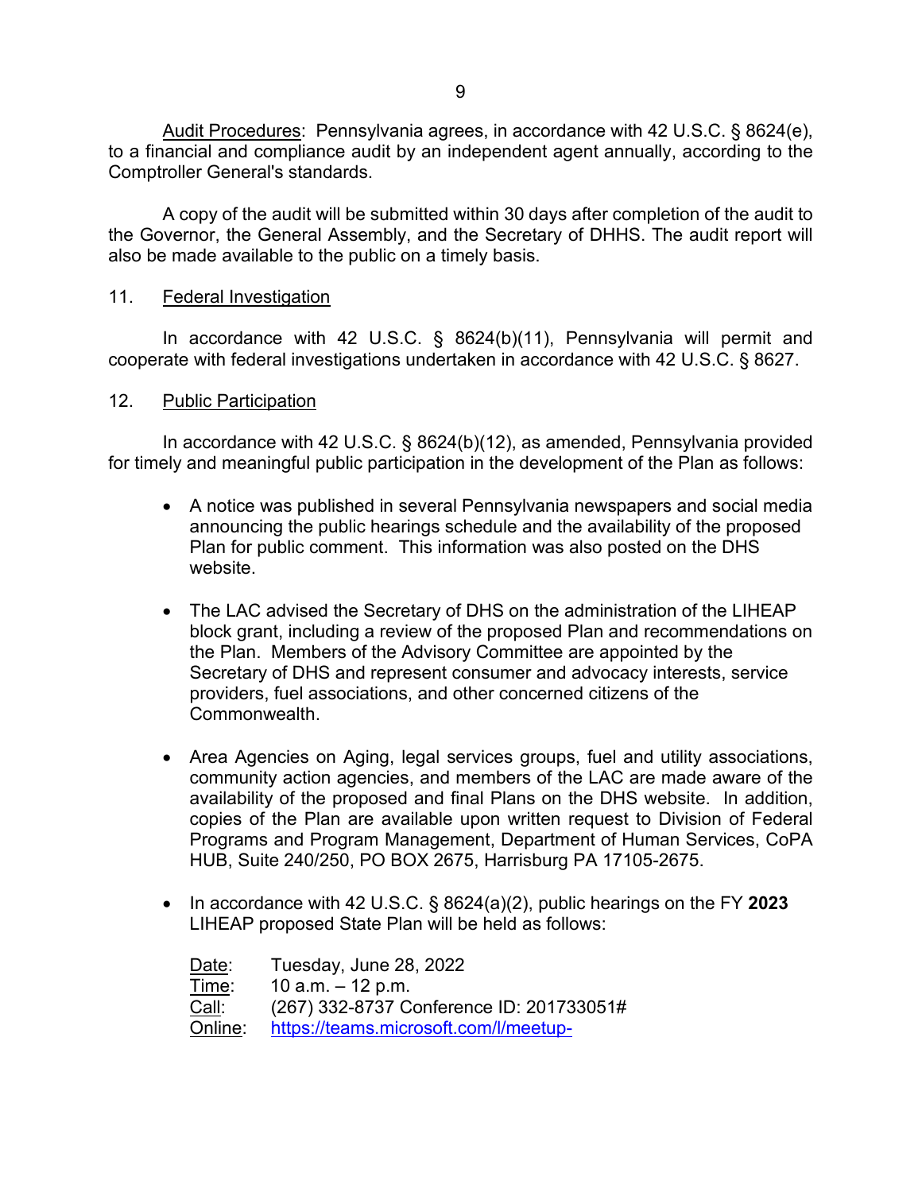Audit Procedures: Pennsylvania agrees, in accordance with 42 U.S.C. § 8624(e), to a financial and compliance audit by an independent agent annually, according to the Comptroller General's standards.

A copy of the audit will be submitted within 30 days after completion of the audit to the Governor, the General Assembly, and the Secretary of DHHS. The audit report will also be made available to the public on a timely basis.

## 11. Federal Investigation

In accordance with 42 U.S.C. § 8624(b)(11), Pennsylvania will permit and cooperate with federal investigations undertaken in accordance with 42 U.S.C. § 8627.

## 12. Public Participation

In accordance with 42 U.S.C. § 8624(b)(12), as amended, Pennsylvania provided for timely and meaningful public participation in the development of the Plan as follows:

- A notice was published in several Pennsylvania newspapers and social media announcing the public hearings schedule and the availability of the proposed Plan for public comment. This information was also posted on the DHS website.

- The LAC advised the Secretary of DHS on the administration of the LIHEAP block grant, including a review of the proposed Plan and recommendations on the Plan. Members of the Advisory Committee are appointed by the Secretary of DHS and represent consumer and advocacy interests, service providers, fuel associations, and other concerned citizens of the Commonwealth.

- Area Agencies on Aging, legal services groups, fuel and utility associations, community action agencies, and members of the LAC are made aware of the availability of the proposed and final Plans on the DHS website. In addition, copies of the Plan are available upon written request to Division of Federal Programs and Program Management, Department of Human Services, CoPA HUB, Suite 240/250, PO BOX 2675, Harrisburg PA 17105-2675.

- In accordance with 42 U.S.C. § 8624(a)(2), public hearings on the FY **2023** LIHEAP proposed State Plan will be held as follows:

  Date: Tuesday, June 28, 2022
  Time: 10 a.m. – 12 p.m.
  Call: (267) 332-8737 Conference ID: 201733051#
  Online: https://teams.microsoft.com/l/meetup-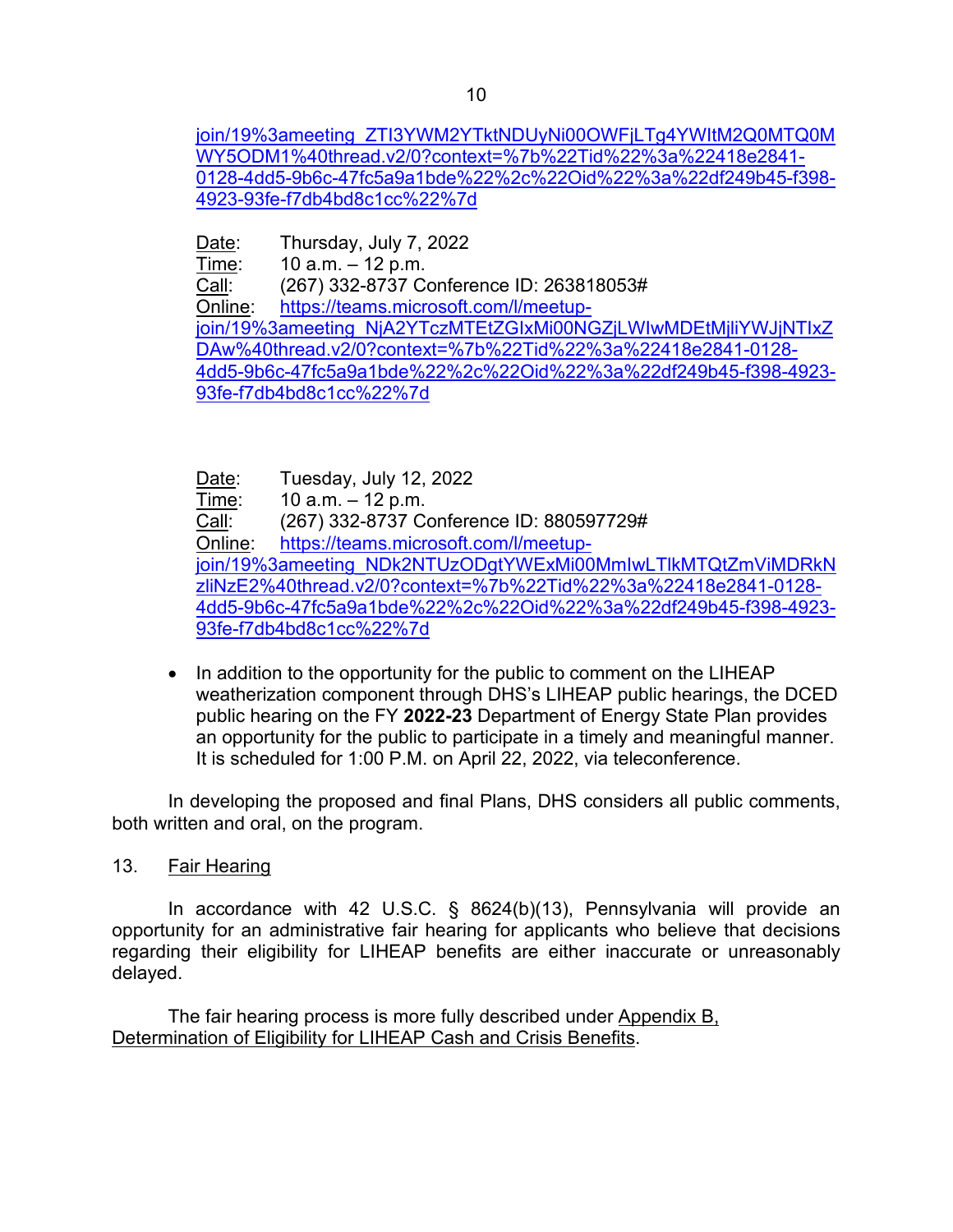join/19%3ameeting_ZTI3YWM2YTktNDUyNi00OWFjLTg4YWItM2Q0MTQ0MWY5ODM1%40thread.v2/0?context=%7b%22Tid%22%3a%22418e2841-0128-4dd5-9b6c-47fc5a9a1bde%22%2c%22Oid%22%3a%22df249b45-f398-4923-93fe-f7db4bd8c1cc%22%7d

Date: Thursday, July 7, 2022
Time: 10 a.m. – 12 p.m.
Call: (267) 332-8737 Conference ID: 263818053#
Online: https://teams.microsoft.com/l/meetup-join/19%3ameeting_NjA2YTczMTEtZGIxMi00NGZjLWIwMDEtMjliYWJjNTIxZDAw%40thread.v2/0?context=%7b%22Tid%22%3a%22418e2841-0128-4dd5-9b6c-47fc5a9a1bde%22%2c%22Oid%22%3a%22df249b45-f398-4923-93fe-f7db4bd8c1cc%22%7d

Date: Tuesday, July 12, 2022
Time: 10 a.m. – 12 p.m.
Call: (267) 332-8737 Conference ID: 880597729#
Online: https://teams.microsoft.com/l/meetup-join/19%3ameeting_NDk2NTUzODgtYWExMi00MmIwLTlkMTQtZmViMDRkNzliNzE2%40thread.v2/0?context=%7b%22Tid%22%3a%22418e2841-0128-4dd5-9b6c-47fc5a9a1bde%22%2c%22Oid%22%3a%22df249b45-f398-4923-93fe-f7db4bd8c1cc%22%7d

- In addition to the opportunity for the public to comment on the LIHEAP weatherization component through DHS's LIHEAP public hearings, the DCED public hearing on the FY **2022-23** Department of Energy State Plan provides an opportunity for the public to participate in a timely and meaningful manner. It is scheduled for 1:00 P.M. on April 22, 2022, via teleconference.

In developing the proposed and final Plans, DHS considers all public comments, both written and oral, on the program.

## 13. Fair Hearing

In accordance with 42 U.S.C. § 8624(b)(13), Pennsylvania will provide an opportunity for an administrative fair hearing for applicants who believe that decisions regarding their eligibility for LIHEAP benefits are either inaccurate or unreasonably delayed.

The fair hearing process is more fully described under Appendix B, Determination of Eligibility for LIHEAP Cash and Crisis Benefits.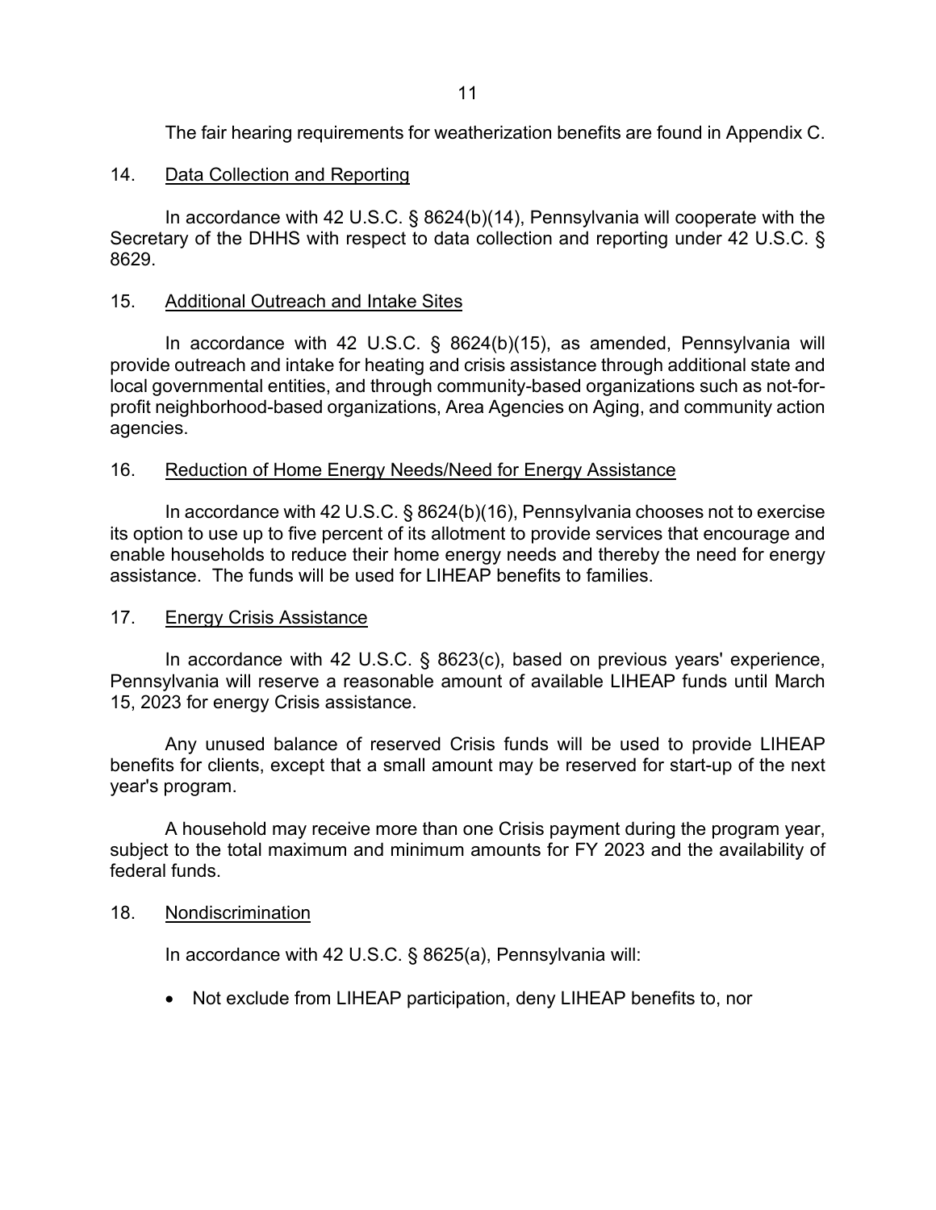The fair hearing requirements for weatherization benefits are found in Appendix C.

14. <u>Data Collection and Reporting</u>

In accordance with 42 U.S.C. § 8624(b)(14), Pennsylvania will cooperate with the Secretary of the DHHS with respect to data collection and reporting under 42 U.S.C. § 8629.

15. <u>Additional Outreach and Intake Sites</u>

In accordance with 42 U.S.C. § 8624(b)(15), as amended, Pennsylvania will provide outreach and intake for heating and crisis assistance through additional state and local governmental entities, and through community-based organizations such as not-for-profit neighborhood-based organizations, Area Agencies on Aging, and community action agencies.

16. <u>Reduction of Home Energy Needs/Need for Energy Assistance</u>

In accordance with 42 U.S.C. § 8624(b)(16), Pennsylvania chooses not to exercise its option to use up to five percent of its allotment to provide services that encourage and enable households to reduce their home energy needs and thereby the need for energy assistance. The funds will be used for LIHEAP benefits to families.

17. <u>Energy Crisis Assistance</u>

In accordance with 42 U.S.C. § 8623(c), based on previous years' experience, Pennsylvania will reserve a reasonable amount of available LIHEAP funds until March 15, 2023 for energy Crisis assistance.

Any unused balance of reserved Crisis funds will be used to provide LIHEAP benefits for clients, except that a small amount may be reserved for start-up of the next year's program.

A household may receive more than one Crisis payment during the program year, subject to the total maximum and minimum amounts for FY 2023 and the availability of federal funds.

18. <u>Nondiscrimination</u>

In accordance with 42 U.S.C. § 8625(a), Pennsylvania will:

- Not exclude from LIHEAP participation, deny LIHEAP benefits to, nor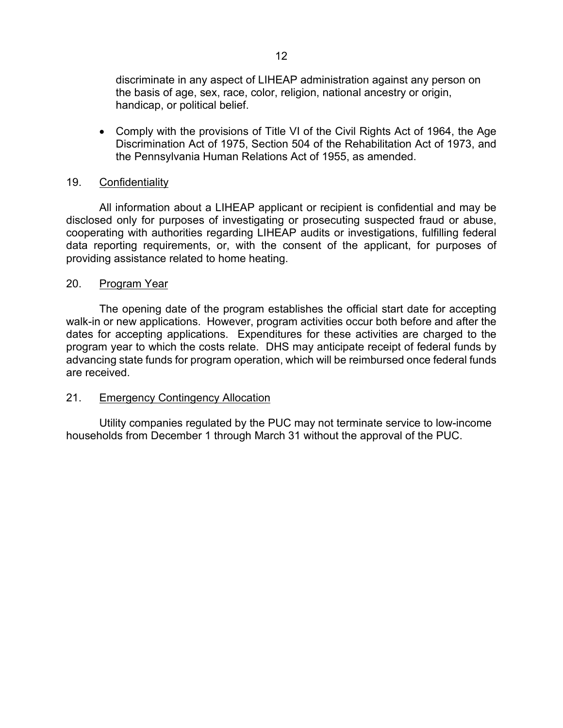discriminate in any aspect of LIHEAP administration against any person on the basis of age, sex, race, color, religion, national ancestry or origin, handicap, or political belief.

- Comply with the provisions of Title VI of the Civil Rights Act of 1964, the Age Discrimination Act of 1975, Section 504 of the Rehabilitation Act of 1973, and the Pennsylvania Human Relations Act of 1955, as amended.

## 19. Confidentiality

All information about a LIHEAP applicant or recipient is confidential and may be disclosed only for purposes of investigating or prosecuting suspected fraud or abuse, cooperating with authorities regarding LIHEAP audits or investigations, fulfilling federal data reporting requirements, or, with the consent of the applicant, for purposes of providing assistance related to home heating.

## 20. Program Year

The opening date of the program establishes the official start date for accepting walk-in or new applications. However, program activities occur both before and after the dates for accepting applications. Expenditures for these activities are charged to the program year to which the costs relate. DHS may anticipate receipt of federal funds by advancing state funds for program operation, which will be reimbursed once federal funds are received.

## 21. Emergency Contingency Allocation

Utility companies regulated by the PUC may not terminate service to low-income households from December 1 through March 31 without the approval of the PUC.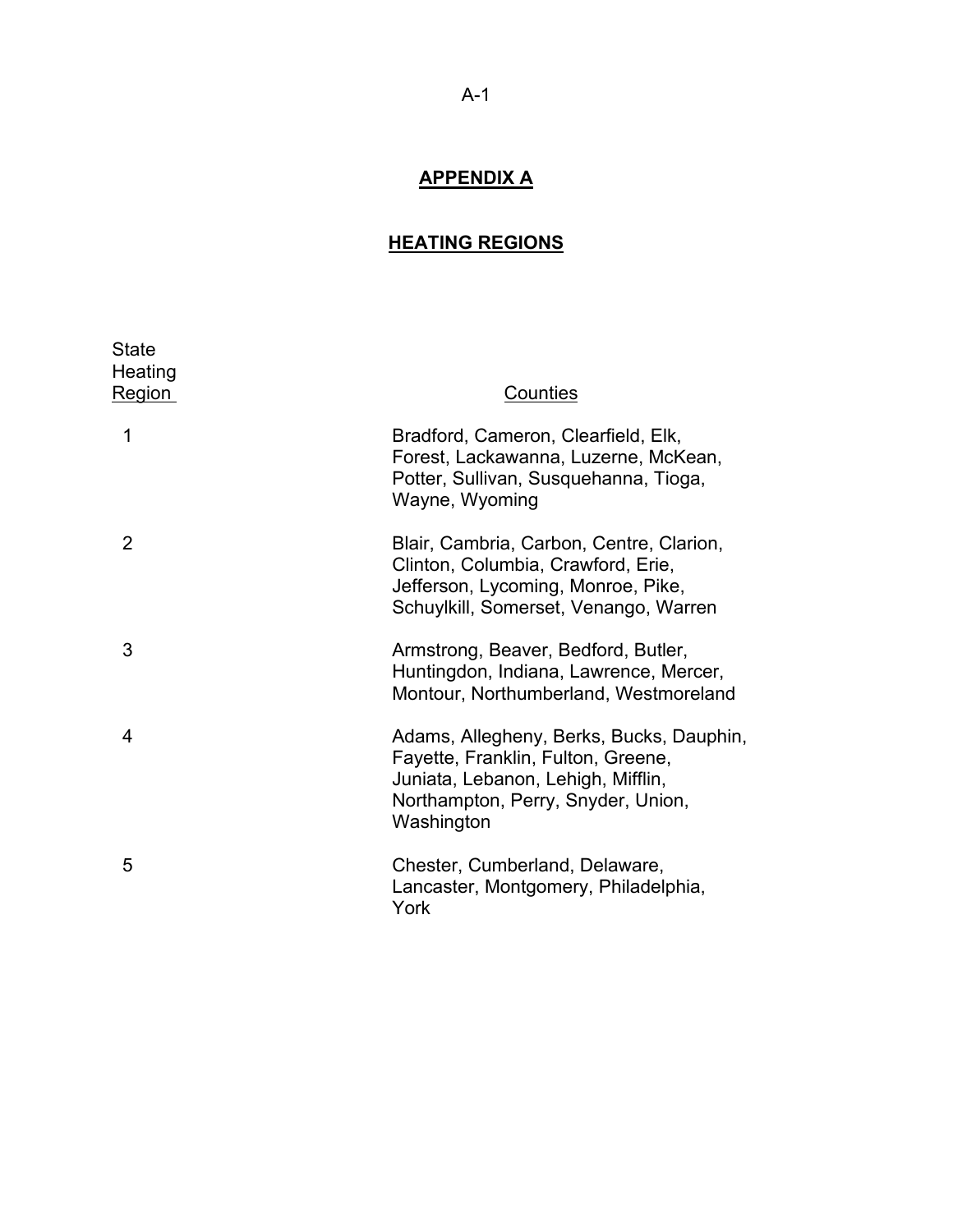# APPENDIX A

## HEATING REGIONS

| State Heating Region | Counties |
|---|---|
| 1 | Bradford, Cameron, Clearfield, Elk, Forest, Lackawanna, Luzerne, McKean, Potter, Sullivan, Susquehanna, Tioga, Wayne, Wyoming |
| 2 | Blair, Cambria, Carbon, Centre, Clarion, Clinton, Columbia, Crawford, Erie, Jefferson, Lycoming, Monroe, Pike, Schuylkill, Somerset, Venango, Warren |
| 3 | Armstrong, Beaver, Bedford, Butler, Huntingdon, Indiana, Lawrence, Mercer, Montour, Northumberland, Westmoreland |
| 4 | Adams, Allegheny, Berks, Bucks, Dauphin, Fayette, Franklin, Fulton, Greene, Juniata, Lebanon, Lehigh, Mifflin, Northampton, Perry, Snyder, Union, Washington |
| 5 | Chester, Cumberland, Delaware, Lancaster, Montgomery, Philadelphia, York |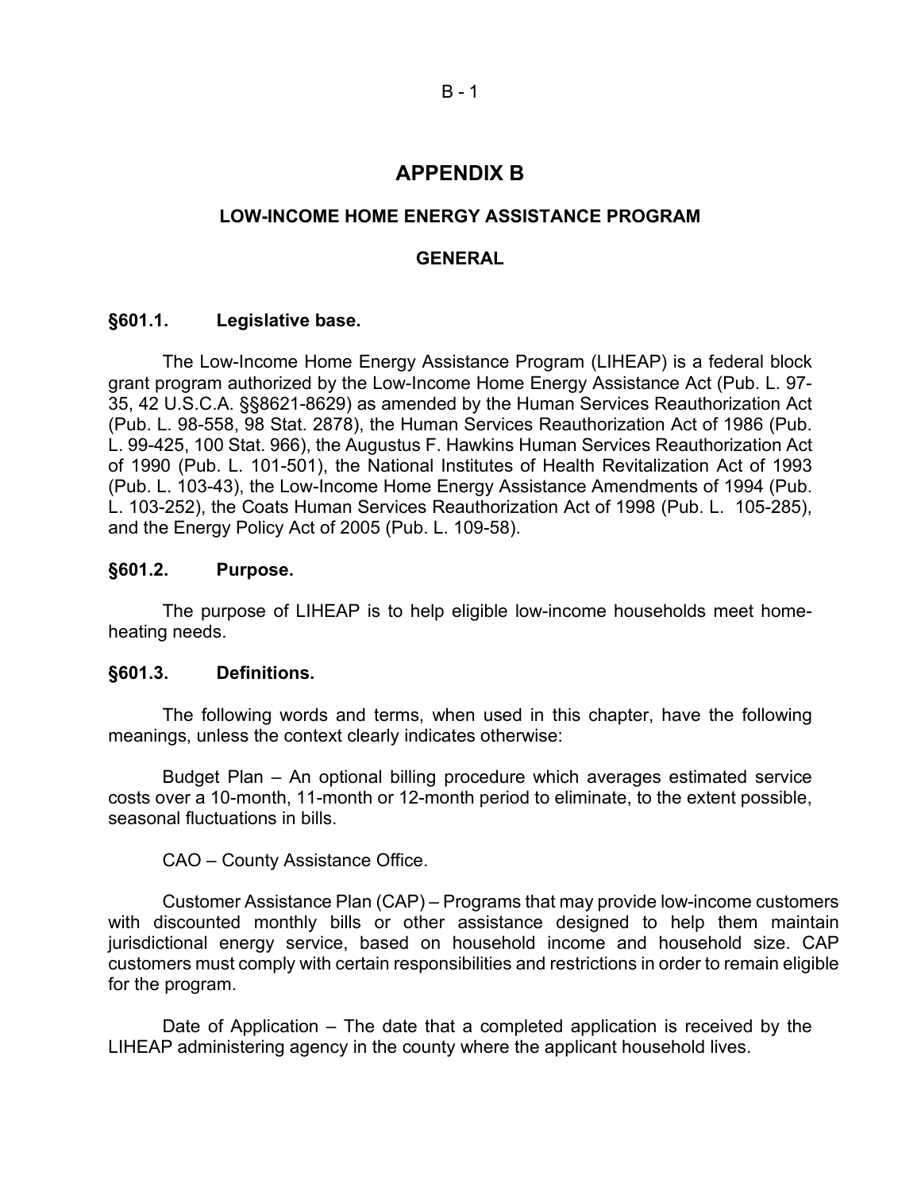# APPENDIX B

## LOW-INCOME HOME ENERGY ASSISTANCE PROGRAM

## GENERAL

### §601.1. Legislative base.

The Low-Income Home Energy Assistance Program (LIHEAP) is a federal block grant program authorized by the Low-Income Home Energy Assistance Act (Pub. L. 97-35, 42 U.S.C.A. §§8621-8629) as amended by the Human Services Reauthorization Act (Pub. L. 98-558, 98 Stat. 2878), the Human Services Reauthorization Act of 1986 (Pub. L. 99-425, 100 Stat. 966), the Augustus F. Hawkins Human Services Reauthorization Act of 1990 (Pub. L. 101-501), the National Institutes of Health Revitalization Act of 1993 (Pub. L. 103-43), the Low-Income Home Energy Assistance Amendments of 1994 (Pub. L. 103-252), the Coats Human Services Reauthorization Act of 1998 (Pub. L. 105-285), and the Energy Policy Act of 2005 (Pub. L. 109-58).

### §601.2. Purpose.

The purpose of LIHEAP is to help eligible low-income households meet home-heating needs.

### §601.3. Definitions.

The following words and terms, when used in this chapter, have the following meanings, unless the context clearly indicates otherwise:

Budget Plan – An optional billing procedure which averages estimated service costs over a 10-month, 11-month or 12-month period to eliminate, to the extent possible, seasonal fluctuations in bills.

CAO – County Assistance Office.

Customer Assistance Plan (CAP) – Programs that may provide low-income customers with discounted monthly bills or other assistance designed to help them maintain jurisdictional energy service, based on household income and household size. CAP customers must comply with certain responsibilities and restrictions in order to remain eligible for the program.

Date of Application – The date that a completed application is received by the LIHEAP administering agency in the county where the applicant household lives.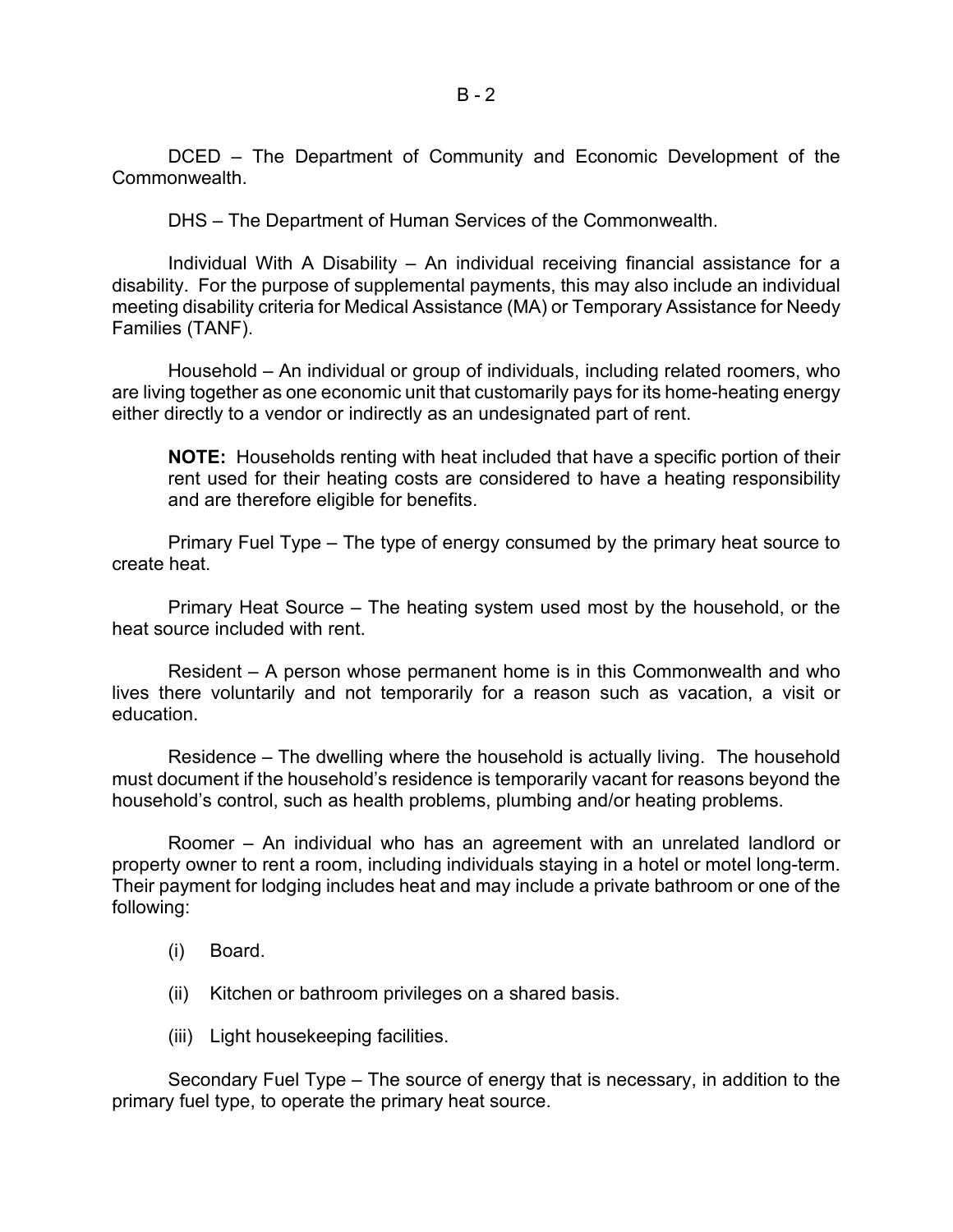DCED – The Department of Community and Economic Development of the Commonwealth.

DHS – The Department of Human Services of the Commonwealth.

Individual With A Disability – An individual receiving financial assistance for a disability. For the purpose of supplemental payments, this may also include an individual meeting disability criteria for Medical Assistance (MA) or Temporary Assistance for Needy Families (TANF).

Household – An individual or group of individuals, including related roomers, who are living together as one economic unit that customarily pays for its home-heating energy either directly to a vendor or indirectly as an undesignated part of rent.

> **NOTE:** Households renting with heat included that have a specific portion of their rent used for their heating costs are considered to have a heating responsibility and are therefore eligible for benefits.

Primary Fuel Type – The type of energy consumed by the primary heat source to create heat.

Primary Heat Source – The heating system used most by the household, or the heat source included with rent.

Resident – A person whose permanent home is in this Commonwealth and who lives there voluntarily and not temporarily for a reason such as vacation, a visit or education.

Residence – The dwelling where the household is actually living. The household must document if the household's residence is temporarily vacant for reasons beyond the household's control, such as health problems, plumbing and/or heating problems.

Roomer – An individual who has an agreement with an unrelated landlord or property owner to rent a room, including individuals staying in a hotel or motel long-term. Their payment for lodging includes heat and may include a private bathroom or one of the following:

- (i) Board.
- (ii) Kitchen or bathroom privileges on a shared basis.
- (iii) Light housekeeping facilities.

Secondary Fuel Type – The source of energy that is necessary, in addition to the primary fuel type, to operate the primary heat source.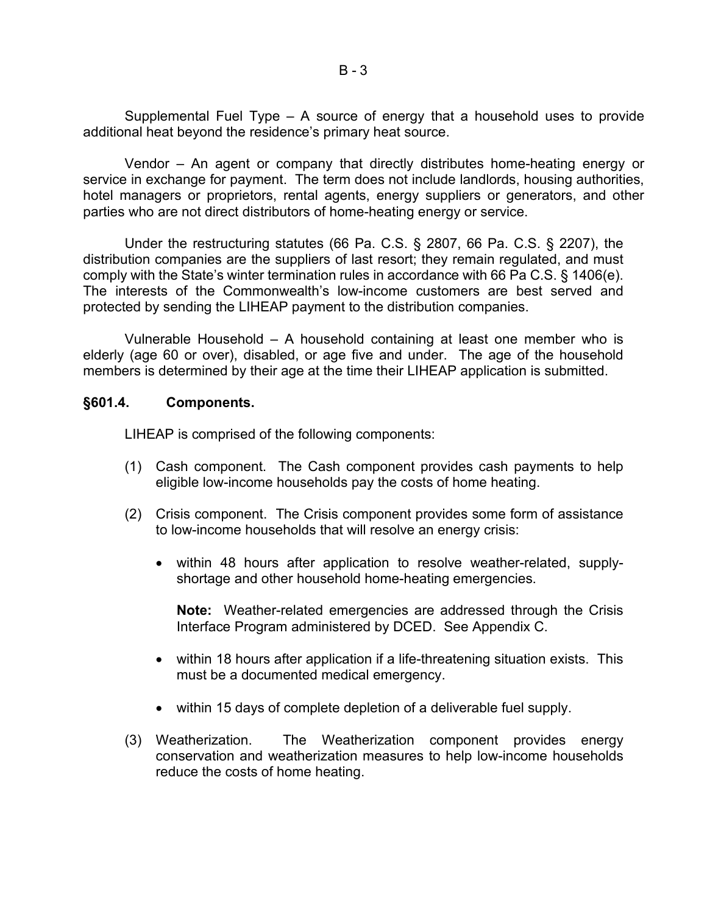Supplemental Fuel Type – A source of energy that a household uses to provide additional heat beyond the residence's primary heat source.

Vendor – An agent or company that directly distributes home-heating energy or service in exchange for payment. The term does not include landlords, housing authorities, hotel managers or proprietors, rental agents, energy suppliers or generators, and other parties who are not direct distributors of home-heating energy or service.

Under the restructuring statutes (66 Pa. C.S. § 2807, 66 Pa. C.S. § 2207), the distribution companies are the suppliers of last resort; they remain regulated, and must comply with the State's winter termination rules in accordance with 66 Pa C.S. § 1406(e). The interests of the Commonwealth's low-income customers are best served and protected by sending the LIHEAP payment to the distribution companies.

Vulnerable Household – A household containing at least one member who is elderly (age 60 or over), disabled, or age five and under. The age of the household members is determined by their age at the time their LIHEAP application is submitted.

### §601.4. Components.

LIHEAP is comprised of the following components:

(1) Cash component. The Cash component provides cash payments to help eligible low-income households pay the costs of home heating.

(2) Crisis component. The Crisis component provides some form of assistance to low-income households that will resolve an energy crisis:

- within 48 hours after application to resolve weather-related, supply-shortage and other household home-heating emergencies.

  **Note:** Weather-related emergencies are addressed through the Crisis Interface Program administered by DCED. See Appendix C.

- within 18 hours after application if a life-threatening situation exists. This must be a documented medical emergency.

- within 15 days of complete depletion of a deliverable fuel supply.

(3) Weatherization. The Weatherization component provides energy conservation and weatherization measures to help low-income households reduce the costs of home heating.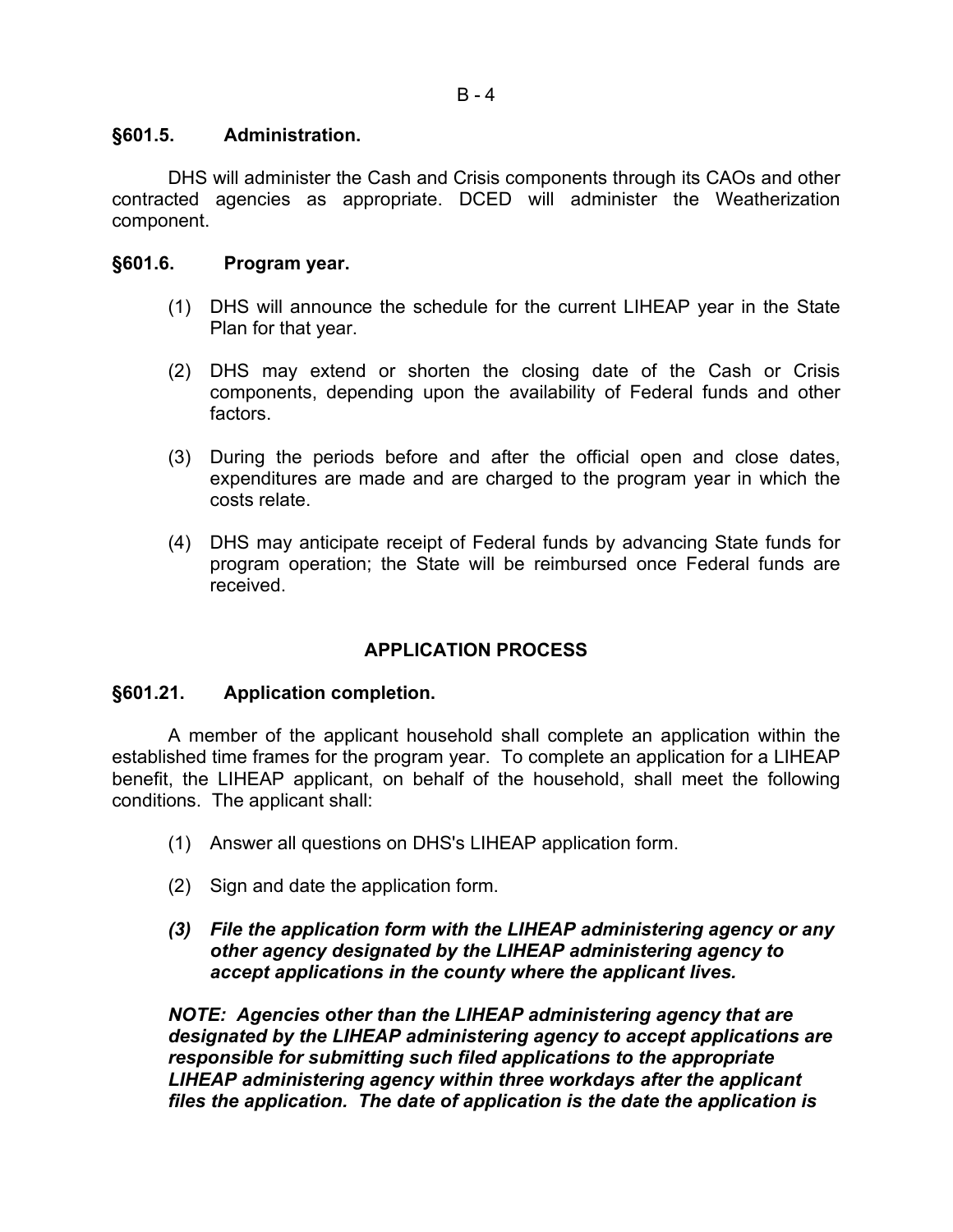**§601.5. Administration.**

DHS will administer the Cash and Crisis components through its CAOs and other contracted agencies as appropriate. DCED will administer the Weatherization component.

**§601.6. Program year.**

(1) DHS will announce the schedule for the current LIHEAP year in the State Plan for that year.

(2) DHS may extend or shorten the closing date of the Cash or Crisis components, depending upon the availability of Federal funds and other factors.

(3) During the periods before and after the official open and close dates, expenditures are made and are charged to the program year in which the costs relate.

(4) DHS may anticipate receipt of Federal funds by advancing State funds for program operation; the State will be reimbursed once Federal funds are received.

## APPLICATION PROCESS

**§601.21. Application completion.**

A member of the applicant household shall complete an application within the established time frames for the program year. To complete an application for a LIHEAP benefit, the LIHEAP applicant, on behalf of the household, shall meet the following conditions. The applicant shall:

(1) Answer all questions on DHS's LIHEAP application form.

(2) Sign and date the application form.

***(3) File the application form with the LIHEAP administering agency or any other agency designated by the LIHEAP administering agency to accept applications in the county where the applicant lives.***

***NOTE: Agencies other than the LIHEAP administering agency that are designated by the LIHEAP administering agency to accept applications are responsible for submitting such filed applications to the appropriate LIHEAP administering agency within three workdays after the applicant files the application. The date of application is the date the application is***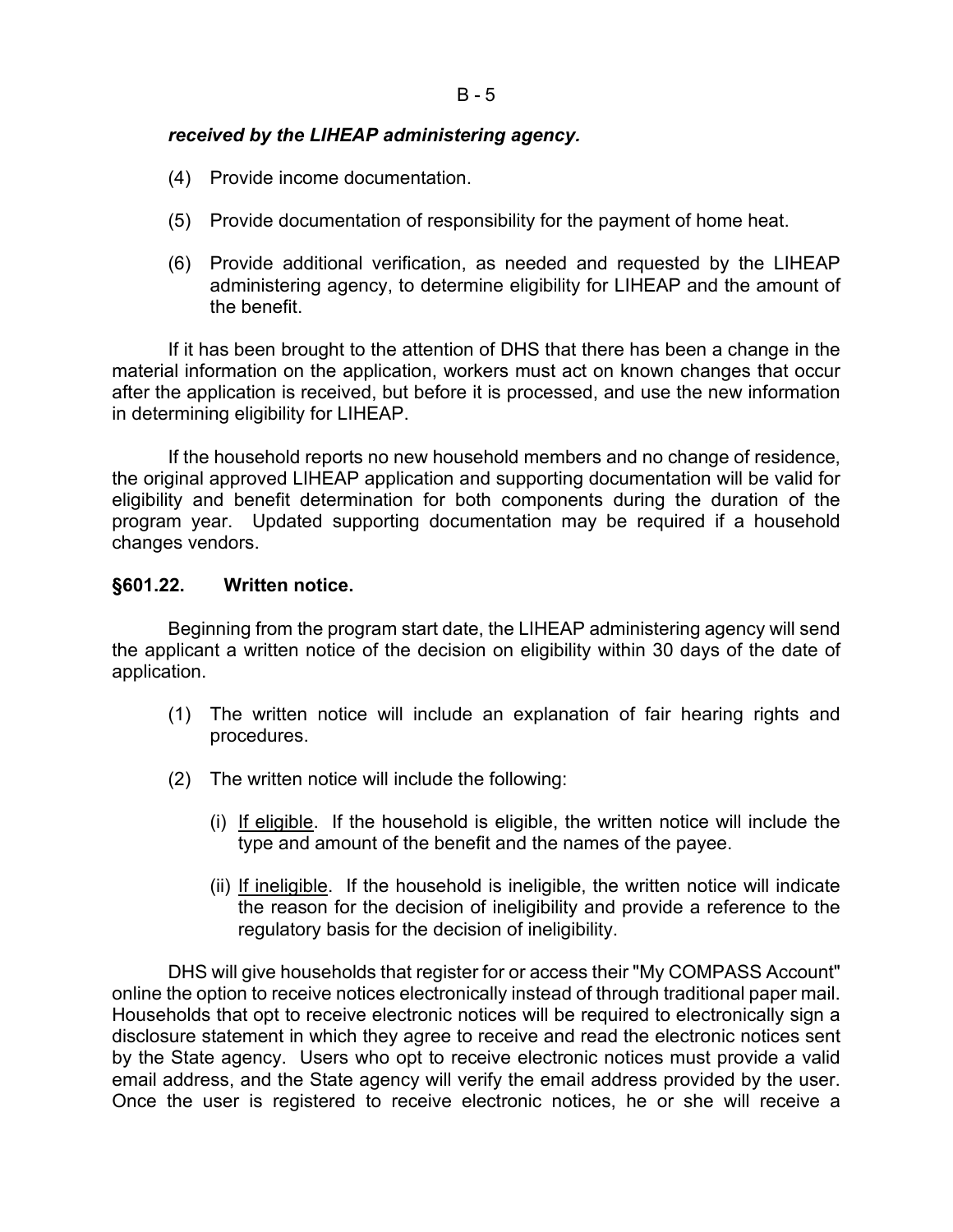***received by the LIHEAP administering agency.***

(4) Provide income documentation.

(5) Provide documentation of responsibility for the payment of home heat.

(6) Provide additional verification, as needed and requested by the LIHEAP administering agency, to determine eligibility for LIHEAP and the amount of the benefit.

If it has been brought to the attention of DHS that there has been a change in the material information on the application, workers must act on known changes that occur after the application is received, but before it is processed, and use the new information in determining eligibility for LIHEAP.

If the household reports no new household members and no change of residence, the original approved LIHEAP application and supporting documentation will be valid for eligibility and benefit determination for both components during the duration of the program year. Updated supporting documentation may be required if a household changes vendors.

**§601.22. Written notice.**

Beginning from the program start date, the LIHEAP administering agency will send the applicant a written notice of the decision on eligibility within 30 days of the date of application.

(1) The written notice will include an explanation of fair hearing rights and procedures.

(2) The written notice will include the following:

(i) If eligible. If the household is eligible, the written notice will include the type and amount of the benefit and the names of the payee.

(ii) If ineligible. If the household is ineligible, the written notice will indicate the reason for the decision of ineligibility and provide a reference to the regulatory basis for the decision of ineligibility.

DHS will give households that register for or access their "My COMPASS Account" online the option to receive notices electronically instead of through traditional paper mail. Households that opt to receive electronic notices will be required to electronically sign a disclosure statement in which they agree to receive and read the electronic notices sent by the State agency. Users who opt to receive electronic notices must provide a valid email address, and the State agency will verify the email address provided by the user. Once the user is registered to receive electronic notices, he or she will receive a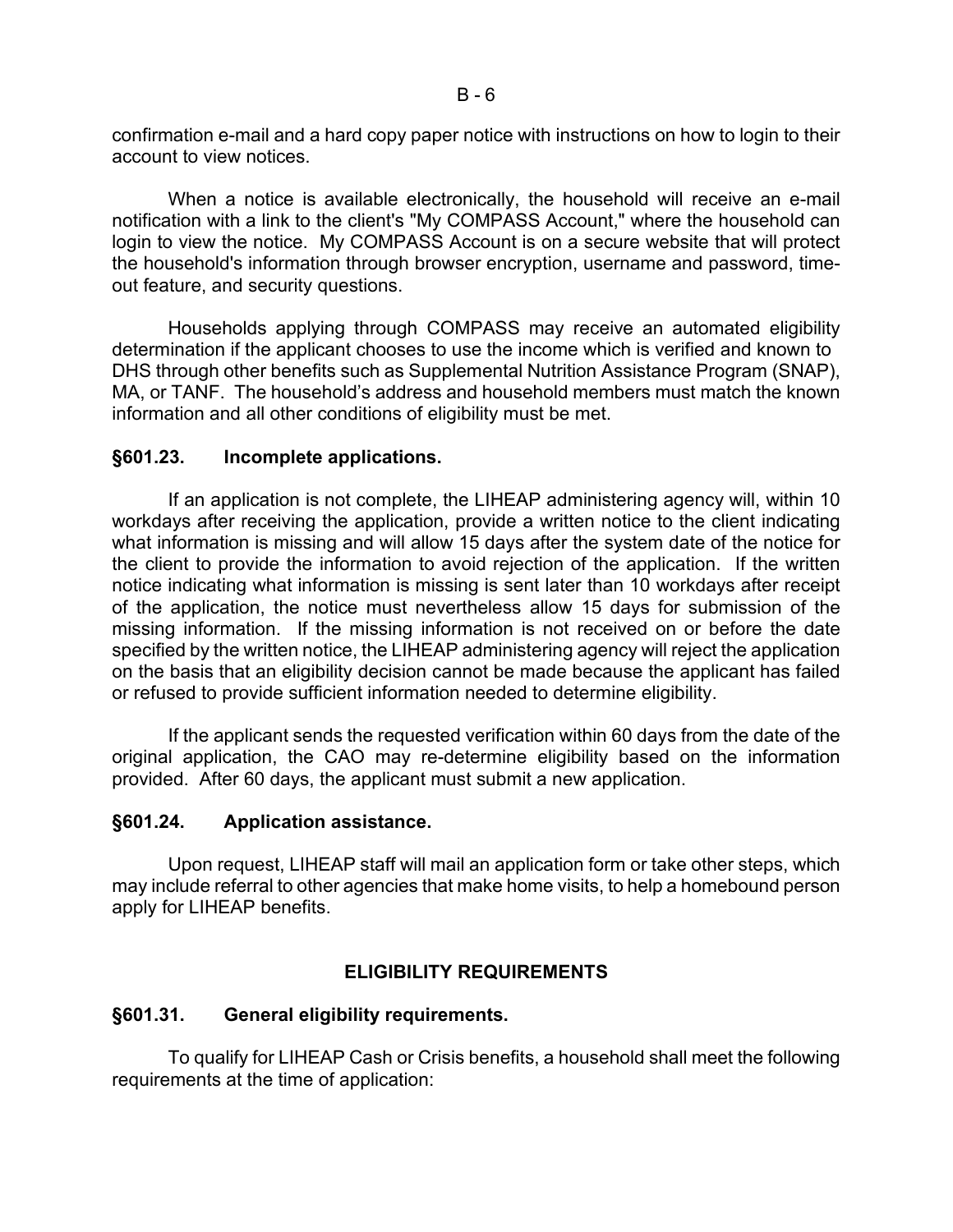confirmation e-mail and a hard copy paper notice with instructions on how to login to their account to view notices.

When a notice is available electronically, the household will receive an e-mail notification with a link to the client's "My COMPASS Account," where the household can login to view the notice. My COMPASS Account is on a secure website that will protect the household's information through browser encryption, username and password, time-out feature, and security questions.

Households applying through COMPASS may receive an automated eligibility determination if the applicant chooses to use the income which is verified and known to DHS through other benefits such as Supplemental Nutrition Assistance Program (SNAP), MA, or TANF. The household's address and household members must match the known information and all other conditions of eligibility must be met.

### §601.23. Incomplete applications.

If an application is not complete, the LIHEAP administering agency will, within 10 workdays after receiving the application, provide a written notice to the client indicating what information is missing and will allow 15 days after the system date of the notice for the client to provide the information to avoid rejection of the application. If the written notice indicating what information is missing is sent later than 10 workdays after receipt of the application, the notice must nevertheless allow 15 days for submission of the missing information. If the missing information is not received on or before the date specified by the written notice, the LIHEAP administering agency will reject the application on the basis that an eligibility decision cannot be made because the applicant has failed or refused to provide sufficient information needed to determine eligibility.

If the applicant sends the requested verification within 60 days from the date of the original application, the CAO may re-determine eligibility based on the information provided. After 60 days, the applicant must submit a new application.

### §601.24. Application assistance.

Upon request, LIHEAP staff will mail an application form or take other steps, which may include referral to other agencies that make home visits, to help a homebound person apply for LIHEAP benefits.

## ELIGIBILITY REQUIREMENTS

### §601.31. General eligibility requirements.

To qualify for LIHEAP Cash or Crisis benefits, a household shall meet the following requirements at the time of application: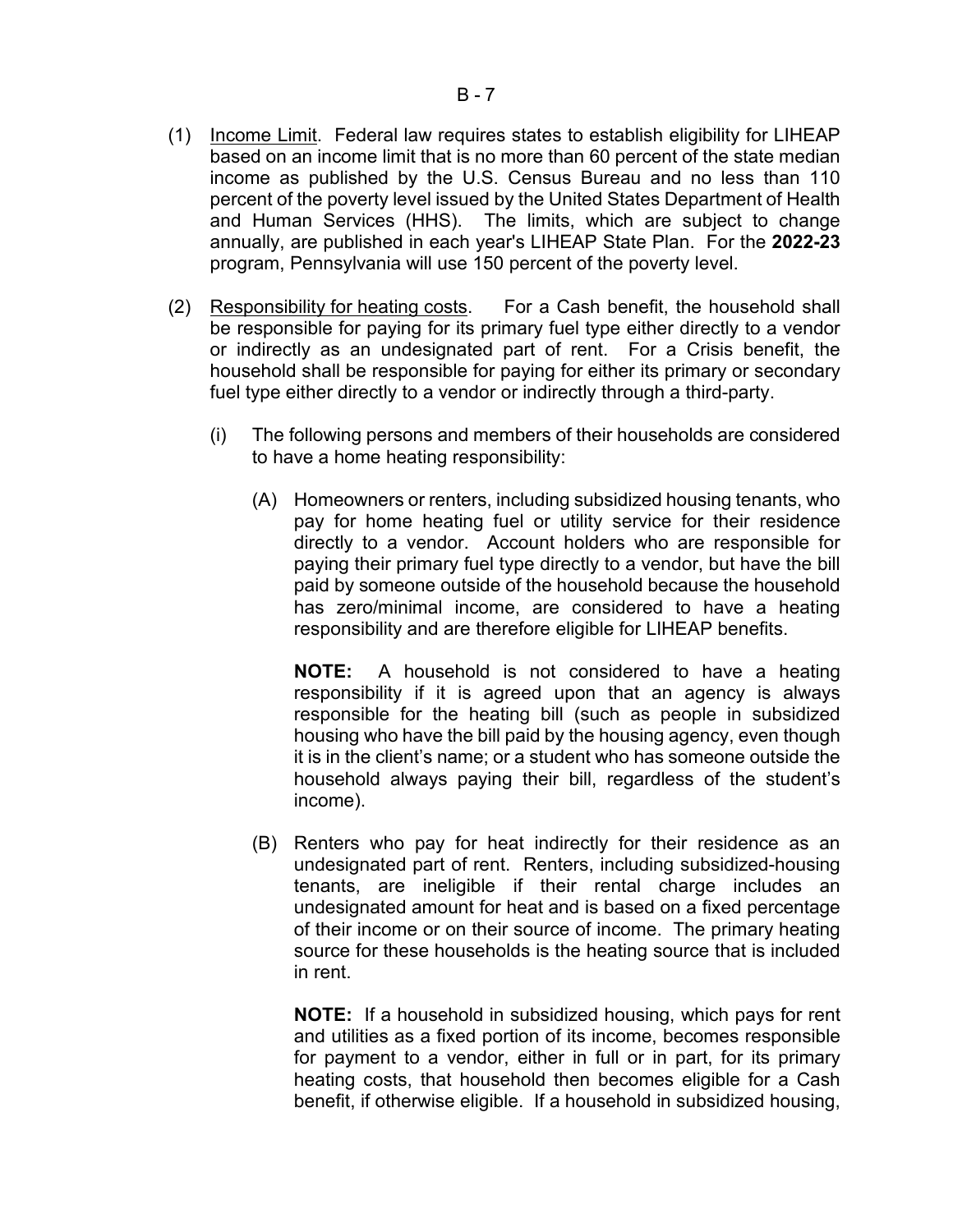(1) Income Limit. Federal law requires states to establish eligibility for LIHEAP based on an income limit that is no more than 60 percent of the state median income as published by the U.S. Census Bureau and no less than 110 percent of the poverty level issued by the United States Department of Health and Human Services (HHS). The limits, which are subject to change annually, are published in each year's LIHEAP State Plan. For the **2022-23** program, Pennsylvania will use 150 percent of the poverty level.

(2) Responsibility for heating costs. For a Cash benefit, the household shall be responsible for paying for its primary fuel type either directly to a vendor or indirectly as an undesignated part of rent. For a Crisis benefit, the household shall be responsible for paying for either its primary or secondary fuel type either directly to a vendor or indirectly through a third-party.

(i) The following persons and members of their households are considered to have a home heating responsibility:

(A) Homeowners or renters, including subsidized housing tenants, who pay for home heating fuel or utility service for their residence directly to a vendor. Account holders who are responsible for paying their primary fuel type directly to a vendor, but have the bill paid by someone outside of the household because the household has zero/minimal income, are considered to have a heating responsibility and are therefore eligible for LIHEAP benefits.

**NOTE:** A household is not considered to have a heating responsibility if it is agreed upon that an agency is always responsible for the heating bill (such as people in subsidized housing who have the bill paid by the housing agency, even though it is in the client's name; or a student who has someone outside the household always paying their bill, regardless of the student's income).

(B) Renters who pay for heat indirectly for their residence as an undesignated part of rent. Renters, including subsidized-housing tenants, are ineligible if their rental charge includes an undesignated amount for heat and is based on a fixed percentage of their income or on their source of income. The primary heating source for these households is the heating source that is included in rent.

**NOTE:** If a household in subsidized housing, which pays for rent and utilities as a fixed portion of its income, becomes responsible for payment to a vendor, either in full or in part, for its primary heating costs, that household then becomes eligible for a Cash benefit, if otherwise eligible. If a household in subsidized housing,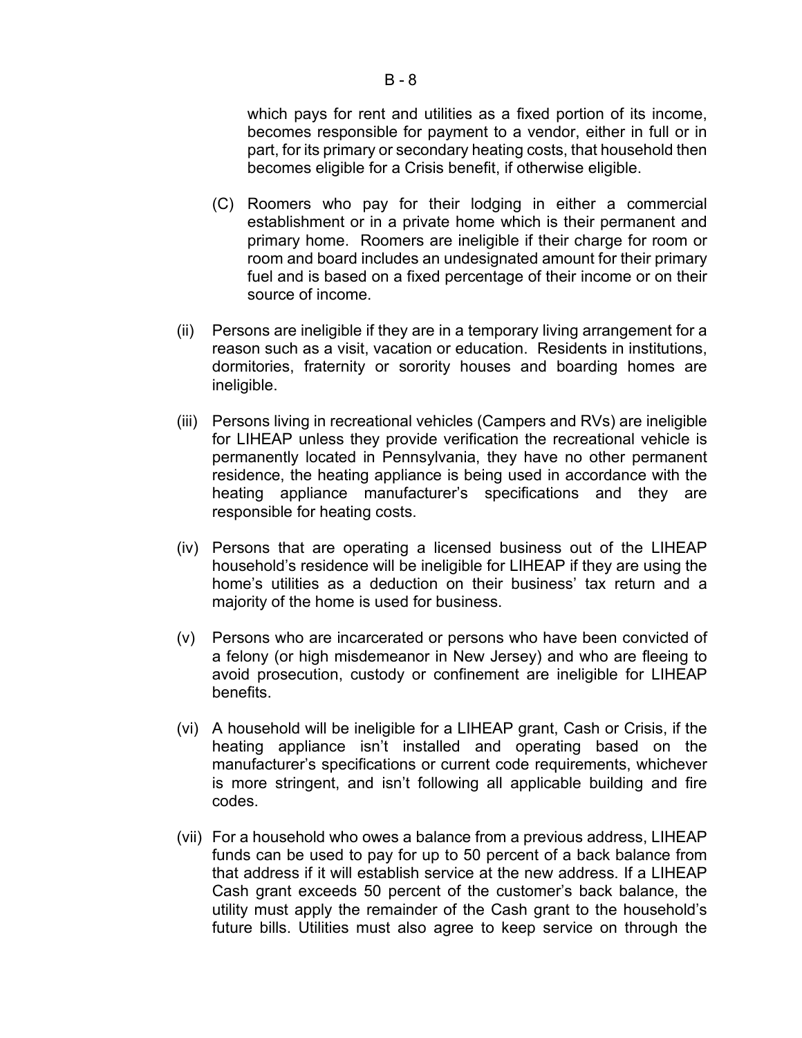which pays for rent and utilities as a fixed portion of its income, becomes responsible for payment to a vendor, either in full or in part, for its primary or secondary heating costs, that household then becomes eligible for a Crisis benefit, if otherwise eligible.

(C) Roomers who pay for their lodging in either a commercial establishment or in a private home which is their permanent and primary home. Roomers are ineligible if their charge for room or room and board includes an undesignated amount for their primary fuel and is based on a fixed percentage of their income or on their source of income.

(ii) Persons are ineligible if they are in a temporary living arrangement for a reason such as a visit, vacation or education. Residents in institutions, dormitories, fraternity or sorority houses and boarding homes are ineligible.

(iii) Persons living in recreational vehicles (Campers and RVs) are ineligible for LIHEAP unless they provide verification the recreational vehicle is permanently located in Pennsylvania, they have no other permanent residence, the heating appliance is being used in accordance with the heating appliance manufacturer's specifications and they are responsible for heating costs.

(iv) Persons that are operating a licensed business out of the LIHEAP household's residence will be ineligible for LIHEAP if they are using the home's utilities as a deduction on their business' tax return and a majority of the home is used for business.

(v) Persons who are incarcerated or persons who have been convicted of a felony (or high misdemeanor in New Jersey) and who are fleeing to avoid prosecution, custody or confinement are ineligible for LIHEAP benefits.

(vi) A household will be ineligible for a LIHEAP grant, Cash or Crisis, if the heating appliance isn't installed and operating based on the manufacturer's specifications or current code requirements, whichever is more stringent, and isn't following all applicable building and fire codes.

(vii) For a household who owes a balance from a previous address, LIHEAP funds can be used to pay for up to 50 percent of a back balance from that address if it will establish service at the new address. If a LIHEAP Cash grant exceeds 50 percent of the customer's back balance, the utility must apply the remainder of the Cash grant to the household's future bills. Utilities must also agree to keep service on through the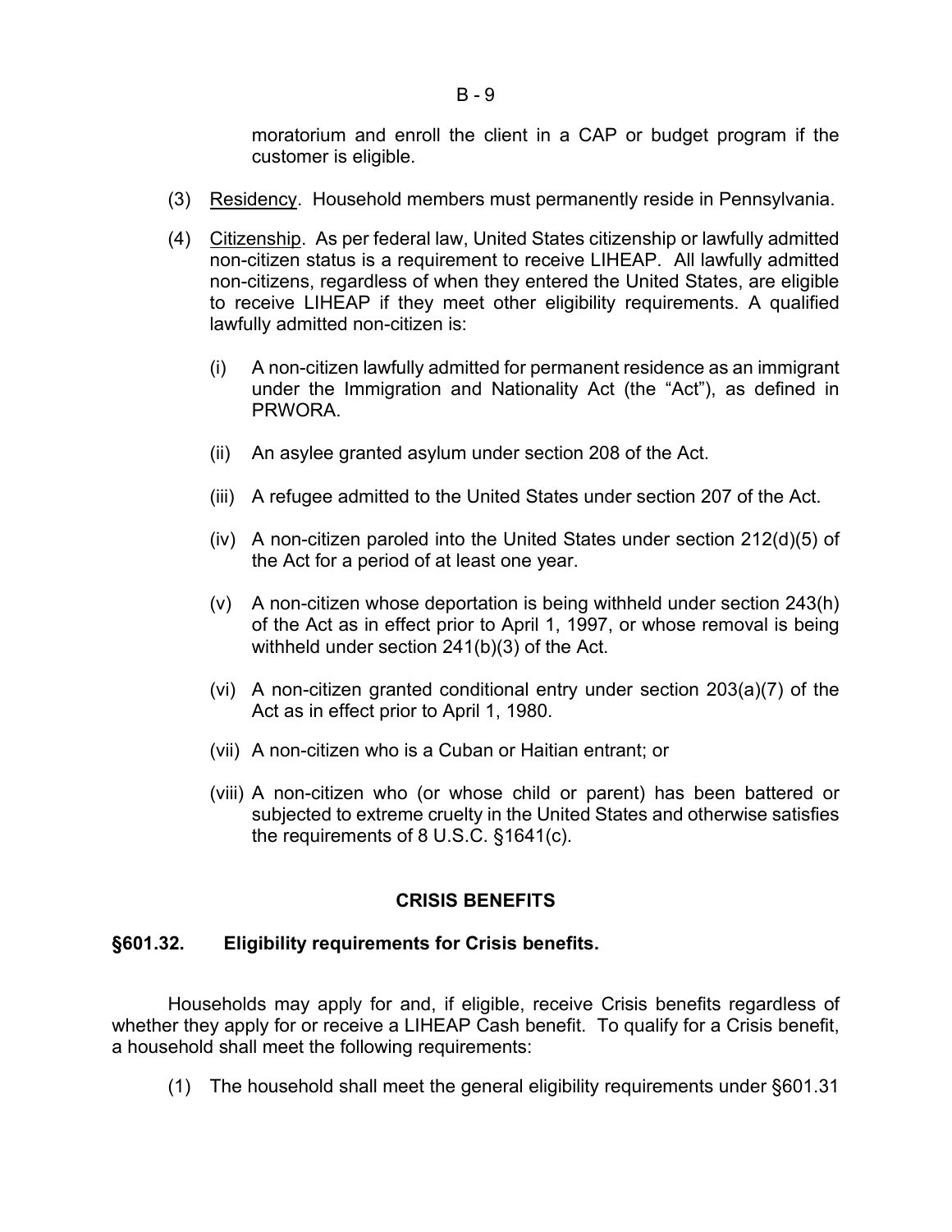moratorium and enroll the client in a CAP or budget program if the customer is eligible.

(3) Residency. Household members must permanently reside in Pennsylvania.

(4) Citizenship. As per federal law, United States citizenship or lawfully admitted non-citizen status is a requirement to receive LIHEAP. All lawfully admitted non-citizens, regardless of when they entered the United States, are eligible to receive LIHEAP if they meet other eligibility requirements. A qualified lawfully admitted non-citizen is:

   (i) A non-citizen lawfully admitted for permanent residence as an immigrant under the Immigration and Nationality Act (the "Act"), as defined in PRWORA.

   (ii) An asylee granted asylum under section 208 of the Act.

   (iii) A refugee admitted to the United States under section 207 of the Act.

   (iv) A non-citizen paroled into the United States under section 212(d)(5) of the Act for a period of at least one year.

   (v) A non-citizen whose deportation is being withheld under section 243(h) of the Act as in effect prior to April 1, 1997, or whose removal is being withheld under section 241(b)(3) of the Act.

   (vi) A non-citizen granted conditional entry under section 203(a)(7) of the Act as in effect prior to April 1, 1980.

   (vii) A non-citizen who is a Cuban or Haitian entrant; or

   (viii) A non-citizen who (or whose child or parent) has been battered or subjected to extreme cruelty in the United States and otherwise satisfies the requirements of 8 U.S.C. §1641(c).

## CRISIS BENEFITS

### §601.32. Eligibility requirements for Crisis benefits.

Households may apply for and, if eligible, receive Crisis benefits regardless of whether they apply for or receive a LIHEAP Cash benefit. To qualify for a Crisis benefit, a household shall meet the following requirements:

(1) The household shall meet the general eligibility requirements under §601.31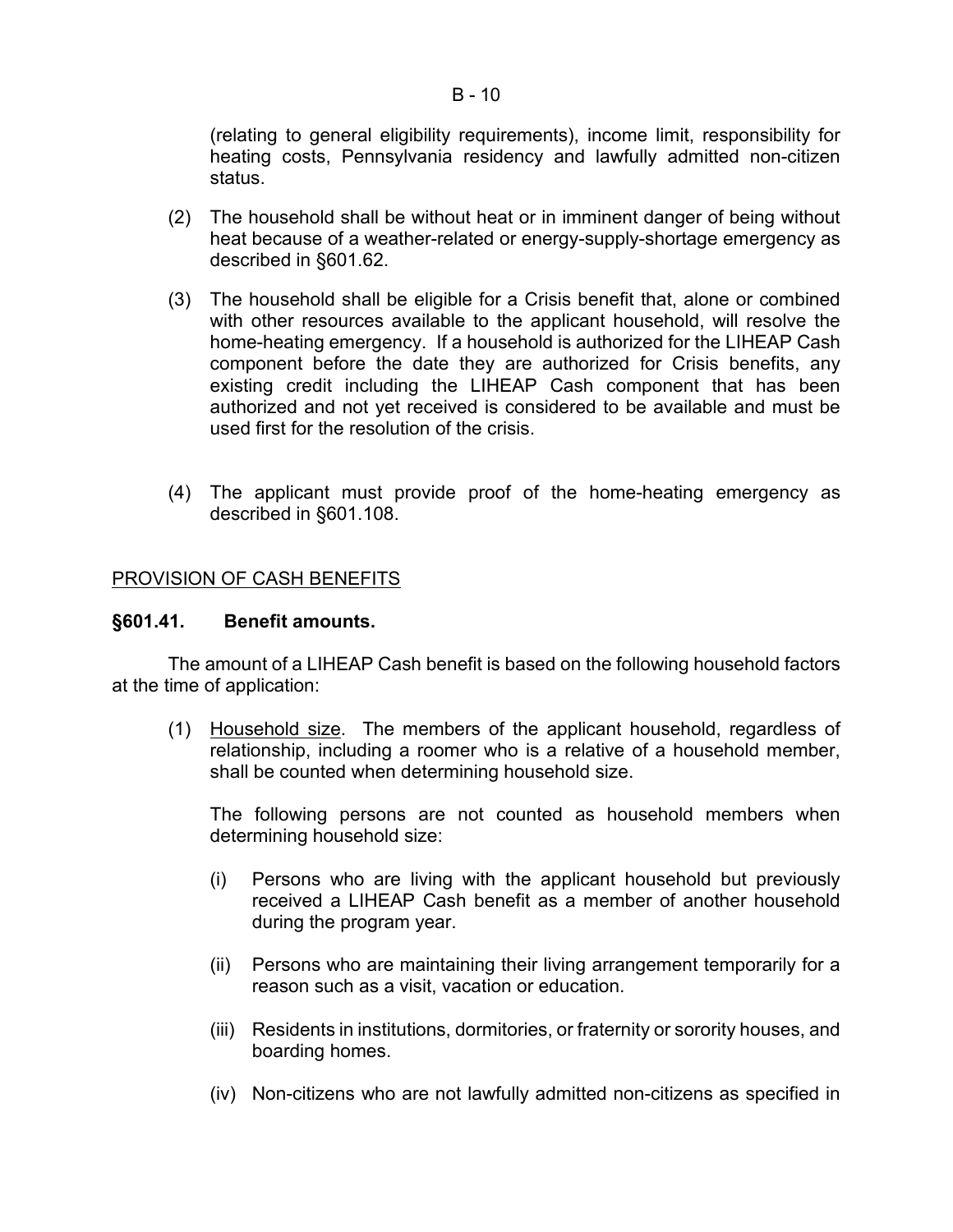(relating to general eligibility requirements), income limit, responsibility for heating costs, Pennsylvania residency and lawfully admitted non-citizen status.

(2) The household shall be without heat or in imminent danger of being without heat because of a weather-related or energy-supply-shortage emergency as described in §601.62.

(3) The household shall be eligible for a Crisis benefit that, alone or combined with other resources available to the applicant household, will resolve the home-heating emergency. If a household is authorized for the LIHEAP Cash component before the date they are authorized for Crisis benefits, any existing credit including the LIHEAP Cash component that has been authorized and not yet received is considered to be available and must be used first for the resolution of the crisis.

(4) The applicant must provide proof of the home-heating emergency as described in §601.108.

<u>PROVISION OF CASH BENEFITS</u>

**§601.41. Benefit amounts.**

The amount of a LIHEAP Cash benefit is based on the following household factors at the time of application:

(1) <u>Household size</u>. The members of the applicant household, regardless of relationship, including a roomer who is a relative of a household member, shall be counted when determining household size.

The following persons are not counted as household members when determining household size:

(i) Persons who are living with the applicant household but previously received a LIHEAP Cash benefit as a member of another household during the program year.

(ii) Persons who are maintaining their living arrangement temporarily for a reason such as a visit, vacation or education.

(iii) Residents in institutions, dormitories, or fraternity or sorority houses, and boarding homes.

(iv) Non-citizens who are not lawfully admitted non-citizens as specified in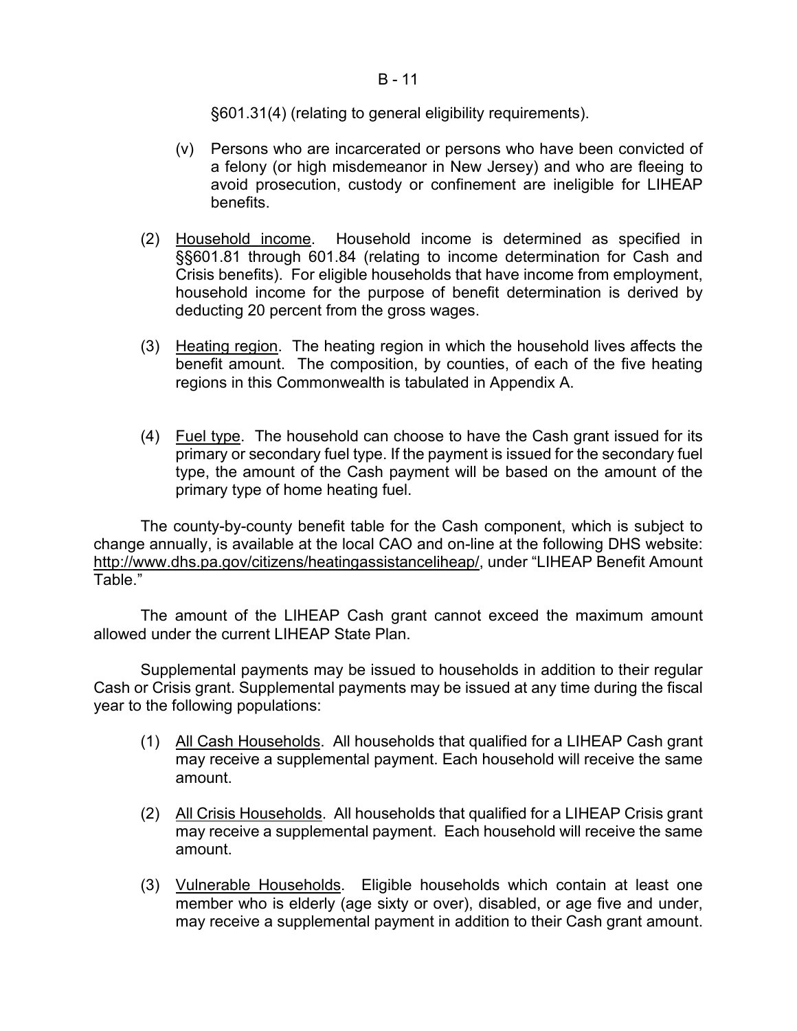§601.31(4) (relating to general eligibility requirements).

(v) Persons who are incarcerated or persons who have been convicted of a felony (or high misdemeanor in New Jersey) and who are fleeing to avoid prosecution, custody or confinement are ineligible for LIHEAP benefits.

(2) Household income. Household income is determined as specified in §§601.81 through 601.84 (relating to income determination for Cash and Crisis benefits). For eligible households that have income from employment, household income for the purpose of benefit determination is derived by deducting 20 percent from the gross wages.

(3) Heating region. The heating region in which the household lives affects the benefit amount. The composition, by counties, of each of the five heating regions in this Commonwealth is tabulated in Appendix A.

(4) Fuel type. The household can choose to have the Cash grant issued for its primary or secondary fuel type. If the payment is issued for the secondary fuel type, the amount of the Cash payment will be based on the amount of the primary type of home heating fuel.

The county-by-county benefit table for the Cash component, which is subject to change annually, is available at the local CAO and on-line at the following DHS website: http://www.dhs.pa.gov/citizens/heatingassistanceliheap/, under "LIHEAP Benefit Amount Table."

The amount of the LIHEAP Cash grant cannot exceed the maximum amount allowed under the current LIHEAP State Plan.

Supplemental payments may be issued to households in addition to their regular Cash or Crisis grant. Supplemental payments may be issued at any time during the fiscal year to the following populations:

(1) All Cash Households. All households that qualified for a LIHEAP Cash grant may receive a supplemental payment. Each household will receive the same amount.

(2) All Crisis Households. All households that qualified for a LIHEAP Crisis grant may receive a supplemental payment. Each household will receive the same amount.

(3) Vulnerable Households. Eligible households which contain at least one member who is elderly (age sixty or over), disabled, or age five and under, may receive a supplemental payment in addition to their Cash grant amount.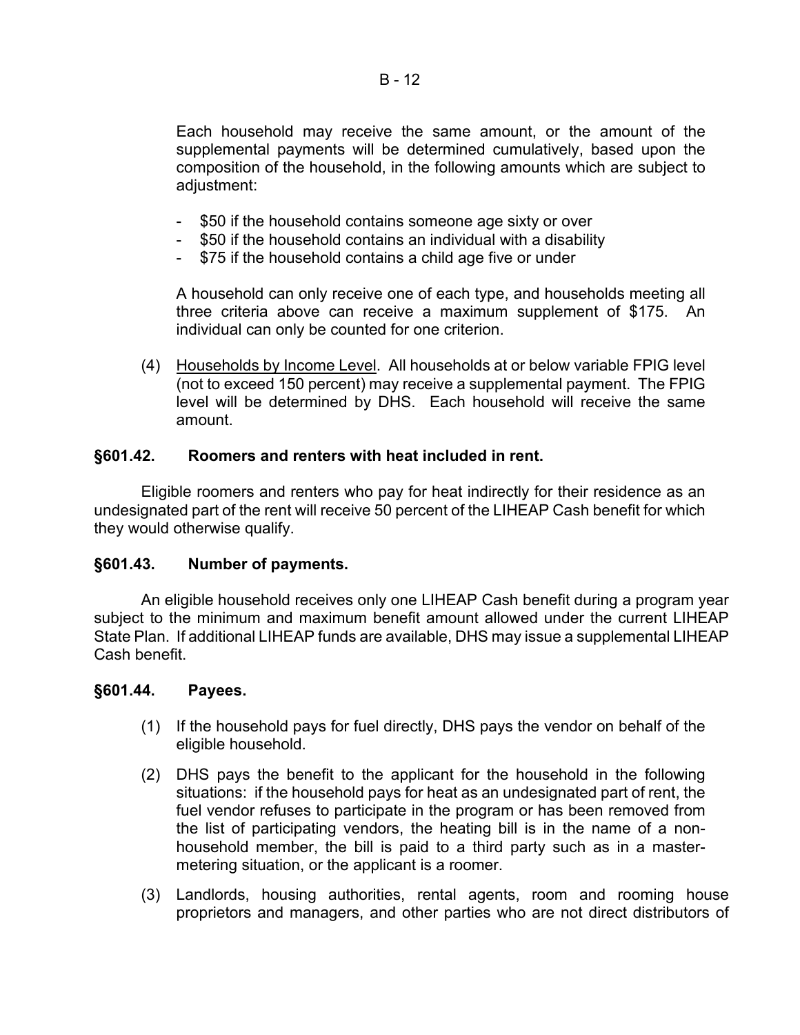Each household may receive the same amount, or the amount of the supplemental payments will be determined cumulatively, based upon the composition of the household, in the following amounts which are subject to adjustment:

- $50 if the household contains someone age sixty or over
- $50 if the household contains an individual with a disability
- $75 if the household contains a child age five or under

A household can only receive one of each type, and households meeting all three criteria above can receive a maximum supplement of $175. An individual can only be counted for one criterion.

(4) Households by Income Level. All households at or below variable FPIG level (not to exceed 150 percent) may receive a supplemental payment. The FPIG level will be determined by DHS. Each household will receive the same amount.

**§601.42. Roomers and renters with heat included in rent.**

Eligible roomers and renters who pay for heat indirectly for their residence as an undesignated part of the rent will receive 50 percent of the LIHEAP Cash benefit for which they would otherwise qualify.

**§601.43. Number of payments.**

An eligible household receives only one LIHEAP Cash benefit during a program year subject to the minimum and maximum benefit amount allowed under the current LIHEAP State Plan. If additional LIHEAP funds are available, DHS may issue a supplemental LIHEAP Cash benefit.

**§601.44. Payees.**

(1) If the household pays for fuel directly, DHS pays the vendor on behalf of the eligible household.

(2) DHS pays the benefit to the applicant for the household in the following situations: if the household pays for heat as an undesignated part of rent, the fuel vendor refuses to participate in the program or has been removed from the list of participating vendors, the heating bill is in the name of a non-household member, the bill is paid to a third party such as in a master-metering situation, or the applicant is a roomer.

(3) Landlords, housing authorities, rental agents, room and rooming house proprietors and managers, and other parties who are not direct distributors of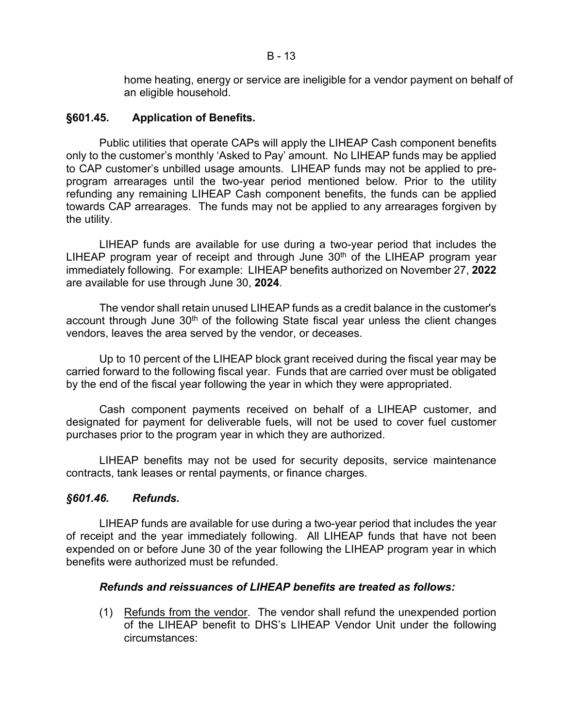home heating, energy or service are ineligible for a vendor payment on behalf of an eligible household.

## §601.45. Application of Benefits.

Public utilities that operate CAPs will apply the LIHEAP Cash component benefits only to the customer's monthly 'Asked to Pay' amount. No LIHEAP funds may be applied to CAP customer's unbilled usage amounts. LIHEAP funds may not be applied to pre-program arrearages until the two-year period mentioned below. Prior to the utility refunding any remaining LIHEAP Cash component benefits, the funds can be applied towards CAP arrearages. The funds may not be applied to any arrearages forgiven by the utility.

LIHEAP funds are available for use during a two-year period that includes the LIHEAP program year of receipt and through June 30th of the LIHEAP program year immediately following. For example: LIHEAP benefits authorized on November 27, **2022** are available for use through June 30, **2024**.

The vendor shall retain unused LIHEAP funds as a credit balance in the customer's account through June 30th of the following State fiscal year unless the client changes vendors, leaves the area served by the vendor, or deceases.

Up to 10 percent of the LIHEAP block grant received during the fiscal year may be carried forward to the following fiscal year. Funds that are carried over must be obligated by the end of the fiscal year following the year in which they were appropriated.

Cash component payments received on behalf of a LIHEAP customer, and designated for payment for deliverable fuels, will not be used to cover fuel customer purchases prior to the program year in which they are authorized.

LIHEAP benefits may not be used for security deposits, service maintenance contracts, tank leases or rental payments, or finance charges.

## *§601.46. Refunds.*

LIHEAP funds are available for use during a two-year period that includes the year of receipt and the year immediately following. All LIHEAP funds that have not been expended on or before June 30 of the year following the LIHEAP program year in which benefits were authorized must be refunded.

***Refunds and reissuances of LIHEAP benefits are treated as follows:***

(1) Refunds from the vendor. The vendor shall refund the unexpended portion of the LIHEAP benefit to DHS's LIHEAP Vendor Unit under the following circumstances: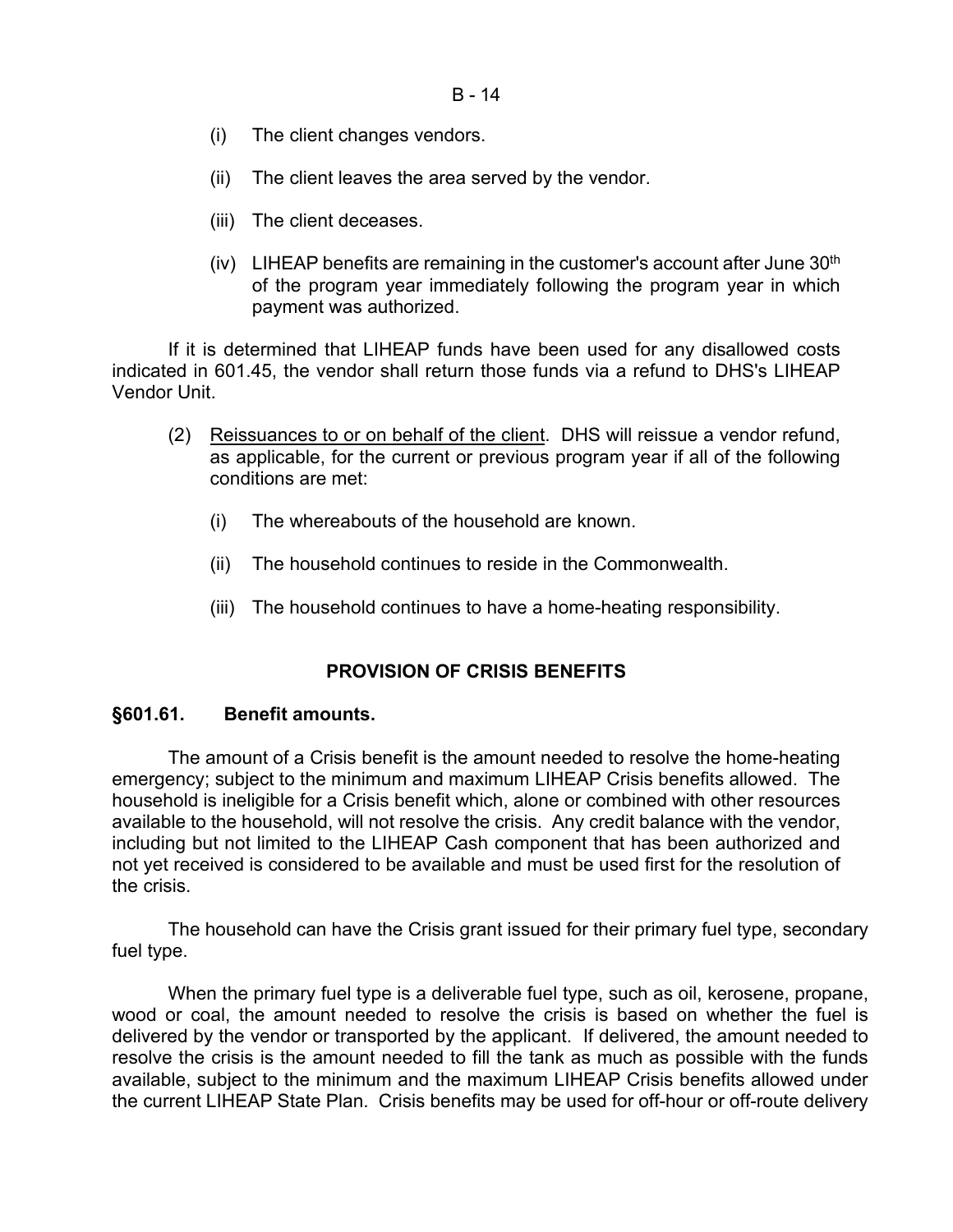(i) The client changes vendors.

(ii) The client leaves the area served by the vendor.

(iii) The client deceases.

(iv) LIHEAP benefits are remaining in the customer's account after June 30th of the program year immediately following the program year in which payment was authorized.

If it is determined that LIHEAP funds have been used for any disallowed costs indicated in 601.45, the vendor shall return those funds via a refund to DHS's LIHEAP Vendor Unit.

(2) Reissuances to or on behalf of the client. DHS will reissue a vendor refund, as applicable, for the current or previous program year if all of the following conditions are met:

(i) The whereabouts of the household are known.

(ii) The household continues to reside in the Commonwealth.

(iii) The household continues to have a home-heating responsibility.

## PROVISION OF CRISIS BENEFITS

### §601.61. Benefit amounts.

The amount of a Crisis benefit is the amount needed to resolve the home-heating emergency; subject to the minimum and maximum LIHEAP Crisis benefits allowed. The household is ineligible for a Crisis benefit which, alone or combined with other resources available to the household, will not resolve the crisis. Any credit balance with the vendor, including but not limited to the LIHEAP Cash component that has been authorized and not yet received is considered to be available and must be used first for the resolution of the crisis.

The household can have the Crisis grant issued for their primary fuel type, secondary fuel type.

When the primary fuel type is a deliverable fuel type, such as oil, kerosene, propane, wood or coal, the amount needed to resolve the crisis is based on whether the fuel is delivered by the vendor or transported by the applicant. If delivered, the amount needed to resolve the crisis is the amount needed to fill the tank as much as possible with the funds available, subject to the minimum and the maximum LIHEAP Crisis benefits allowed under the current LIHEAP State Plan. Crisis benefits may be used for off-hour or off-route delivery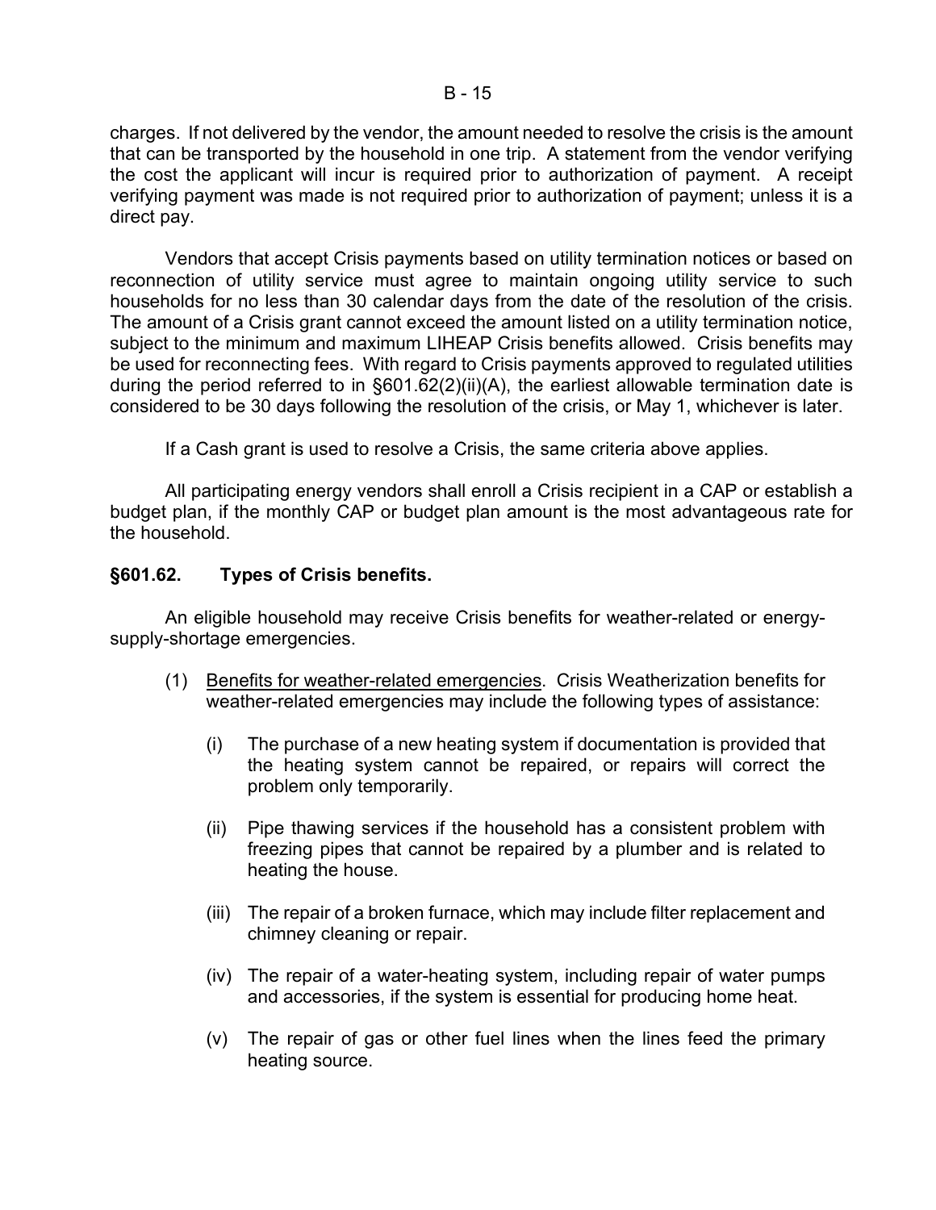charges. If not delivered by the vendor, the amount needed to resolve the crisis is the amount that can be transported by the household in one trip. A statement from the vendor verifying the cost the applicant will incur is required prior to authorization of payment. A receipt verifying payment was made is not required prior to authorization of payment; unless it is a direct pay.

Vendors that accept Crisis payments based on utility termination notices or based on reconnection of utility service must agree to maintain ongoing utility service to such households for no less than 30 calendar days from the date of the resolution of the crisis. The amount of a Crisis grant cannot exceed the amount listed on a utility termination notice, subject to the minimum and maximum LIHEAP Crisis benefits allowed. Crisis benefits may be used for reconnecting fees. With regard to Crisis payments approved to regulated utilities during the period referred to in §601.62(2)(ii)(A), the earliest allowable termination date is considered to be 30 days following the resolution of the crisis, or May 1, whichever is later.

If a Cash grant is used to resolve a Crisis, the same criteria above applies.

All participating energy vendors shall enroll a Crisis recipient in a CAP or establish a budget plan, if the monthly CAP or budget plan amount is the most advantageous rate for the household.

### §601.62. Types of Crisis benefits.

An eligible household may receive Crisis benefits for weather-related or energy-supply-shortage emergencies.

(1) Benefits for weather-related emergencies. Crisis Weatherization benefits for weather-related emergencies may include the following types of assistance:

(i) The purchase of a new heating system if documentation is provided that the heating system cannot be repaired, or repairs will correct the problem only temporarily.

(ii) Pipe thawing services if the household has a consistent problem with freezing pipes that cannot be repaired by a plumber and is related to heating the house.

(iii) The repair of a broken furnace, which may include filter replacement and chimney cleaning or repair.

(iv) The repair of a water-heating system, including repair of water pumps and accessories, if the system is essential for producing home heat.

(v) The repair of gas or other fuel lines when the lines feed the primary heating source.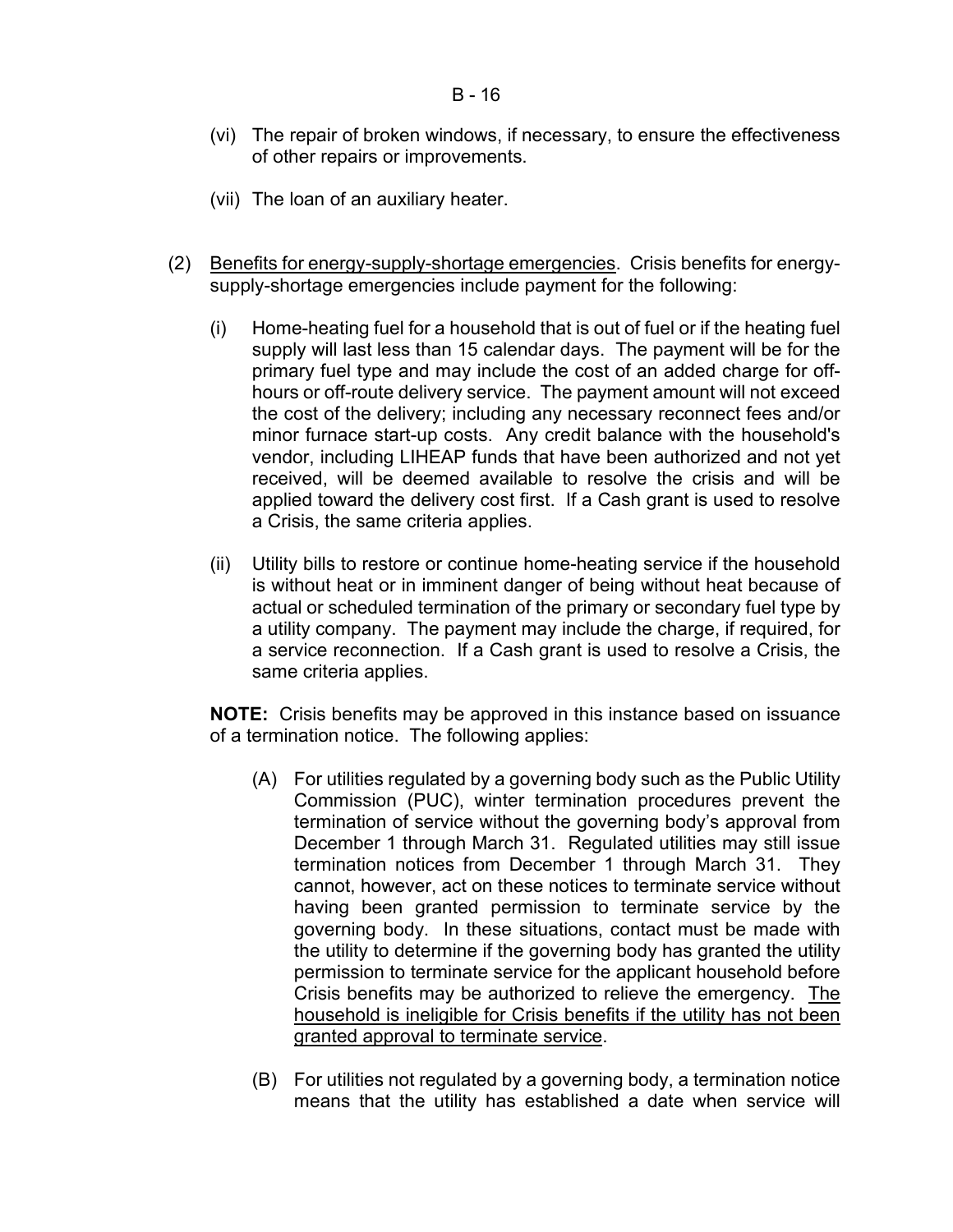(vi) The repair of broken windows, if necessary, to ensure the effectiveness of other repairs or improvements.

(vii) The loan of an auxiliary heater.

(2) <u>Benefits for energy-supply-shortage emergencies</u>. Crisis benefits for energy-supply-shortage emergencies include payment for the following:

(i) Home-heating fuel for a household that is out of fuel or if the heating fuel supply will last less than 15 calendar days. The payment will be for the primary fuel type and may include the cost of an added charge for off-hours or off-route delivery service. The payment amount will not exceed the cost of the delivery; including any necessary reconnect fees and/or minor furnace start-up costs. Any credit balance with the household's vendor, including LIHEAP funds that have been authorized and not yet received, will be deemed available to resolve the crisis and will be applied toward the delivery cost first. If a Cash grant is used to resolve a Crisis, the same criteria applies.

(ii) Utility bills to restore or continue home-heating service if the household is without heat or in imminent danger of being without heat because of actual or scheduled termination of the primary or secondary fuel type by a utility company. The payment may include the charge, if required, for a service reconnection. If a Cash grant is used to resolve a Crisis, the same criteria applies.

**NOTE:** Crisis benefits may be approved in this instance based on issuance of a termination notice. The following applies:

(A) For utilities regulated by a governing body such as the Public Utility Commission (PUC), winter termination procedures prevent the termination of service without the governing body's approval from December 1 through March 31. Regulated utilities may still issue termination notices from December 1 through March 31. They cannot, however, act on these notices to terminate service without having been granted permission to terminate service by the governing body. In these situations, contact must be made with the utility to determine if the governing body has granted the utility permission to terminate service for the applicant household before Crisis benefits may be authorized to relieve the emergency. <u>The household is ineligible for Crisis benefits if the utility has not been granted approval to terminate service</u>.

(B) For utilities not regulated by a governing body, a termination notice means that the utility has established a date when service will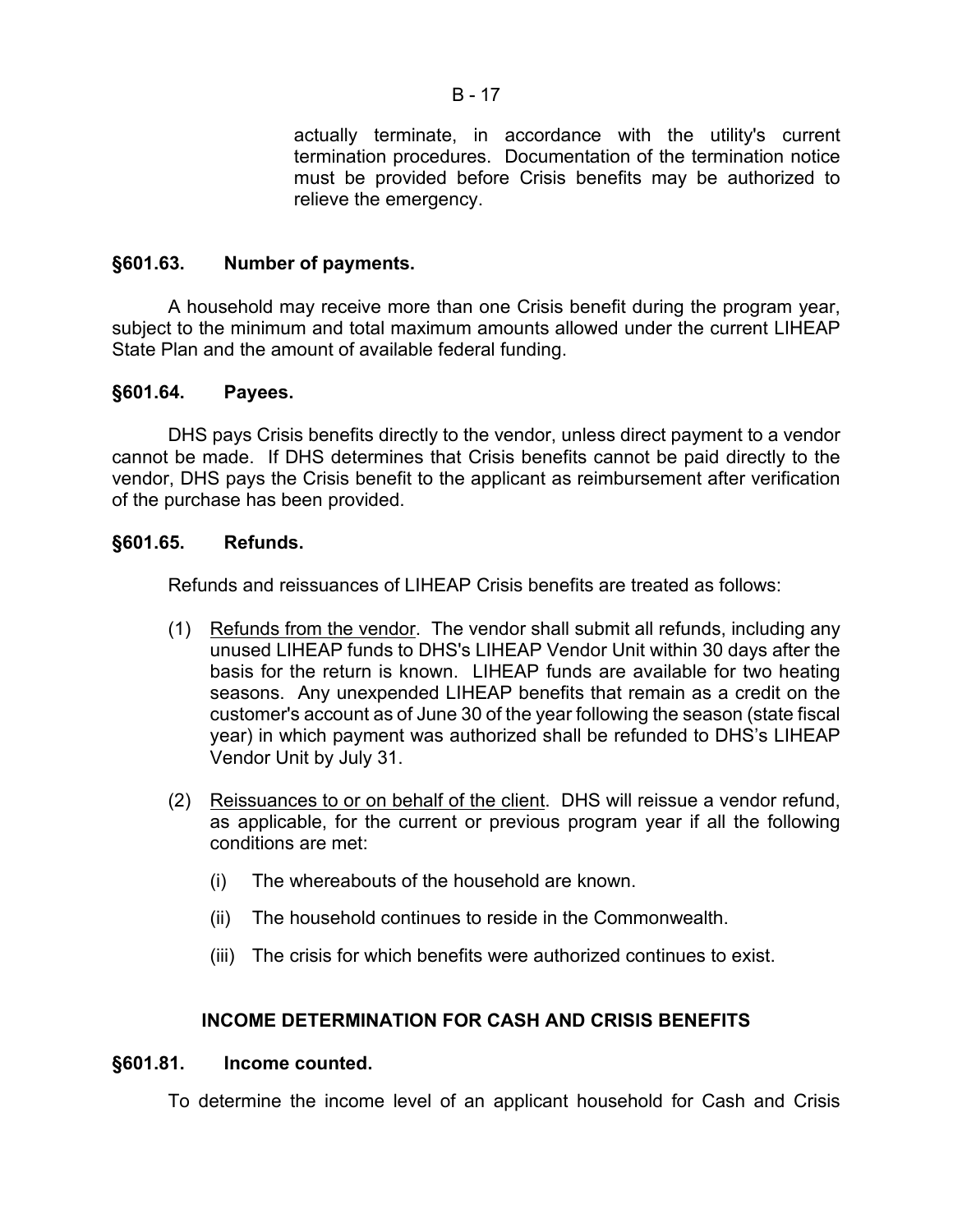actually terminate, in accordance with the utility's current termination procedures. Documentation of the termination notice must be provided before Crisis benefits may be authorized to relieve the emergency.

### §601.63. Number of payments.

A household may receive more than one Crisis benefit during the program year, subject to the minimum and total maximum amounts allowed under the current LIHEAP State Plan and the amount of available federal funding.

### §601.64. Payees.

DHS pays Crisis benefits directly to the vendor, unless direct payment to a vendor cannot be made. If DHS determines that Crisis benefits cannot be paid directly to the vendor, DHS pays the Crisis benefit to the applicant as reimbursement after verification of the purchase has been provided.

### §601.65. Refunds.

Refunds and reissuances of LIHEAP Crisis benefits are treated as follows:

(1) Refunds from the vendor. The vendor shall submit all refunds, including any unused LIHEAP funds to DHS's LIHEAP Vendor Unit within 30 days after the basis for the return is known. LIHEAP funds are available for two heating seasons. Any unexpended LIHEAP benefits that remain as a credit on the customer's account as of June 30 of the year following the season (state fiscal year) in which payment was authorized shall be refunded to DHS's LIHEAP Vendor Unit by July 31.

(2) Reissuances to or on behalf of the client. DHS will reissue a vendor refund, as applicable, for the current or previous program year if all the following conditions are met:

   (i) The whereabouts of the household are known.

   (ii) The household continues to reside in the Commonwealth.

   (iii) The crisis for which benefits were authorized continues to exist.

## INCOME DETERMINATION FOR CASH AND CRISIS BENEFITS

### §601.81. Income counted.

To determine the income level of an applicant household for Cash and Crisis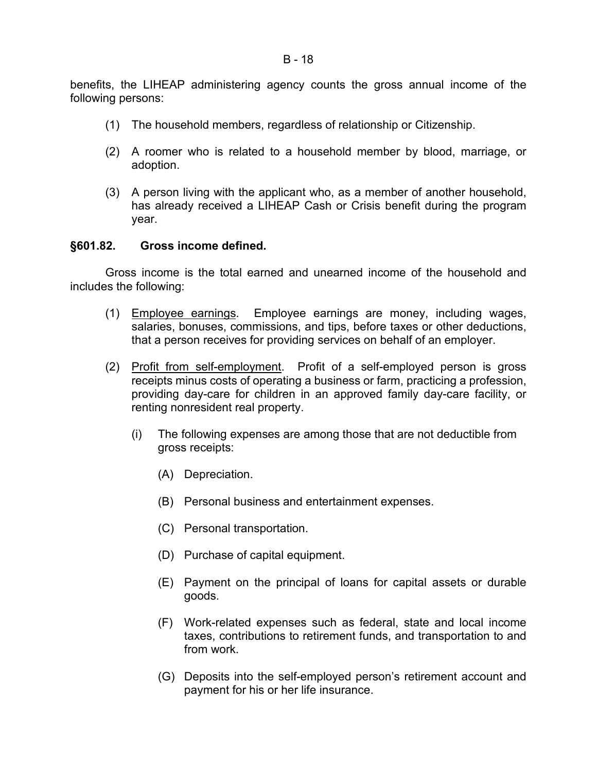benefits, the LIHEAP administering agency counts the gross annual income of the following persons:

(1) The household members, regardless of relationship or Citizenship.

(2) A roomer who is related to a household member by blood, marriage, or adoption.

(3) A person living with the applicant who, as a member of another household, has already received a LIHEAP Cash or Crisis benefit during the program year.

### §601.82. Gross income defined.

Gross income is the total earned and unearned income of the household and includes the following:

(1) Employee earnings. Employee earnings are money, including wages, salaries, bonuses, commissions, and tips, before taxes or other deductions, that a person receives for providing services on behalf of an employer.

(2) Profit from self-employment. Profit of a self-employed person is gross receipts minus costs of operating a business or farm, practicing a profession, providing day-care for children in an approved family day-care facility, or renting nonresident real property.

   (i) The following expenses are among those that are not deductible from gross receipts:

      (A) Depreciation.

      (B) Personal business and entertainment expenses.

      (C) Personal transportation.

      (D) Purchase of capital equipment.

      (E) Payment on the principal of loans for capital assets or durable goods.

      (F) Work-related expenses such as federal, state and local income taxes, contributions to retirement funds, and transportation to and from work.

      (G) Deposits into the self-employed person's retirement account and payment for his or her life insurance.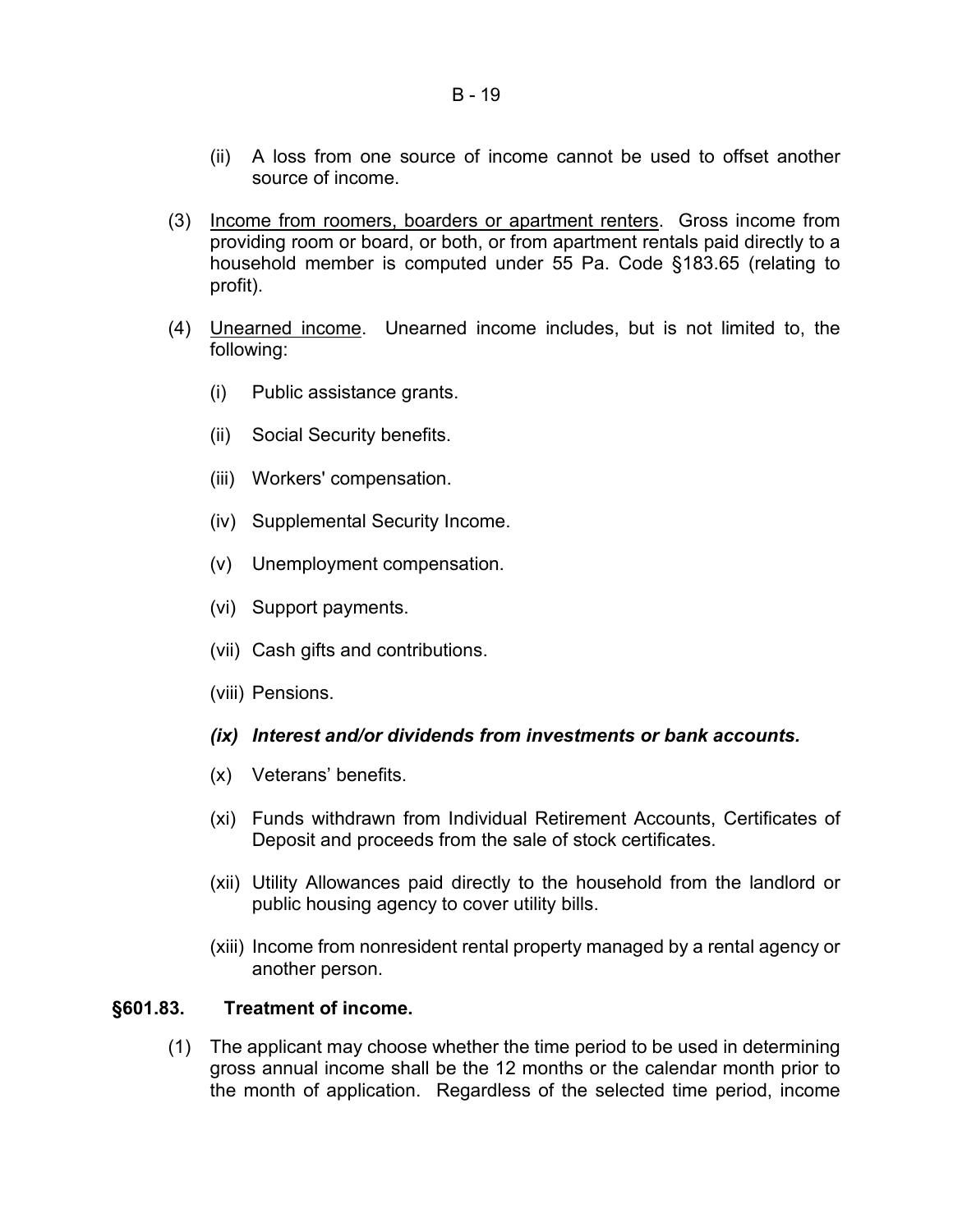(ii) A loss from one source of income cannot be used to offset another source of income.

(3) <u>Income from roomers, boarders or apartment renters</u>. Gross income from providing room or board, or both, or from apartment rentals paid directly to a household member is computed under 55 Pa. Code §183.65 (relating to profit).

(4) <u>Unearned income</u>. Unearned income includes, but is not limited to, the following:

(i) Public assistance grants.

(ii) Social Security benefits.

(iii) Workers' compensation.

(iv) Supplemental Security Income.

(v) Unemployment compensation.

(vi) Support payments.

(vii) Cash gifts and contributions.

(viii) Pensions.

***(ix) Interest and/or dividends from investments or bank accounts.***

(x) Veterans' benefits.

(xi) Funds withdrawn from Individual Retirement Accounts, Certificates of Deposit and proceeds from the sale of stock certificates.

(xii) Utility Allowances paid directly to the household from the landlord or public housing agency to cover utility bills.

(xiii) Income from nonresident rental property managed by a rental agency or another person.

**§601.83. Treatment of income.**

(1) The applicant may choose whether the time period to be used in determining gross annual income shall be the 12 months or the calendar month prior to the month of application. Regardless of the selected time period, income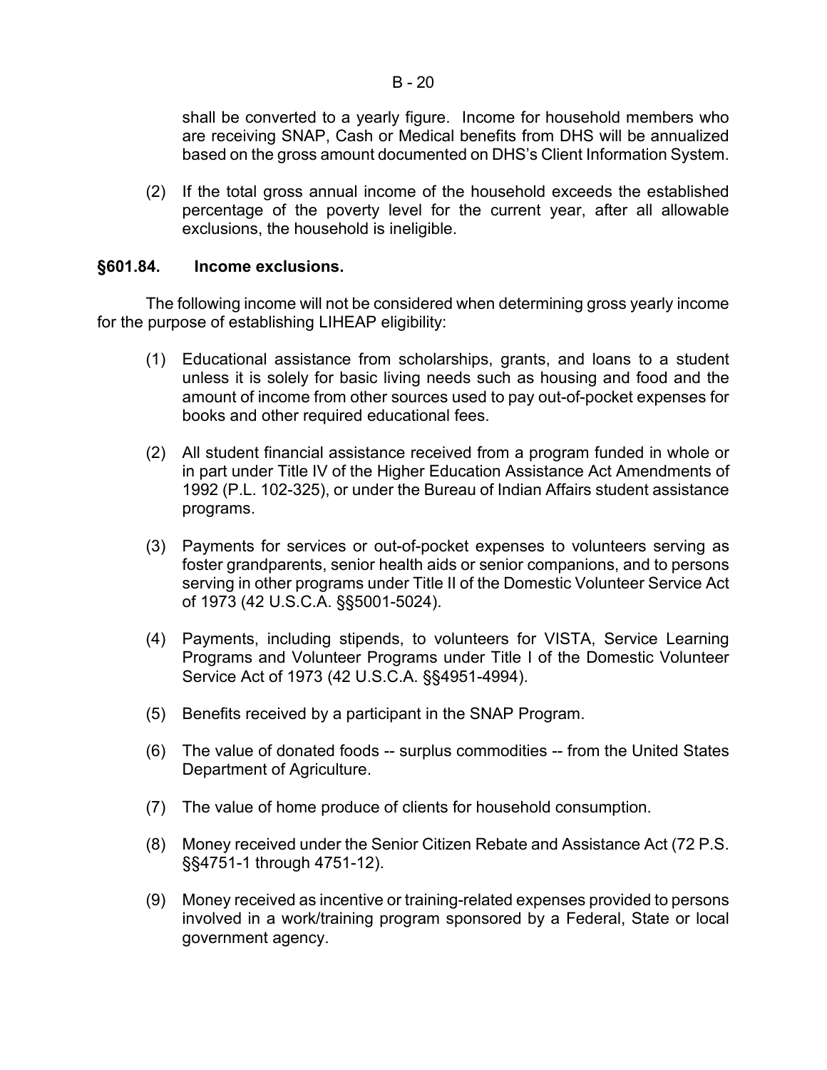shall be converted to a yearly figure. Income for household members who are receiving SNAP, Cash or Medical benefits from DHS will be annualized based on the gross amount documented on DHS's Client Information System.

(2) If the total gross annual income of the household exceeds the established percentage of the poverty level for the current year, after all allowable exclusions, the household is ineligible.

**§601.84. Income exclusions.**

The following income will not be considered when determining gross yearly income for the purpose of establishing LIHEAP eligibility:

(1) Educational assistance from scholarships, grants, and loans to a student unless it is solely for basic living needs such as housing and food and the amount of income from other sources used to pay out-of-pocket expenses for books and other required educational fees.

(2) All student financial assistance received from a program funded in whole or in part under Title IV of the Higher Education Assistance Act Amendments of 1992 (P.L. 102-325), or under the Bureau of Indian Affairs student assistance programs.

(3) Payments for services or out-of-pocket expenses to volunteers serving as foster grandparents, senior health aids or senior companions, and to persons serving in other programs under Title II of the Domestic Volunteer Service Act of 1973 (42 U.S.C.A. §§5001-5024).

(4) Payments, including stipends, to volunteers for VISTA, Service Learning Programs and Volunteer Programs under Title I of the Domestic Volunteer Service Act of 1973 (42 U.S.C.A. §§4951-4994).

(5) Benefits received by a participant in the SNAP Program.

(6) The value of donated foods -- surplus commodities -- from the United States Department of Agriculture.

(7) The value of home produce of clients for household consumption.

(8) Money received under the Senior Citizen Rebate and Assistance Act (72 P.S. §§4751-1 through 4751-12).

(9) Money received as incentive or training-related expenses provided to persons involved in a work/training program sponsored by a Federal, State or local government agency.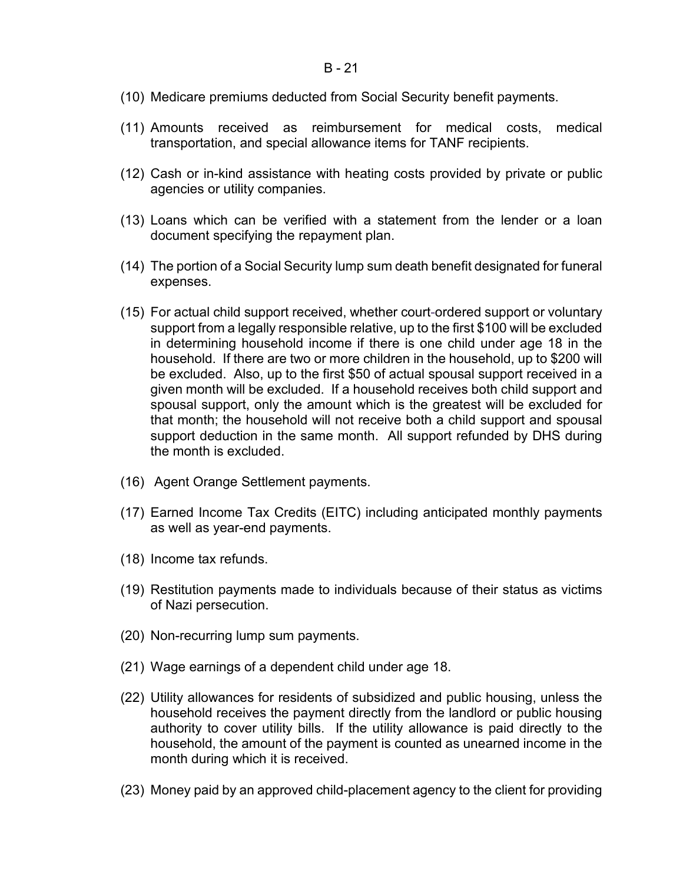(10) Medicare premiums deducted from Social Security benefit payments.

(11) Amounts received as reimbursement for medical costs, medical transportation, and special allowance items for TANF recipients.

(12) Cash or in-kind assistance with heating costs provided by private or public agencies or utility companies.

(13) Loans which can be verified with a statement from the lender or a loan document specifying the repayment plan.

(14) The portion of a Social Security lump sum death benefit designated for funeral expenses.

(15) For actual child support received, whether court-ordered support or voluntary support from a legally responsible relative, up to the first $100 will be excluded in determining household income if there is one child under age 18 in the household. If there are two or more children in the household, up to $200 will be excluded. Also, up to the first $50 of actual spousal support received in a given month will be excluded. If a household receives both child support and spousal support, only the amount which is the greatest will be excluded for that month; the household will not receive both a child support and spousal support deduction in the same month. All support refunded by DHS during the month is excluded.

(16) Agent Orange Settlement payments.

(17) Earned Income Tax Credits (EITC) including anticipated monthly payments as well as year-end payments.

(18) Income tax refunds.

(19) Restitution payments made to individuals because of their status as victims of Nazi persecution.

(20) Non-recurring lump sum payments.

(21) Wage earnings of a dependent child under age 18.

(22) Utility allowances for residents of subsidized and public housing, unless the household receives the payment directly from the landlord or public housing authority to cover utility bills. If the utility allowance is paid directly to the household, the amount of the payment is counted as unearned income in the month during which it is received.

(23) Money paid by an approved child-placement agency to the client for providing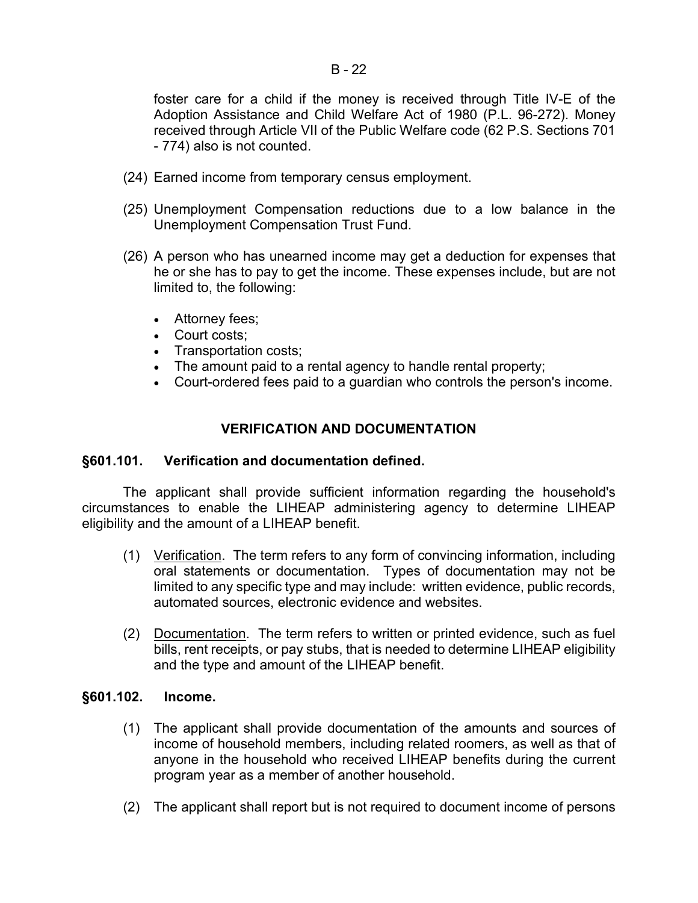foster care for a child if the money is received through Title IV-E of the Adoption Assistance and Child Welfare Act of 1980 (P.L. 96-272). Money received through Article VII of the Public Welfare code (62 P.S. Sections 701 - 774) also is not counted.

(24) Earned income from temporary census employment.

(25) Unemployment Compensation reductions due to a low balance in the Unemployment Compensation Trust Fund.

(26) A person who has unearned income may get a deduction for expenses that he or she has to pay to get the income. These expenses include, but are not limited to, the following:

- Attorney fees;
- Court costs;
- Transportation costs;
- The amount paid to a rental agency to handle rental property;
- Court-ordered fees paid to a guardian who controls the person's income.

## VERIFICATION AND DOCUMENTATION

### §601.101. Verification and documentation defined.

The applicant shall provide sufficient information regarding the household's circumstances to enable the LIHEAP administering agency to determine LIHEAP eligibility and the amount of a LIHEAP benefit.

(1) Verification. The term refers to any form of convincing information, including oral statements or documentation. Types of documentation may not be limited to any specific type and may include: written evidence, public records, automated sources, electronic evidence and websites.

(2) Documentation. The term refers to written or printed evidence, such as fuel bills, rent receipts, or pay stubs, that is needed to determine LIHEAP eligibility and the type and amount of the LIHEAP benefit.

### §601.102. Income.

(1) The applicant shall provide documentation of the amounts and sources of income of household members, including related roomers, as well as that of anyone in the household who received LIHEAP benefits during the current program year as a member of another household.

(2) The applicant shall report but is not required to document income of persons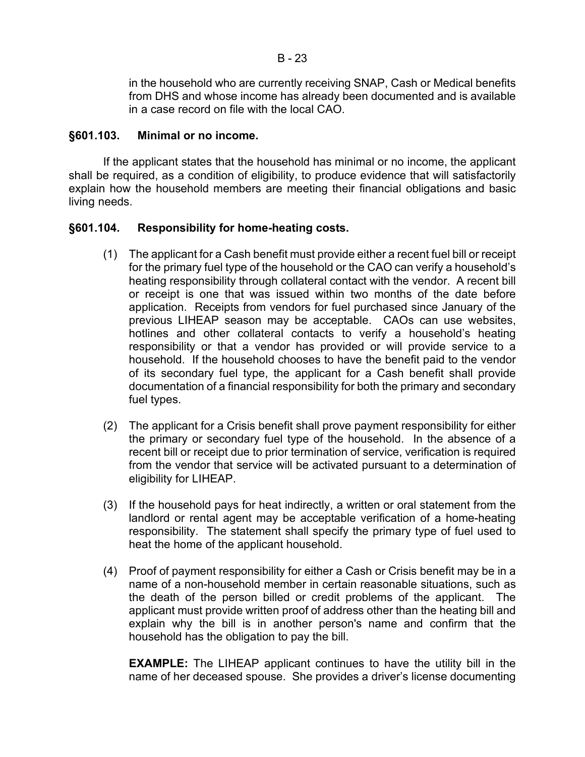in the household who are currently receiving SNAP, Cash or Medical benefits from DHS and whose income has already been documented and is available in a case record on file with the local CAO.

## §601.103. Minimal or no income.

If the applicant states that the household has minimal or no income, the applicant shall be required, as a condition of eligibility, to produce evidence that will satisfactorily explain how the household members are meeting their financial obligations and basic living needs.

## §601.104. Responsibility for home-heating costs.

(1) The applicant for a Cash benefit must provide either a recent fuel bill or receipt for the primary fuel type of the household or the CAO can verify a household's heating responsibility through collateral contact with the vendor. A recent bill or receipt is one that was issued within two months of the date before application. Receipts from vendors for fuel purchased since January of the previous LIHEAP season may be acceptable. CAOs can use websites, hotlines and other collateral contacts to verify a household's heating responsibility or that a vendor has provided or will provide service to a household. If the household chooses to have the benefit paid to the vendor of its secondary fuel type, the applicant for a Cash benefit shall provide documentation of a financial responsibility for both the primary and secondary fuel types.

(2) The applicant for a Crisis benefit shall prove payment responsibility for either the primary or secondary fuel type of the household. In the absence of a recent bill or receipt due to prior termination of service, verification is required from the vendor that service will be activated pursuant to a determination of eligibility for LIHEAP.

(3) If the household pays for heat indirectly, a written or oral statement from the landlord or rental agent may be acceptable verification of a home-heating responsibility. The statement shall specify the primary type of fuel used to heat the home of the applicant household.

(4) Proof of payment responsibility for either a Cash or Crisis benefit may be in a name of a non-household member in certain reasonable situations, such as the death of the person billed or credit problems of the applicant. The applicant must provide written proof of address other than the heating bill and explain why the bill is in another person's name and confirm that the household has the obligation to pay the bill.

**EXAMPLE:** The LIHEAP applicant continues to have the utility bill in the name of her deceased spouse. She provides a driver's license documenting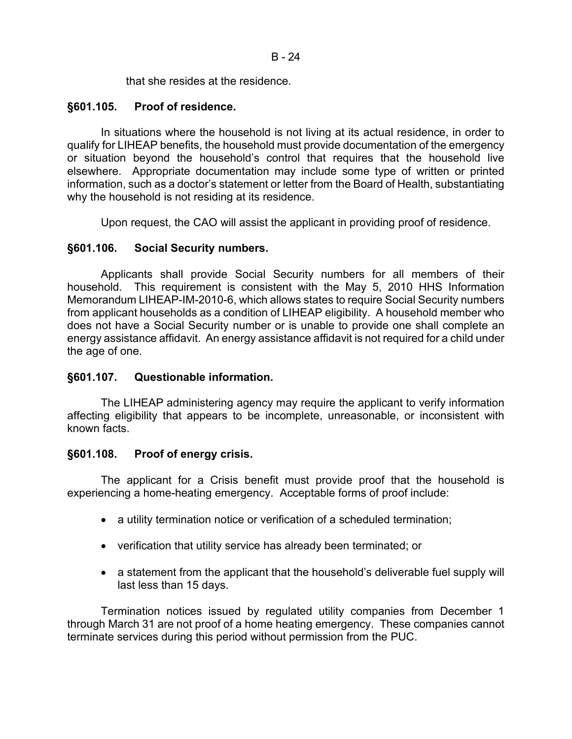that she resides at the residence.

### §601.105. Proof of residence.

In situations where the household is not living at its actual residence, in order to qualify for LIHEAP benefits, the household must provide documentation of the emergency or situation beyond the household's control that requires that the household live elsewhere. Appropriate documentation may include some type of written or printed information, such as a doctor's statement or letter from the Board of Health, substantiating why the household is not residing at its residence.

Upon request, the CAO will assist the applicant in providing proof of residence.

### §601.106. Social Security numbers.

Applicants shall provide Social Security numbers for all members of their household. This requirement is consistent with the May 5, 2010 HHS Information Memorandum LIHEAP-IM-2010-6, which allows states to require Social Security numbers from applicant households as a condition of LIHEAP eligibility. A household member who does not have a Social Security number or is unable to provide one shall complete an energy assistance affidavit. An energy assistance affidavit is not required for a child under the age of one.

### §601.107. Questionable information.

The LIHEAP administering agency may require the applicant to verify information affecting eligibility that appears to be incomplete, unreasonable, or inconsistent with known facts.

### §601.108. Proof of energy crisis.

The applicant for a Crisis benefit must provide proof that the household is experiencing a home-heating emergency. Acceptable forms of proof include:

- a utility termination notice or verification of a scheduled termination;
- verification that utility service has already been terminated; or
- a statement from the applicant that the household's deliverable fuel supply will last less than 15 days.

Termination notices issued by regulated utility companies from December 1 through March 31 are not proof of a home heating emergency. These companies cannot terminate services during this period without permission from the PUC.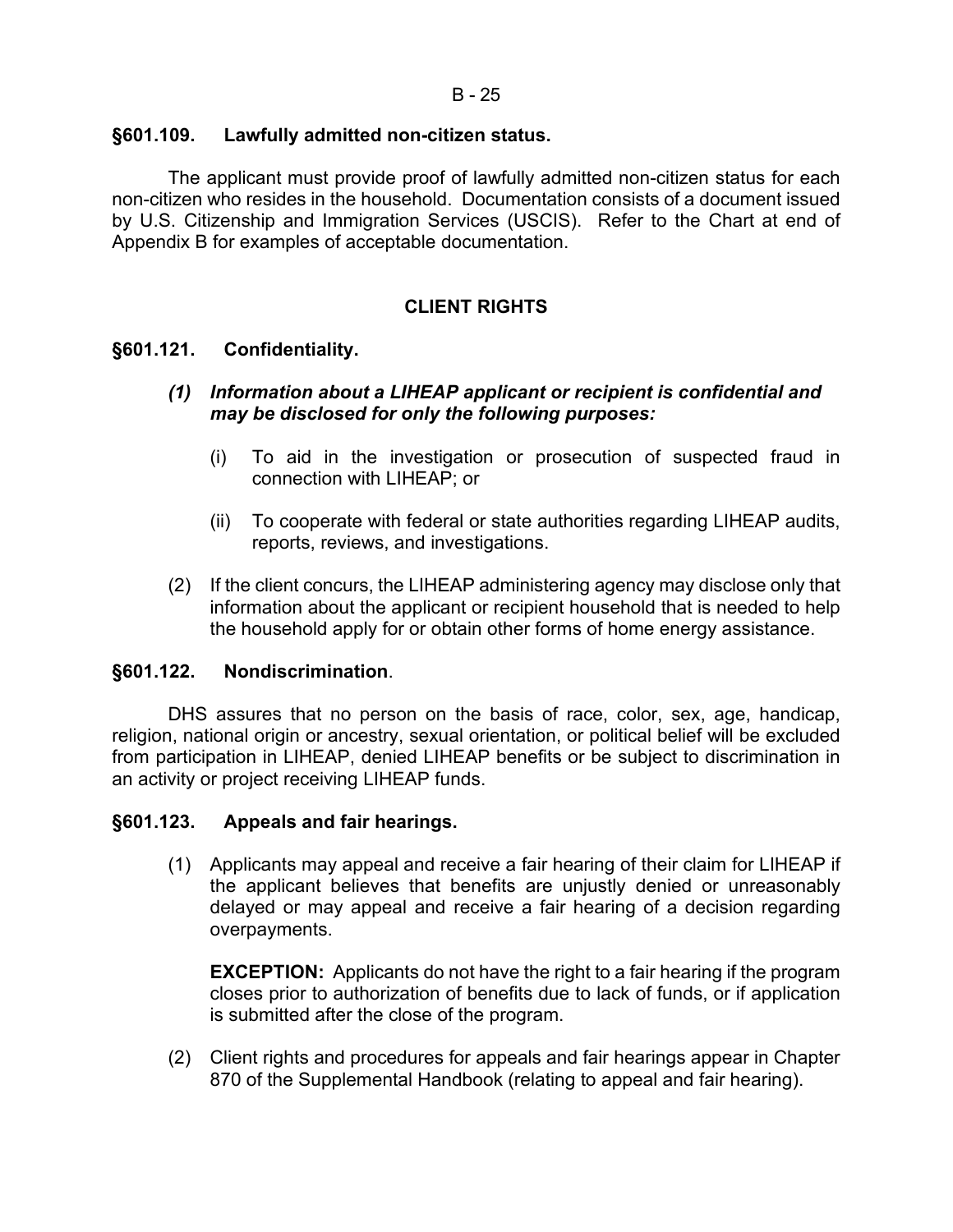### §601.109. Lawfully admitted non-citizen status.

The applicant must provide proof of lawfully admitted non-citizen status for each non-citizen who resides in the household. Documentation consists of a document issued by U.S. Citizenship and Immigration Services (USCIS). Refer to the Chart at end of Appendix B for examples of acceptable documentation.

## CLIENT RIGHTS

### §601.121. Confidentiality.

(1) ***Information about a LIHEAP applicant or recipient is confidential and may be disclosed for only the following purposes:***

   (i) To aid in the investigation or prosecution of suspected fraud in connection with LIHEAP; or

   (ii) To cooperate with federal or state authorities regarding LIHEAP audits, reports, reviews, and investigations.

(2) If the client concurs, the LIHEAP administering agency may disclose only that information about the applicant or recipient household that is needed to help the household apply for or obtain other forms of home energy assistance.

### §601.122. Nondiscrimination.

DHS assures that no person on the basis of race, color, sex, age, handicap, religion, national origin or ancestry, sexual orientation, or political belief will be excluded from participation in LIHEAP, denied LIHEAP benefits or be subject to discrimination in an activity or project receiving LIHEAP funds.

### §601.123. Appeals and fair hearings.

(1) Applicants may appeal and receive a fair hearing of their claim for LIHEAP if the applicant believes that benefits are unjustly denied or unreasonably delayed or may appeal and receive a fair hearing of a decision regarding overpayments.

   **EXCEPTION:** Applicants do not have the right to a fair hearing if the program closes prior to authorization of benefits due to lack of funds, or if application is submitted after the close of the program.

(2) Client rights and procedures for appeals and fair hearings appear in Chapter 870 of the Supplemental Handbook (relating to appeal and fair hearing).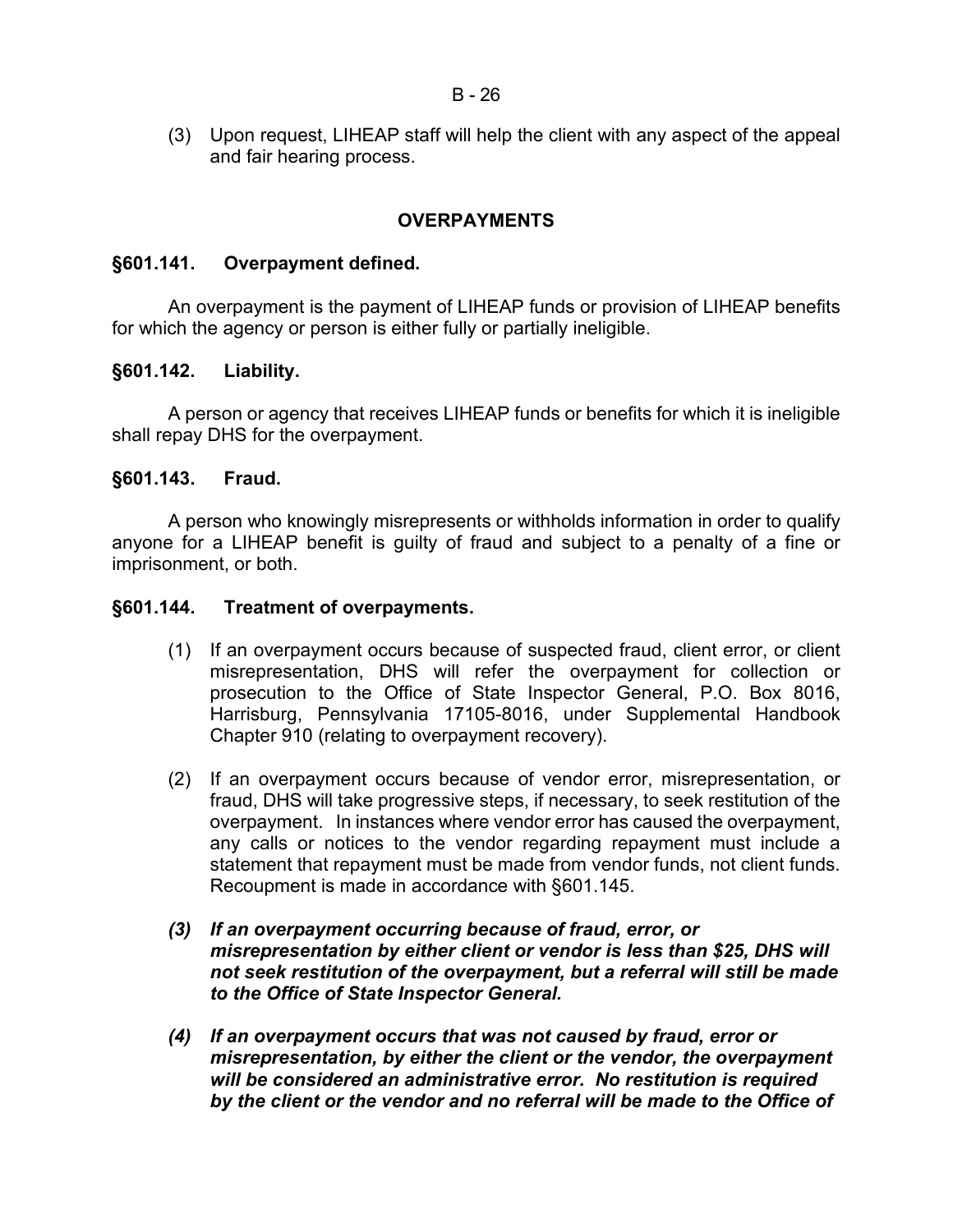(3) Upon request, LIHEAP staff will help the client with any aspect of the appeal and fair hearing process.

## OVERPAYMENTS

### §601.141. Overpayment defined.

An overpayment is the payment of LIHEAP funds or provision of LIHEAP benefits for which the agency or person is either fully or partially ineligible.

### §601.142. Liability.

A person or agency that receives LIHEAP funds or benefits for which it is ineligible shall repay DHS for the overpayment.

### §601.143. Fraud.

A person who knowingly misrepresents or withholds information in order to qualify anyone for a LIHEAP benefit is guilty of fraud and subject to a penalty of a fine or imprisonment, or both.

### §601.144. Treatment of overpayments.

(1) If an overpayment occurs because of suspected fraud, client error, or client misrepresentation, DHS will refer the overpayment for collection or prosecution to the Office of State Inspector General, P.O. Box 8016, Harrisburg, Pennsylvania 17105-8016, under Supplemental Handbook Chapter 910 (relating to overpayment recovery).

(2) If an overpayment occurs because of vendor error, misrepresentation, or fraud, DHS will take progressive steps, if necessary, to seek restitution of the overpayment. In instances where vendor error has caused the overpayment, any calls or notices to the vendor regarding repayment must include a statement that repayment must be made from vendor funds, not client funds. Recoupment is made in accordance with §601.145.

***(3) If an overpayment occurring because of fraud, error, or misrepresentation by either client or vendor is less than $25, DHS will not seek restitution of the overpayment, but a referral will still be made to the Office of State Inspector General.***

***(4) If an overpayment occurs that was not caused by fraud, error or misrepresentation, by either the client or the vendor, the overpayment will be considered an administrative error. No restitution is required by the client or the vendor and no referral will be made to the Office of***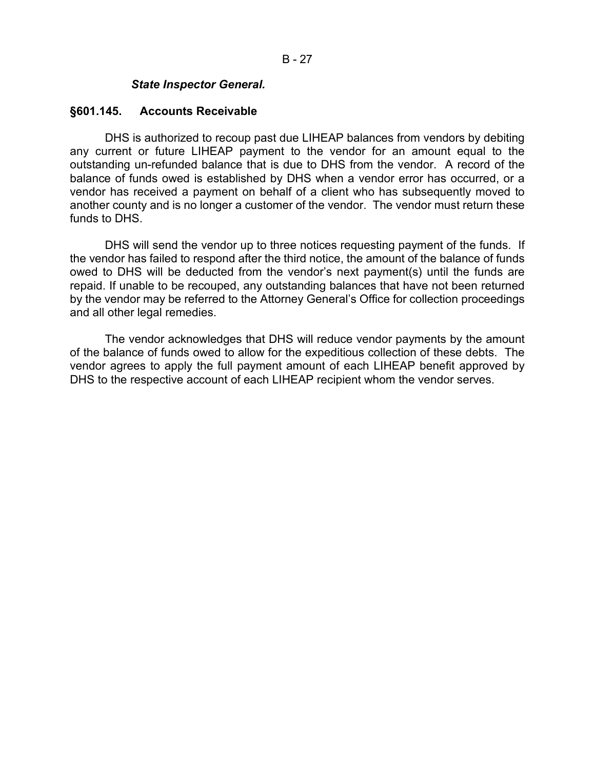***State Inspector General.***

## §601.145. Accounts Receivable

DHS is authorized to recoup past due LIHEAP balances from vendors by debiting any current or future LIHEAP payment to the vendor for an amount equal to the outstanding un-refunded balance that is due to DHS from the vendor. A record of the balance of funds owed is established by DHS when a vendor error has occurred, or a vendor has received a payment on behalf of a client who has subsequently moved to another county and is no longer a customer of the vendor. The vendor must return these funds to DHS.

DHS will send the vendor up to three notices requesting payment of the funds. If the vendor has failed to respond after the third notice, the amount of the balance of funds owed to DHS will be deducted from the vendor's next payment(s) until the funds are repaid. If unable to be recouped, any outstanding balances that have not been returned by the vendor may be referred to the Attorney General's Office for collection proceedings and all other legal remedies.

The vendor acknowledges that DHS will reduce vendor payments by the amount of the balance of funds owed to allow for the expeditious collection of these debts. The vendor agrees to apply the full payment amount of each LIHEAP benefit approved by DHS to the respective account of each LIHEAP recipient whom the vendor serves.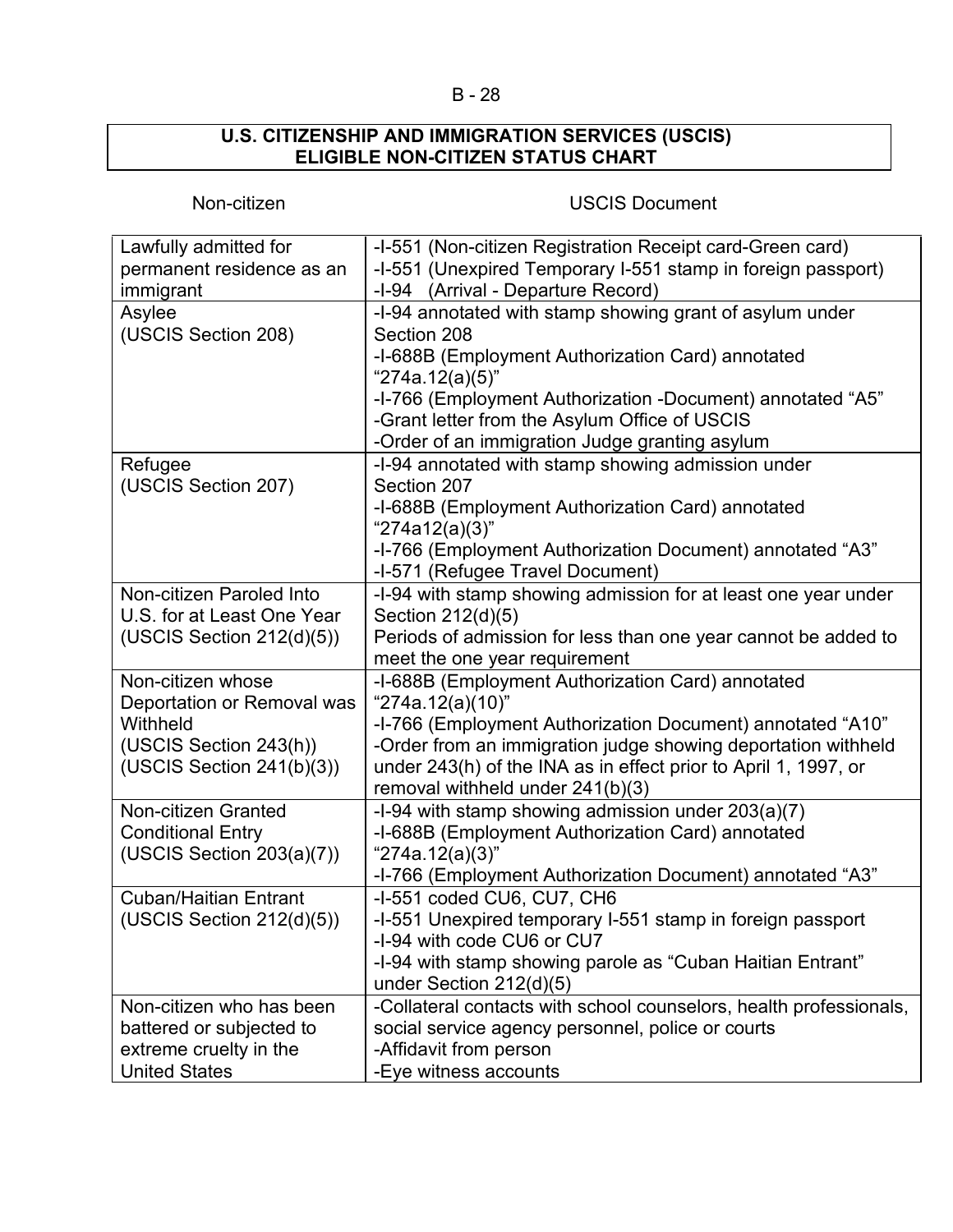## U.S. CITIZENSHIP AND IMMIGRATION SERVICES (USCIS) ELIGIBLE NON-CITIZEN STATUS CHART

| Non-citizen | USCIS Document |
|---|---|
| Lawfully admitted for permanent residence as an immigrant | -I-551 (Non-citizen Registration Receipt card-Green card)<br>-I-551 (Unexpired Temporary I-551 stamp in foreign passport)<br>-I-94 (Arrival - Departure Record) |
| Asylee<br>(USCIS Section 208) | -I-94 annotated with stamp showing grant of asylum under Section 208<br>-I-688B (Employment Authorization Card) annotated "274a.12(a)(5)"<br>-I-766 (Employment Authorization -Document) annotated "A5"<br>-Grant letter from the Asylum Office of USCIS<br>-Order of an immigration Judge granting asylum |
| Refugee<br>(USCIS Section 207) | -I-94 annotated with stamp showing admission under Section 207<br>-I-688B (Employment Authorization Card) annotated "274a12(a)(3)"<br>-I-766 (Employment Authorization Document) annotated "A3"<br>-I-571 (Refugee Travel Document) |
| Non-citizen Paroled Into U.S. for at Least One Year<br>(USCIS Section 212(d)(5)) | -I-94 with stamp showing admission for at least one year under Section 212(d)(5)<br>Periods of admission for less than one year cannot be added to meet the one year requirement |
| Non-citizen whose Deportation or Removal was Withheld<br>(USCIS Section 243(h))<br>(USCIS Section 241(b)(3)) | -I-688B (Employment Authorization Card) annotated "274a.12(a)(10)"<br>-I-766 (Employment Authorization Document) annotated "A10"<br>-Order from an immigration judge showing deportation withheld under 243(h) of the INA as in effect prior to April 1, 1997, or removal withheld under 241(b)(3) |
| Non-citizen Granted Conditional Entry<br>(USCIS Section 203(a)(7)) | -I-94 with stamp showing admission under 203(a)(7)<br>-I-688B (Employment Authorization Card) annotated "274a.12(a)(3)"<br>-I-766 (Employment Authorization Document) annotated "A3" |
| Cuban/Haitian Entrant<br>(USCIS Section 212(d)(5)) | -I-551 coded CU6, CU7, CH6<br>-I-551 Unexpired temporary I-551 stamp in foreign passport<br>-I-94 with code CU6 or CU7<br>-I-94 with stamp showing parole as "Cuban Haitian Entrant" under Section 212(d)(5) |
| Non-citizen who has been battered or subjected to extreme cruelty in the United States | -Collateral contacts with school counselors, health professionals, social service agency personnel, police or courts<br>-Affidavit from person<br>-Eye witness accounts |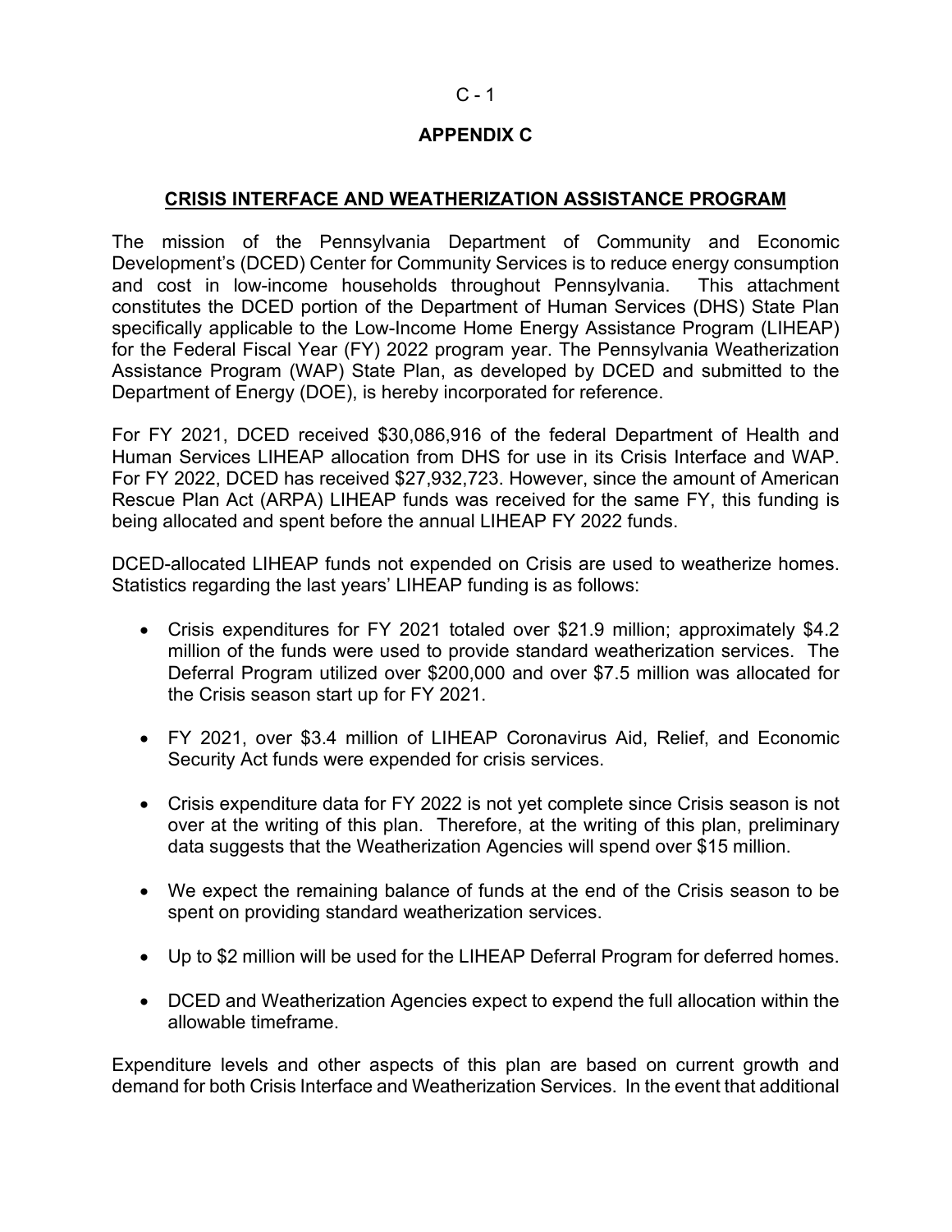# APPENDIX C

## CRISIS INTERFACE AND WEATHERIZATION ASSISTANCE PROGRAM

The mission of the Pennsylvania Department of Community and Economic Development's (DCED) Center for Community Services is to reduce energy consumption and cost in low-income households throughout Pennsylvania. This attachment constitutes the DCED portion of the Department of Human Services (DHS) State Plan specifically applicable to the Low-Income Home Energy Assistance Program (LIHEAP) for the Federal Fiscal Year (FY) 2022 program year. The Pennsylvania Weatherization Assistance Program (WAP) State Plan, as developed by DCED and submitted to the Department of Energy (DOE), is hereby incorporated for reference.

For FY 2021, DCED received $30,086,916 of the federal Department of Health and Human Services LIHEAP allocation from DHS for use in its Crisis Interface and WAP. For FY 2022, DCED has received $27,932,723. However, since the amount of American Rescue Plan Act (ARPA) LIHEAP funds was received for the same FY, this funding is being allocated and spent before the annual LIHEAP FY 2022 funds.

DCED-allocated LIHEAP funds not expended on Crisis are used to weatherize homes. Statistics regarding the last years' LIHEAP funding is as follows:

- Crisis expenditures for FY 2021 totaled over $21.9 million; approximately $4.2 million of the funds were used to provide standard weatherization services. The Deferral Program utilized over $200,000 and over $7.5 million was allocated for the Crisis season start up for FY 2021.
- FY 2021, over $3.4 million of LIHEAP Coronavirus Aid, Relief, and Economic Security Act funds were expended for crisis services.
- Crisis expenditure data for FY 2022 is not yet complete since Crisis season is not over at the writing of this plan. Therefore, at the writing of this plan, preliminary data suggests that the Weatherization Agencies will spend over $15 million.
- We expect the remaining balance of funds at the end of the Crisis season to be spent on providing standard weatherization services.
- Up to $2 million will be used for the LIHEAP Deferral Program for deferred homes.
- DCED and Weatherization Agencies expect to expend the full allocation within the allowable timeframe.

Expenditure levels and other aspects of this plan are based on current growth and demand for both Crisis Interface and Weatherization Services. In the event that additional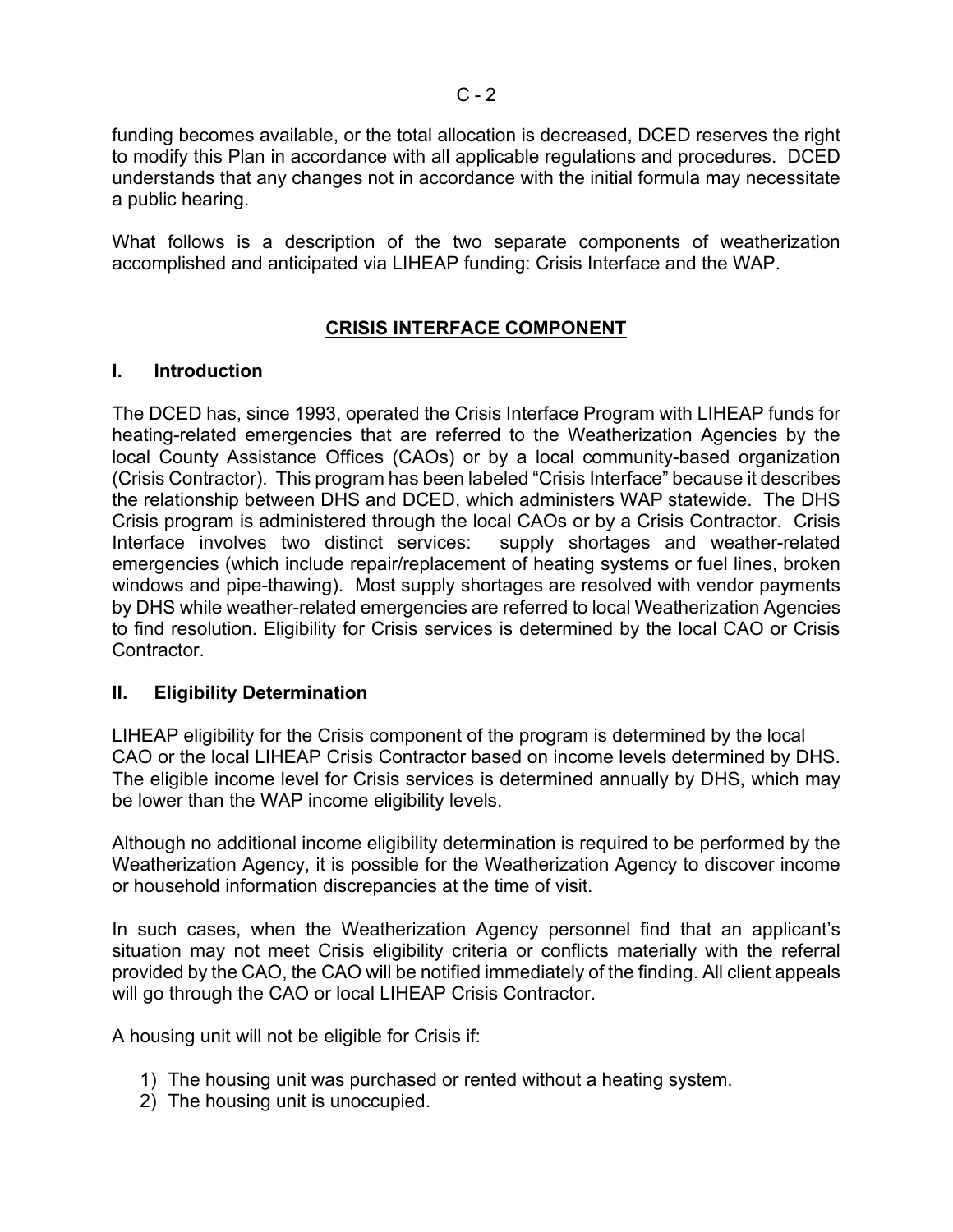funding becomes available, or the total allocation is decreased, DCED reserves the right to modify this Plan in accordance with all applicable regulations and procedures. DCED understands that any changes not in accordance with the initial formula may necessitate a public hearing.

What follows is a description of the two separate components of weatherization accomplished and anticipated via LIHEAP funding: Crisis Interface and the WAP.

## CRISIS INTERFACE COMPONENT

### I. Introduction

The DCED has, since 1993, operated the Crisis Interface Program with LIHEAP funds for heating-related emergencies that are referred to the Weatherization Agencies by the local County Assistance Offices (CAOs) or by a local community-based organization (Crisis Contractor). This program has been labeled "Crisis Interface" because it describes the relationship between DHS and DCED, which administers WAP statewide. The DHS Crisis program is administered through the local CAOs or by a Crisis Contractor. Crisis Interface involves two distinct services: supply shortages and weather-related emergencies (which include repair/replacement of heating systems or fuel lines, broken windows and pipe-thawing). Most supply shortages are resolved with vendor payments by DHS while weather-related emergencies are referred to local Weatherization Agencies to find resolution. Eligibility for Crisis services is determined by the local CAO or Crisis Contractor.

### II. Eligibility Determination

LIHEAP eligibility for the Crisis component of the program is determined by the local CAO or the local LIHEAP Crisis Contractor based on income levels determined by DHS. The eligible income level for Crisis services is determined annually by DHS, which may be lower than the WAP income eligibility levels.

Although no additional income eligibility determination is required to be performed by the Weatherization Agency, it is possible for the Weatherization Agency to discover income or household information discrepancies at the time of visit.

In such cases, when the Weatherization Agency personnel find that an applicant's situation may not meet Crisis eligibility criteria or conflicts materially with the referral provided by the CAO, the CAO will be notified immediately of the finding. All client appeals will go through the CAO or local LIHEAP Crisis Contractor.

A housing unit will not be eligible for Crisis if:

1) The housing unit was purchased or rented without a heating system.
2) The housing unit is unoccupied.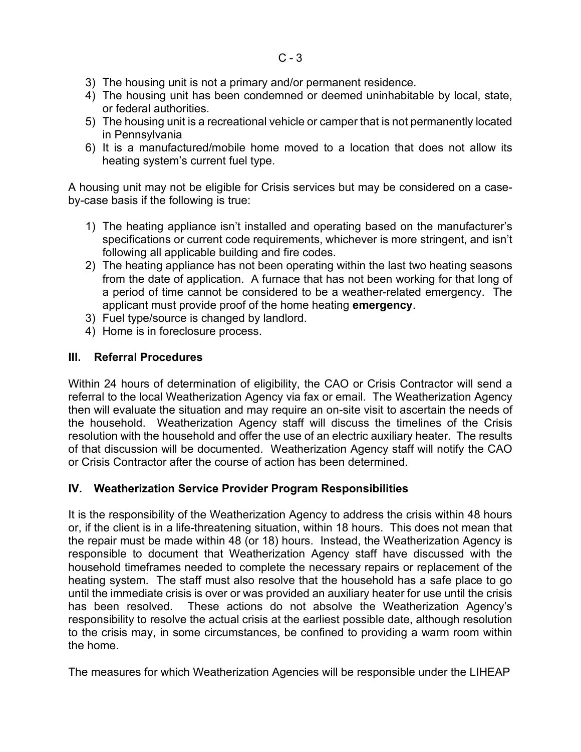3) The housing unit is not a primary and/or permanent residence.
4) The housing unit has been condemned or deemed uninhabitable by local, state, or federal authorities.
5) The housing unit is a recreational vehicle or camper that is not permanently located in Pennsylvania
6) It is a manufactured/mobile home moved to a location that does not allow its heating system's current fuel type.

A housing unit may not be eligible for Crisis services but may be considered on a case-by-case basis if the following is true:

1) The heating appliance isn't installed and operating based on the manufacturer's specifications or current code requirements, whichever is more stringent, and isn't following all applicable building and fire codes.
2) The heating appliance has not been operating within the last two heating seasons from the date of application. A furnace that has not been working for that long of a period of time cannot be considered to be a weather-related emergency. The applicant must provide proof of the home heating **emergency**.
3) Fuel type/source is changed by landlord.
4) Home is in foreclosure process.

## III. Referral Procedures

Within 24 hours of determination of eligibility, the CAO or Crisis Contractor will send a referral to the local Weatherization Agency via fax or email. The Weatherization Agency then will evaluate the situation and may require an on-site visit to ascertain the needs of the household. Weatherization Agency staff will discuss the timelines of the Crisis resolution with the household and offer the use of an electric auxiliary heater. The results of that discussion will be documented. Weatherization Agency staff will notify the CAO or Crisis Contractor after the course of action has been determined.

## IV. Weatherization Service Provider Program Responsibilities

It is the responsibility of the Weatherization Agency to address the crisis within 48 hours or, if the client is in a life-threatening situation, within 18 hours. This does not mean that the repair must be made within 48 (or 18) hours. Instead, the Weatherization Agency is responsible to document that Weatherization Agency staff have discussed with the household timeframes needed to complete the necessary repairs or replacement of the heating system. The staff must also resolve that the household has a safe place to go until the immediate crisis is over or was provided an auxiliary heater for use until the crisis has been resolved. These actions do not absolve the Weatherization Agency's responsibility to resolve the actual crisis at the earliest possible date, although resolution to the crisis may, in some circumstances, be confined to providing a warm room within the home.

The measures for which Weatherization Agencies will be responsible under the LIHEAP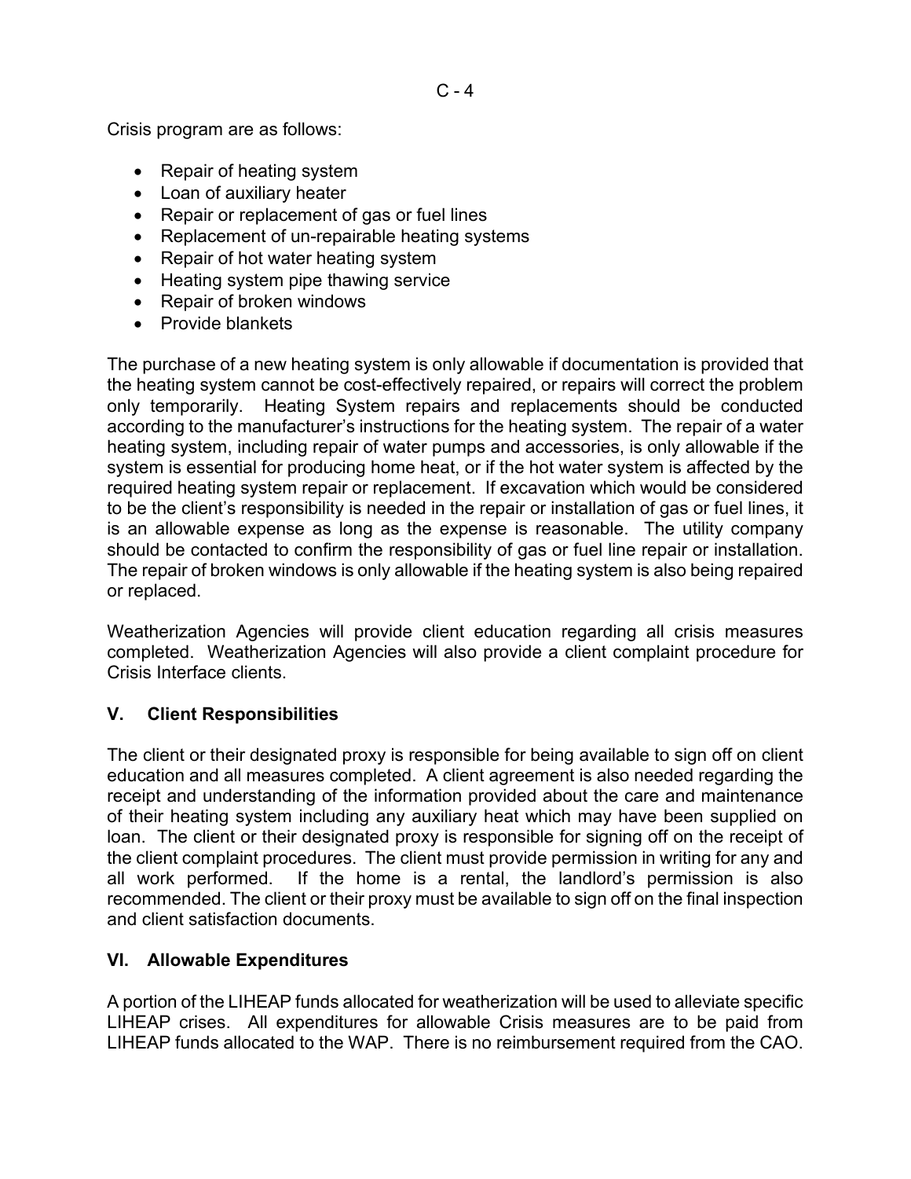Crisis program are as follows:

- Repair of heating system
- Loan of auxiliary heater
- Repair or replacement of gas or fuel lines
- Replacement of un-repairable heating systems
- Repair of hot water heating system
- Heating system pipe thawing service
- Repair of broken windows
- Provide blankets

The purchase of a new heating system is only allowable if documentation is provided that the heating system cannot be cost-effectively repaired, or repairs will correct the problem only temporarily. Heating System repairs and replacements should be conducted according to the manufacturer's instructions for the heating system. The repair of a water heating system, including repair of water pumps and accessories, is only allowable if the system is essential for producing home heat, or if the hot water system is affected by the required heating system repair or replacement. If excavation which would be considered to be the client's responsibility is needed in the repair or installation of gas or fuel lines, it is an allowable expense as long as the expense is reasonable. The utility company should be contacted to confirm the responsibility of gas or fuel line repair or installation. The repair of broken windows is only allowable if the heating system is also being repaired or replaced.

Weatherization Agencies will provide client education regarding all crisis measures completed. Weatherization Agencies will also provide a client complaint procedure for Crisis Interface clients.

## V. Client Responsibilities

The client or their designated proxy is responsible for being available to sign off on client education and all measures completed. A client agreement is also needed regarding the receipt and understanding of the information provided about the care and maintenance of their heating system including any auxiliary heat which may have been supplied on loan. The client or their designated proxy is responsible for signing off on the receipt of the client complaint procedures. The client must provide permission in writing for any and all work performed. If the home is a rental, the landlord's permission is also recommended. The client or their proxy must be available to sign off on the final inspection and client satisfaction documents.

## VI. Allowable Expenditures

A portion of the LIHEAP funds allocated for weatherization will be used to alleviate specific LIHEAP crises. All expenditures for allowable Crisis measures are to be paid from LIHEAP funds allocated to the WAP. There is no reimbursement required from the CAO.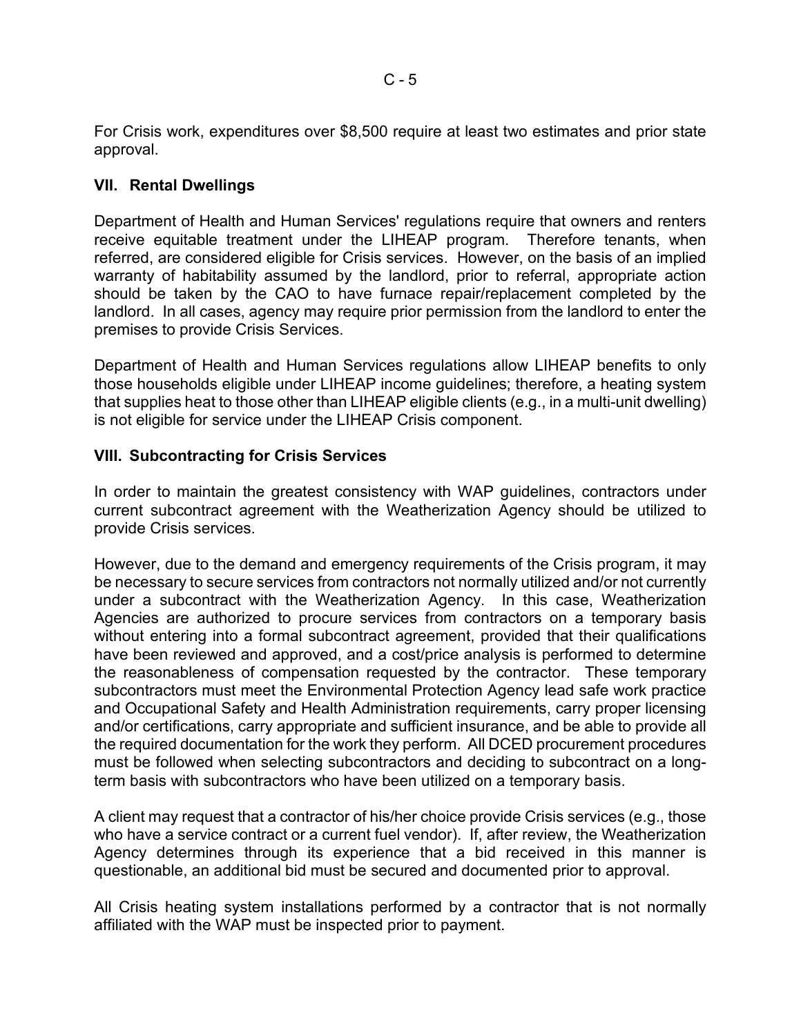For Crisis work, expenditures over $8,500 require at least two estimates and prior state approval.

## VII. Rental Dwellings

Department of Health and Human Services' regulations require that owners and renters receive equitable treatment under the LIHEAP program. Therefore tenants, when referred, are considered eligible for Crisis services. However, on the basis of an implied warranty of habitability assumed by the landlord, prior to referral, appropriate action should be taken by the CAO to have furnace repair/replacement completed by the landlord. In all cases, agency may require prior permission from the landlord to enter the premises to provide Crisis Services.

Department of Health and Human Services regulations allow LIHEAP benefits to only those households eligible under LIHEAP income guidelines; therefore, a heating system that supplies heat to those other than LIHEAP eligible clients (e.g., in a multi-unit dwelling) is not eligible for service under the LIHEAP Crisis component.

## VIII. Subcontracting for Crisis Services

In order to maintain the greatest consistency with WAP guidelines, contractors under current subcontract agreement with the Weatherization Agency should be utilized to provide Crisis services.

However, due to the demand and emergency requirements of the Crisis program, it may be necessary to secure services from contractors not normally utilized and/or not currently under a subcontract with the Weatherization Agency. In this case, Weatherization Agencies are authorized to procure services from contractors on a temporary basis without entering into a formal subcontract agreement, provided that their qualifications have been reviewed and approved, and a cost/price analysis is performed to determine the reasonableness of compensation requested by the contractor. These temporary subcontractors must meet the Environmental Protection Agency lead safe work practice and Occupational Safety and Health Administration requirements, carry proper licensing and/or certifications, carry appropriate and sufficient insurance, and be able to provide all the required documentation for the work they perform. All DCED procurement procedures must be followed when selecting subcontractors and deciding to subcontract on a long-term basis with subcontractors who have been utilized on a temporary basis.

A client may request that a contractor of his/her choice provide Crisis services (e.g., those who have a service contract or a current fuel vendor). If, after review, the Weatherization Agency determines through its experience that a bid received in this manner is questionable, an additional bid must be secured and documented prior to approval.

All Crisis heating system installations performed by a contractor that is not normally affiliated with the WAP must be inspected prior to payment.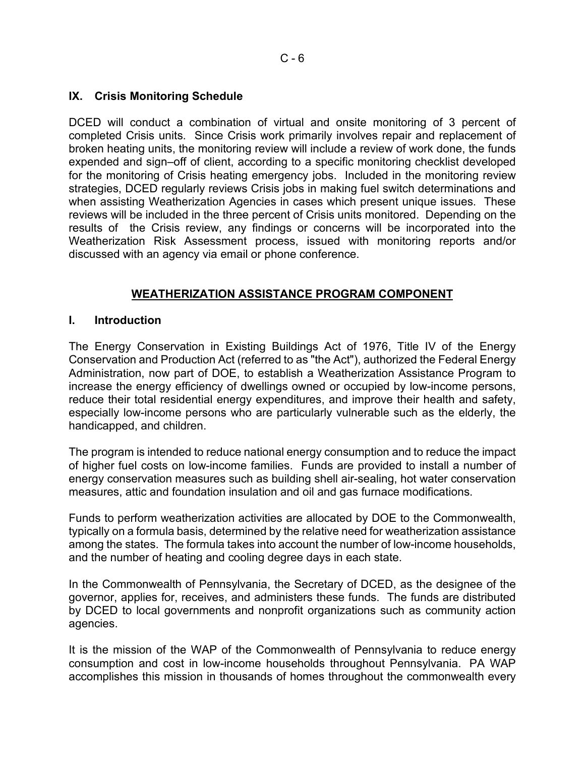## IX. Crisis Monitoring Schedule

DCED will conduct a combination of virtual and onsite monitoring of 3 percent of completed Crisis units. Since Crisis work primarily involves repair and replacement of broken heating units, the monitoring review will include a review of work done, the funds expended and sign–off of client, according to a specific monitoring checklist developed for the monitoring of Crisis heating emergency jobs. Included in the monitoring review strategies, DCED regularly reviews Crisis jobs in making fuel switch determinations and when assisting Weatherization Agencies in cases which present unique issues. These reviews will be included in the three percent of Crisis units monitored. Depending on the results of the Crisis review, any findings or concerns will be incorporated into the Weatherization Risk Assessment process, issued with monitoring reports and/or discussed with an agency via email or phone conference.

# WEATHERIZATION ASSISTANCE PROGRAM COMPONENT

## I. Introduction

The Energy Conservation in Existing Buildings Act of 1976, Title IV of the Energy Conservation and Production Act (referred to as "the Act"), authorized the Federal Energy Administration, now part of DOE, to establish a Weatherization Assistance Program to increase the energy efficiency of dwellings owned or occupied by low-income persons, reduce their total residential energy expenditures, and improve their health and safety, especially low-income persons who are particularly vulnerable such as the elderly, the handicapped, and children.

The program is intended to reduce national energy consumption and to reduce the impact of higher fuel costs on low-income families. Funds are provided to install a number of energy conservation measures such as building shell air-sealing, hot water conservation measures, attic and foundation insulation and oil and gas furnace modifications.

Funds to perform weatherization activities are allocated by DOE to the Commonwealth, typically on a formula basis, determined by the relative need for weatherization assistance among the states. The formula takes into account the number of low-income households, and the number of heating and cooling degree days in each state.

In the Commonwealth of Pennsylvania, the Secretary of DCED, as the designee of the governor, applies for, receives, and administers these funds. The funds are distributed by DCED to local governments and nonprofit organizations such as community action agencies.

It is the mission of the WAP of the Commonwealth of Pennsylvania to reduce energy consumption and cost in low-income households throughout Pennsylvania. PA WAP accomplishes this mission in thousands of homes throughout the commonwealth every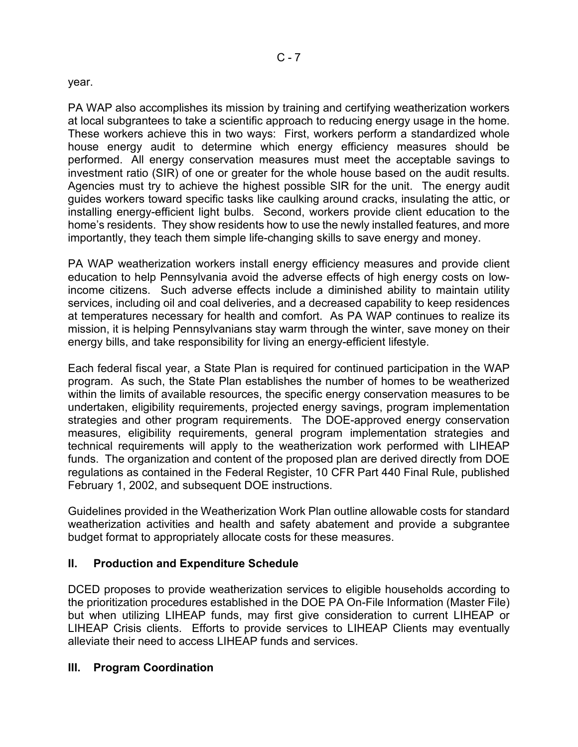year.

PA WAP also accomplishes its mission by training and certifying weatherization workers at local subgrantees to take a scientific approach to reducing energy usage in the home. These workers achieve this in two ways: First, workers perform a standardized whole house energy audit to determine which energy efficiency measures should be performed. All energy conservation measures must meet the acceptable savings to investment ratio (SIR) of one or greater for the whole house based on the audit results. Agencies must try to achieve the highest possible SIR for the unit. The energy audit guides workers toward specific tasks like caulking around cracks, insulating the attic, or installing energy-efficient light bulbs. Second, workers provide client education to the home's residents. They show residents how to use the newly installed features, and more importantly, they teach them simple life-changing skills to save energy and money.

PA WAP weatherization workers install energy efficiency measures and provide client education to help Pennsylvania avoid the adverse effects of high energy costs on low-income citizens. Such adverse effects include a diminished ability to maintain utility services, including oil and coal deliveries, and a decreased capability to keep residences at temperatures necessary for health and comfort. As PA WAP continues to realize its mission, it is helping Pennsylvanians stay warm through the winter, save money on their energy bills, and take responsibility for living an energy-efficient lifestyle.

Each federal fiscal year, a State Plan is required for continued participation in the WAP program. As such, the State Plan establishes the number of homes to be weatherized within the limits of available resources, the specific energy conservation measures to be undertaken, eligibility requirements, projected energy savings, program implementation strategies and other program requirements. The DOE-approved energy conservation measures, eligibility requirements, general program implementation strategies and technical requirements will apply to the weatherization work performed with LIHEAP funds. The organization and content of the proposed plan are derived directly from DOE regulations as contained in the Federal Register, 10 CFR Part 440 Final Rule, published February 1, 2002, and subsequent DOE instructions.

Guidelines provided in the Weatherization Work Plan outline allowable costs for standard weatherization activities and health and safety abatement and provide a subgrantee budget format to appropriately allocate costs for these measures.

## II. Production and Expenditure Schedule

DCED proposes to provide weatherization services to eligible households according to the prioritization procedures established in the DOE PA On-File Information (Master File) but when utilizing LIHEAP funds, may first give consideration to current LIHEAP or LIHEAP Crisis clients. Efforts to provide services to LIHEAP Clients may eventually alleviate their need to access LIHEAP funds and services.

## III. Program Coordination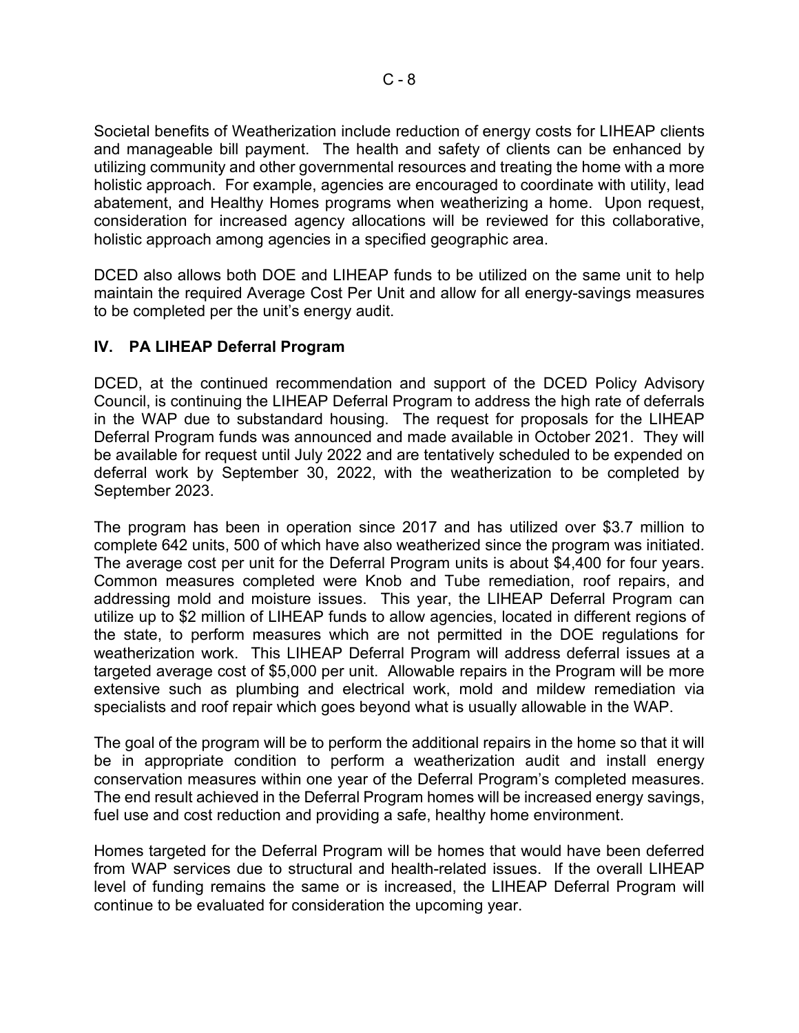Societal benefits of Weatherization include reduction of energy costs for LIHEAP clients and manageable bill payment. The health and safety of clients can be enhanced by utilizing community and other governmental resources and treating the home with a more holistic approach. For example, agencies are encouraged to coordinate with utility, lead abatement, and Healthy Homes programs when weatherizing a home. Upon request, consideration for increased agency allocations will be reviewed for this collaborative, holistic approach among agencies in a specified geographic area.

DCED also allows both DOE and LIHEAP funds to be utilized on the same unit to help maintain the required Average Cost Per Unit and allow for all energy-savings measures to be completed per the unit's energy audit.

## IV. PA LIHEAP Deferral Program

DCED, at the continued recommendation and support of the DCED Policy Advisory Council, is continuing the LIHEAP Deferral Program to address the high rate of deferrals in the WAP due to substandard housing. The request for proposals for the LIHEAP Deferral Program funds was announced and made available in October 2021. They will be available for request until July 2022 and are tentatively scheduled to be expended on deferral work by September 30, 2022, with the weatherization to be completed by September 2023.

The program has been in operation since 2017 and has utilized over $3.7 million to complete 642 units, 500 of which have also weatherized since the program was initiated. The average cost per unit for the Deferral Program units is about $4,400 for four years. Common measures completed were Knob and Tube remediation, roof repairs, and addressing mold and moisture issues. This year, the LIHEAP Deferral Program can utilize up to $2 million of LIHEAP funds to allow agencies, located in different regions of the state, to perform measures which are not permitted in the DOE regulations for weatherization work. This LIHEAP Deferral Program will address deferral issues at a targeted average cost of $5,000 per unit. Allowable repairs in the Program will be more extensive such as plumbing and electrical work, mold and mildew remediation via specialists and roof repair which goes beyond what is usually allowable in the WAP.

The goal of the program will be to perform the additional repairs in the home so that it will be in appropriate condition to perform a weatherization audit and install energy conservation measures within one year of the Deferral Program's completed measures. The end result achieved in the Deferral Program homes will be increased energy savings, fuel use and cost reduction and providing a safe, healthy home environment.

Homes targeted for the Deferral Program will be homes that would have been deferred from WAP services due to structural and health-related issues. If the overall LIHEAP level of funding remains the same or is increased, the LIHEAP Deferral Program will continue to be evaluated for consideration the upcoming year.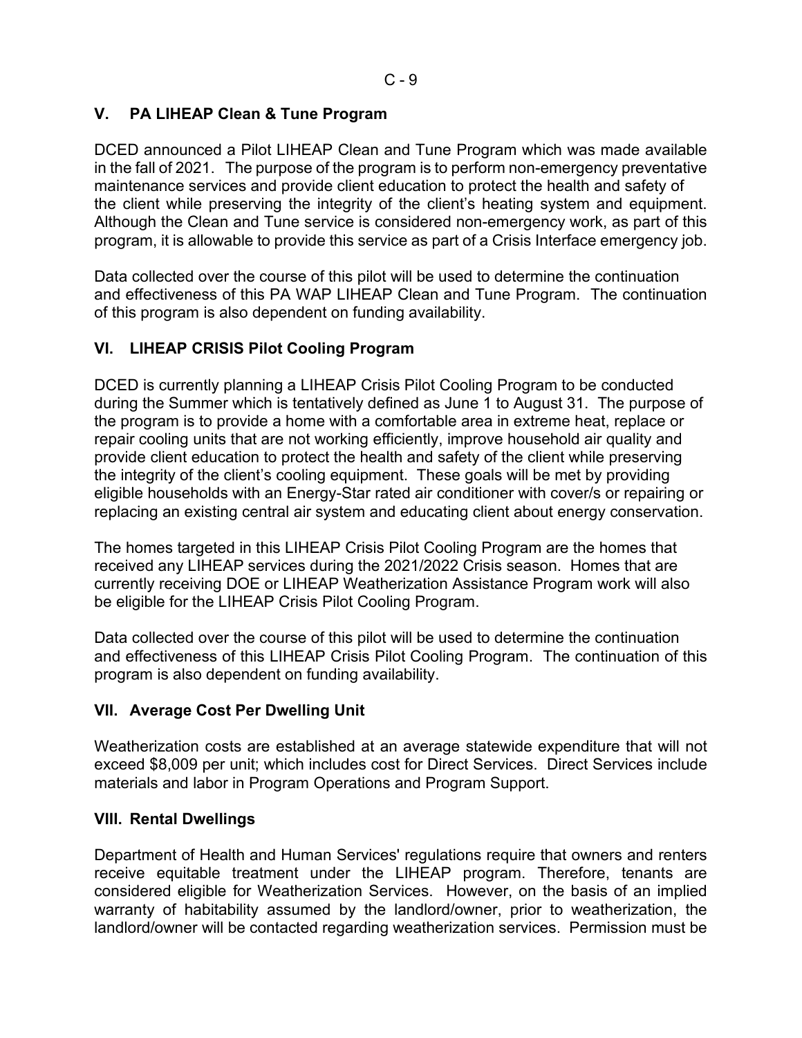## V. PA LIHEAP Clean & Tune Program

DCED announced a Pilot LIHEAP Clean and Tune Program which was made available in the fall of 2021. The purpose of the program is to perform non-emergency preventative maintenance services and provide client education to protect the health and safety of the client while preserving the integrity of the client's heating system and equipment. Although the Clean and Tune service is considered non-emergency work, as part of this program, it is allowable to provide this service as part of a Crisis Interface emergency job.

Data collected over the course of this pilot will be used to determine the continuation and effectiveness of this PA WAP LIHEAP Clean and Tune Program. The continuation of this program is also dependent on funding availability.

## VI. LIHEAP CRISIS Pilot Cooling Program

DCED is currently planning a LIHEAP Crisis Pilot Cooling Program to be conducted during the Summer which is tentatively defined as June 1 to August 31. The purpose of the program is to provide a home with a comfortable area in extreme heat, replace or repair cooling units that are not working efficiently, improve household air quality and provide client education to protect the health and safety of the client while preserving the integrity of the client's cooling equipment. These goals will be met by providing eligible households with an Energy-Star rated air conditioner with cover/s or repairing or replacing an existing central air system and educating client about energy conservation.

The homes targeted in this LIHEAP Crisis Pilot Cooling Program are the homes that received any LIHEAP services during the 2021/2022 Crisis season. Homes that are currently receiving DOE or LIHEAP Weatherization Assistance Program work will also be eligible for the LIHEAP Crisis Pilot Cooling Program.

Data collected over the course of this pilot will be used to determine the continuation and effectiveness of this LIHEAP Crisis Pilot Cooling Program. The continuation of this program is also dependent on funding availability.

## VII. Average Cost Per Dwelling Unit

Weatherization costs are established at an average statewide expenditure that will not exceed $8,009 per unit; which includes cost for Direct Services. Direct Services include materials and labor in Program Operations and Program Support.

## VIII. Rental Dwellings

Department of Health and Human Services' regulations require that owners and renters receive equitable treatment under the LIHEAP program. Therefore, tenants are considered eligible for Weatherization Services. However, on the basis of an implied warranty of habitability assumed by the landlord/owner, prior to weatherization, the landlord/owner will be contacted regarding weatherization services. Permission must be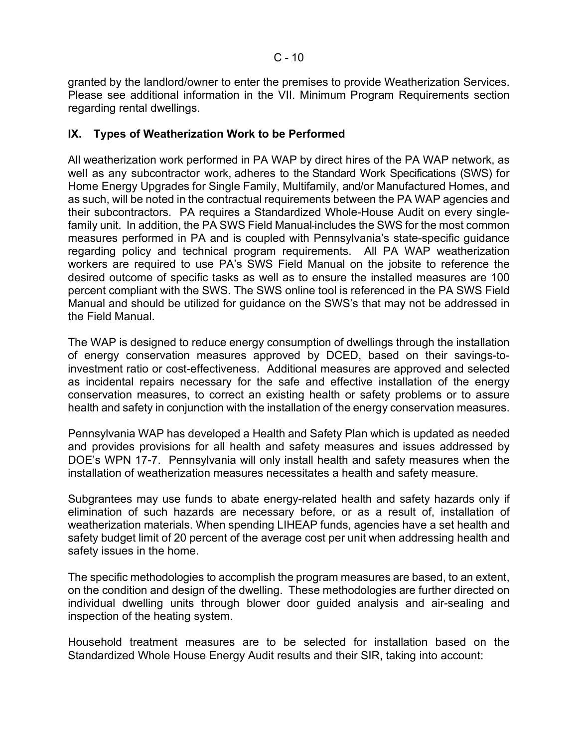granted by the landlord/owner to enter the premises to provide Weatherization Services. Please see additional information in the VII. Minimum Program Requirements section regarding rental dwellings.

## IX. Types of Weatherization Work to be Performed

All weatherization work performed in PA WAP by direct hires of the PA WAP network, as well as any subcontractor work, adheres to the Standard Work Specifications (SWS) for Home Energy Upgrades for Single Family, Multifamily, and/or Manufactured Homes, and as such, will be noted in the contractual requirements between the PA WAP agencies and their subcontractors. PA requires a Standardized Whole-House Audit on every single-family unit. In addition, the PA SWS Field Manual includes the SWS for the most common measures performed in PA and is coupled with Pennsylvania's state-specific guidance regarding policy and technical program requirements. All PA WAP weatherization workers are required to use PA's SWS Field Manual on the jobsite to reference the desired outcome of specific tasks as well as to ensure the installed measures are 100 percent compliant with the SWS. The SWS online tool is referenced in the PA SWS Field Manual and should be utilized for guidance on the SWS's that may not be addressed in the Field Manual.

The WAP is designed to reduce energy consumption of dwellings through the installation of energy conservation measures approved by DCED, based on their savings-to-investment ratio or cost-effectiveness. Additional measures are approved and selected as incidental repairs necessary for the safe and effective installation of the energy conservation measures, to correct an existing health or safety problems or to assure health and safety in conjunction with the installation of the energy conservation measures.

Pennsylvania WAP has developed a Health and Safety Plan which is updated as needed and provides provisions for all health and safety measures and issues addressed by DOE's WPN 17-7. Pennsylvania will only install health and safety measures when the installation of weatherization measures necessitates a health and safety measure.

Subgrantees may use funds to abate energy-related health and safety hazards only if elimination of such hazards are necessary before, or as a result of, installation of weatherization materials. When spending LIHEAP funds, agencies have a set health and safety budget limit of 20 percent of the average cost per unit when addressing health and safety issues in the home.

The specific methodologies to accomplish the program measures are based, to an extent, on the condition and design of the dwelling. These methodologies are further directed on individual dwelling units through blower door guided analysis and air-sealing and inspection of the heating system.

Household treatment measures are to be selected for installation based on the Standardized Whole House Energy Audit results and their SIR, taking into account: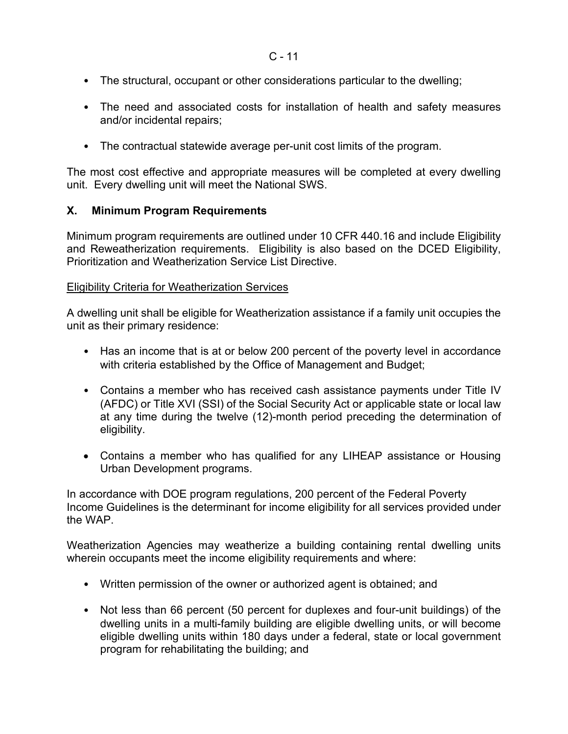- The structural, occupant or other considerations particular to the dwelling;
- The need and associated costs for installation of health and safety measures and/or incidental repairs;
- The contractual statewide average per-unit cost limits of the program.

The most cost effective and appropriate measures will be completed at every dwelling unit. Every dwelling unit will meet the National SWS.

## X. Minimum Program Requirements

Minimum program requirements are outlined under 10 CFR 440.16 and include Eligibility and Reweatherization requirements. Eligibility is also based on the DCED Eligibility, Prioritization and Weatherization Service List Directive.

<u>Eligibility Criteria for Weatherization Services</u>

A dwelling unit shall be eligible for Weatherization assistance if a family unit occupies the unit as their primary residence:

- Has an income that is at or below 200 percent of the poverty level in accordance with criteria established by the Office of Management and Budget;
- Contains a member who has received cash assistance payments under Title IV (AFDC) or Title XVI (SSI) of the Social Security Act or applicable state or local law at any time during the twelve (12)-month period preceding the determination of eligibility.
- Contains a member who has qualified for any LIHEAP assistance or Housing Urban Development programs.

In accordance with DOE program regulations, 200 percent of the Federal Poverty Income Guidelines is the determinant for income eligibility for all services provided under the WAP.

Weatherization Agencies may weatherize a building containing rental dwelling units wherein occupants meet the income eligibility requirements and where:

- Written permission of the owner or authorized agent is obtained; and
- Not less than 66 percent (50 percent for duplexes and four-unit buildings) of the dwelling units in a multi-family building are eligible dwelling units, or will become eligible dwelling units within 180 days under a federal, state or local government program for rehabilitating the building; and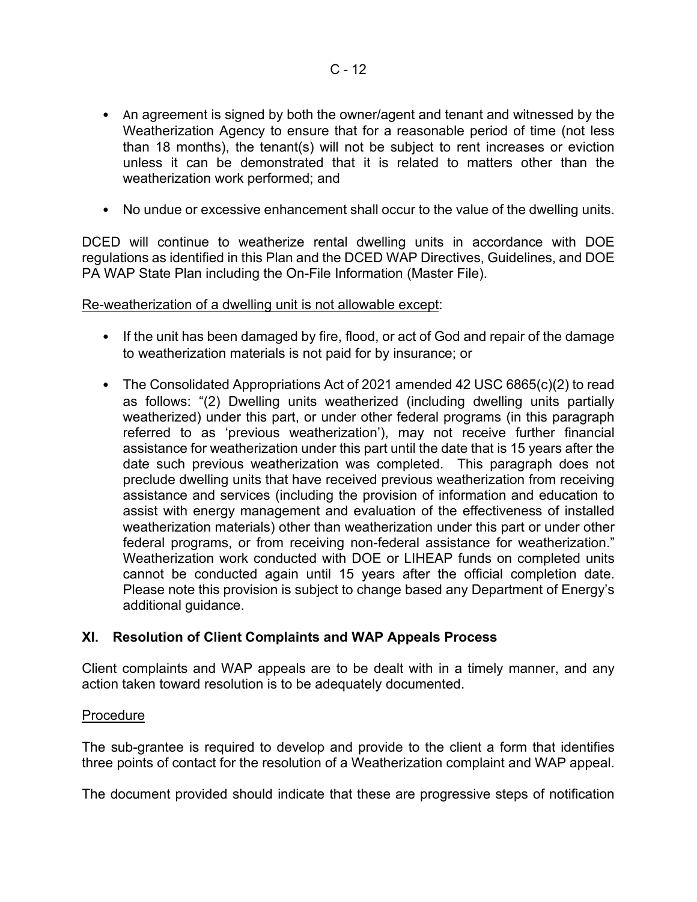- An agreement is signed by both the owner/agent and tenant and witnessed by the Weatherization Agency to ensure that for a reasonable period of time (not less than 18 months), the tenant(s) will not be subject to rent increases or eviction unless it can be demonstrated that it is related to matters other than the weatherization work performed; and

- No undue or excessive enhancement shall occur to the value of the dwelling units.

DCED will continue to weatherize rental dwelling units in accordance with DOE regulations as identified in this Plan and the DCED WAP Directives, Guidelines, and DOE PA WAP State Plan including the On-File Information (Master File).

<u>Re-weatherization of a dwelling unit is not allowable except</u>:

- If the unit has been damaged by fire, flood, or act of God and repair of the damage to weatherization materials is not paid for by insurance; or

- The Consolidated Appropriations Act of 2021 amended 42 USC 6865(c)(2) to read as follows: "(2) Dwelling units weatherized (including dwelling units partially weatherized) under this part, or under other federal programs (in this paragraph referred to as 'previous weatherization'), may not receive further financial assistance for weatherization under this part until the date that is 15 years after the date such previous weatherization was completed. This paragraph does not preclude dwelling units that have received previous weatherization from receiving assistance and services (including the provision of information and education to assist with energy management and evaluation of the effectiveness of installed weatherization materials) other than weatherization under this part or under other federal programs, or from receiving non-federal assistance for weatherization." Weatherization work conducted with DOE or LIHEAP funds on completed units cannot be conducted again until 15 years after the official completion date. Please note this provision is subject to change based any Department of Energy's additional guidance.

## XI. Resolution of Client Complaints and WAP Appeals Process

Client complaints and WAP appeals are to be dealt with in a timely manner, and any action taken toward resolution is to be adequately documented.

<u>Procedure</u>

The sub-grantee is required to develop and provide to the client a form that identifies three points of contact for the resolution of a Weatherization complaint and WAP appeal.

The document provided should indicate that these are progressive steps of notification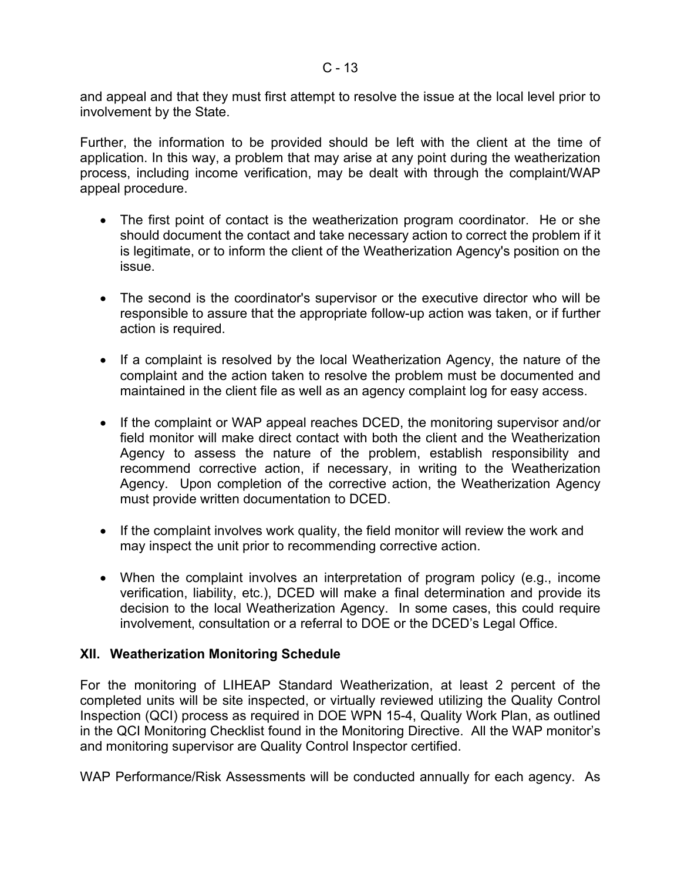and appeal and that they must first attempt to resolve the issue at the local level prior to involvement by the State.

Further, the information to be provided should be left with the client at the time of application. In this way, a problem that may arise at any point during the weatherization process, including income verification, may be dealt with through the complaint/WAP appeal procedure.

- The first point of contact is the weatherization program coordinator. He or she should document the contact and take necessary action to correct the problem if it is legitimate, or to inform the client of the Weatherization Agency's position on the issue.

- The second is the coordinator's supervisor or the executive director who will be responsible to assure that the appropriate follow-up action was taken, or if further action is required.

- If a complaint is resolved by the local Weatherization Agency, the nature of the complaint and the action taken to resolve the problem must be documented and maintained in the client file as well as an agency complaint log for easy access.

- If the complaint or WAP appeal reaches DCED, the monitoring supervisor and/or field monitor will make direct contact with both the client and the Weatherization Agency to assess the nature of the problem, establish responsibility and recommend corrective action, if necessary, in writing to the Weatherization Agency. Upon completion of the corrective action, the Weatherization Agency must provide written documentation to DCED.

- If the complaint involves work quality, the field monitor will review the work and may inspect the unit prior to recommending corrective action.

- When the complaint involves an interpretation of program policy (e.g., income verification, liability, etc.), DCED will make a final determination and provide its decision to the local Weatherization Agency. In some cases, this could require involvement, consultation or a referral to DOE or the DCED's Legal Office.

## XII. Weatherization Monitoring Schedule

For the monitoring of LIHEAP Standard Weatherization, at least 2 percent of the completed units will be site inspected, or virtually reviewed utilizing the Quality Control Inspection (QCI) process as required in DOE WPN 15-4, Quality Work Plan, as outlined in the QCI Monitoring Checklist found in the Monitoring Directive. All the WAP monitor's and monitoring supervisor are Quality Control Inspector certified.

WAP Performance/Risk Assessments will be conducted annually for each agency. As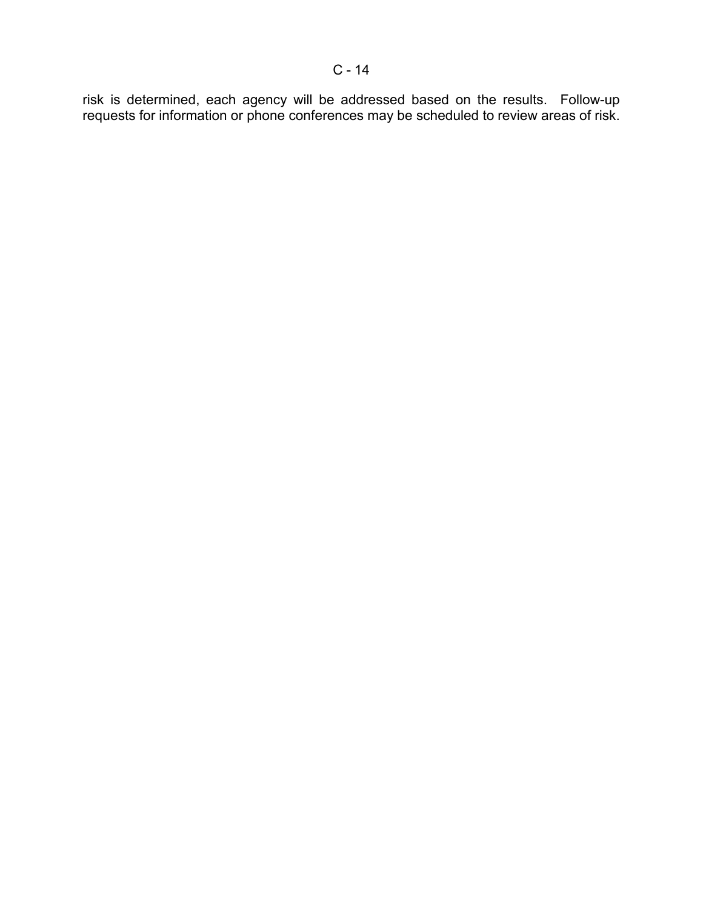risk is determined, each agency will be addressed based on the results. Follow-up requests for information or phone conferences may be scheduled to review areas of risk.